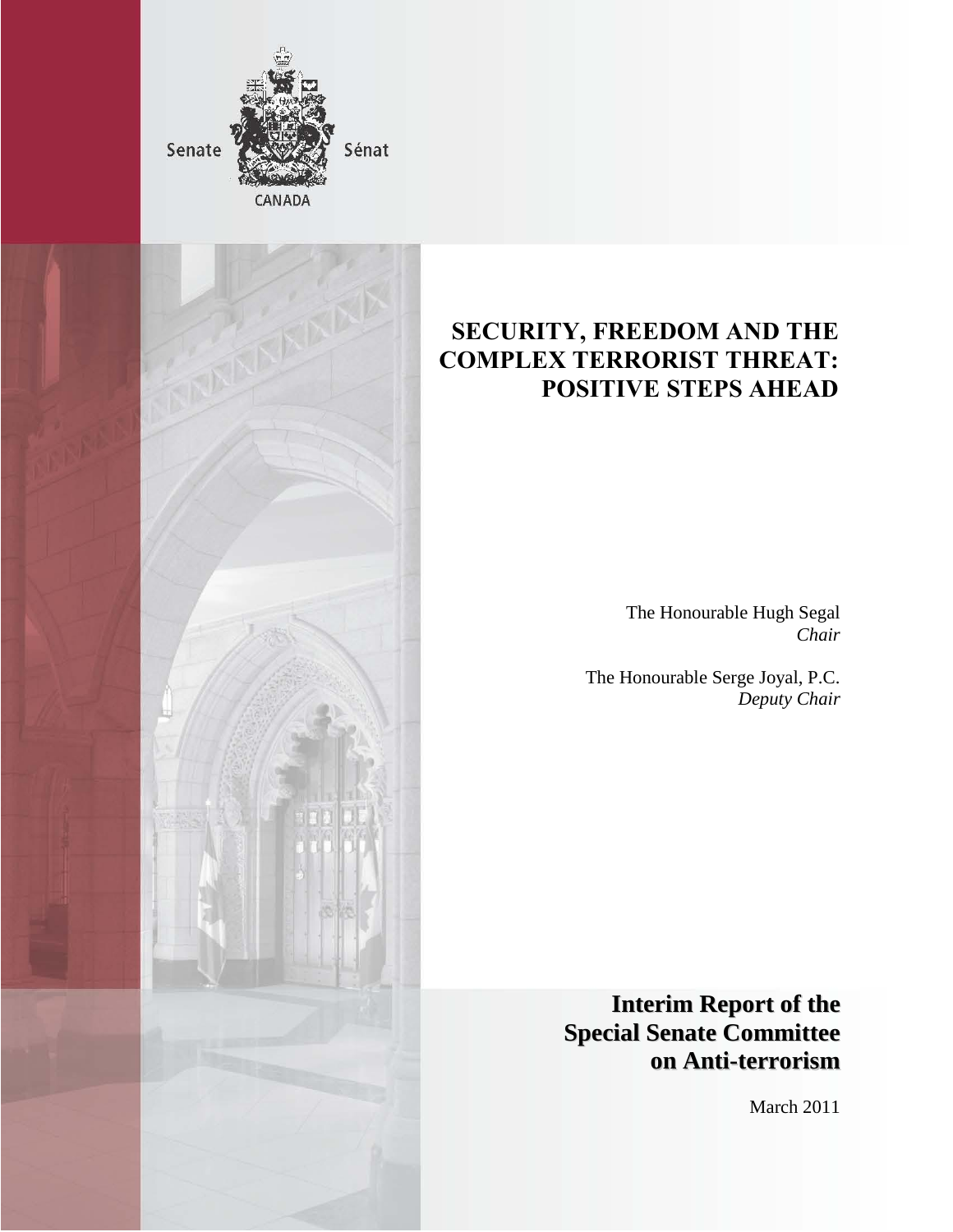Senate Sénat

CANADA

# SECURITY, FREEDOM AND THE COMPLEX TERRORIST THREAT: POSITIVE STEPS AHEAD

The Honourable Hugh Segal
*Chair*

The Honourable Serge Joyal, P.C.
*Deputy Chair*

**Interim Report of the Special Senate Committee on Anti-terrorism**

March 2011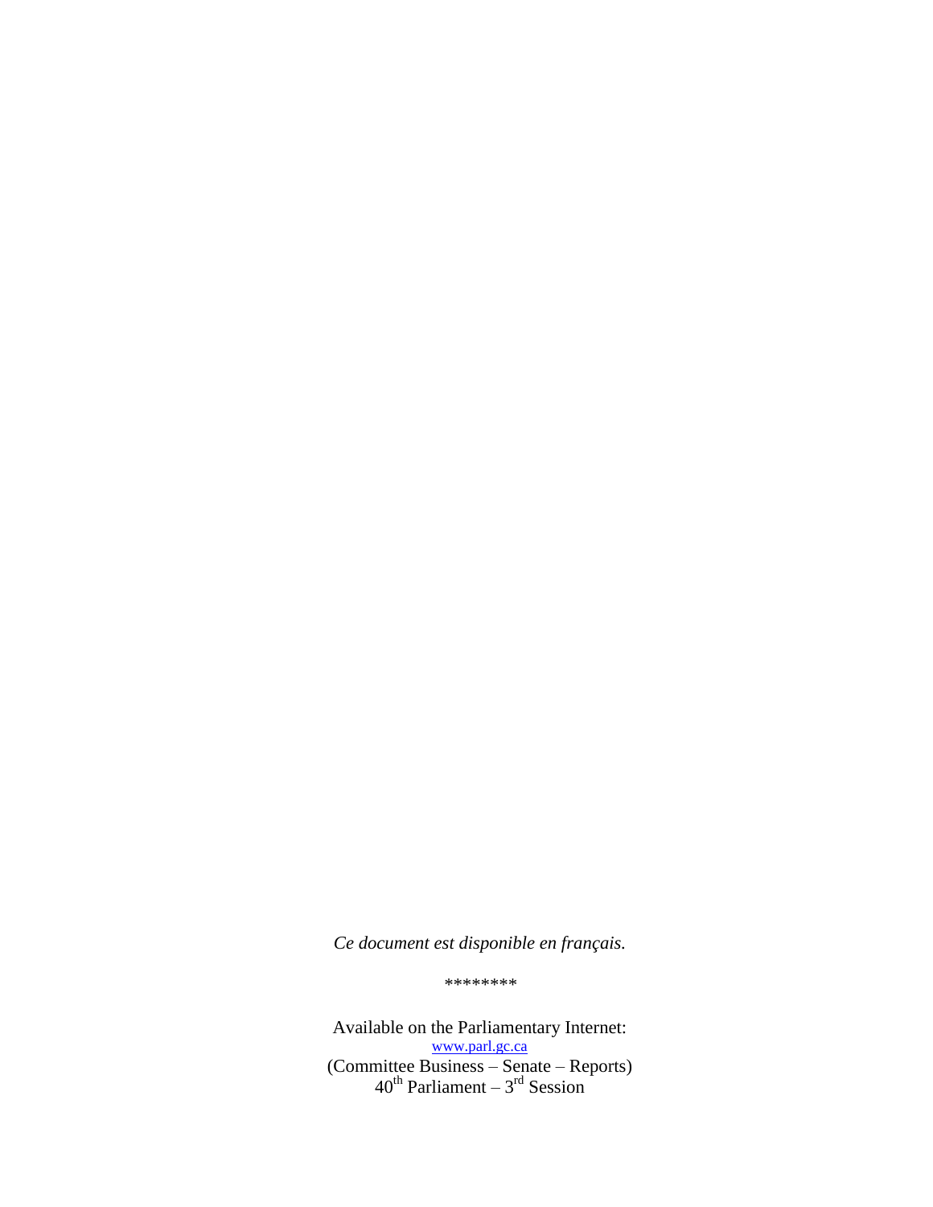*Ce document est disponible en français.*

********

Available on the Parliamentary Internet:
www.parl.gc.ca
(Committee Business – Senate – Reports)
40th Parliament – 3rd Session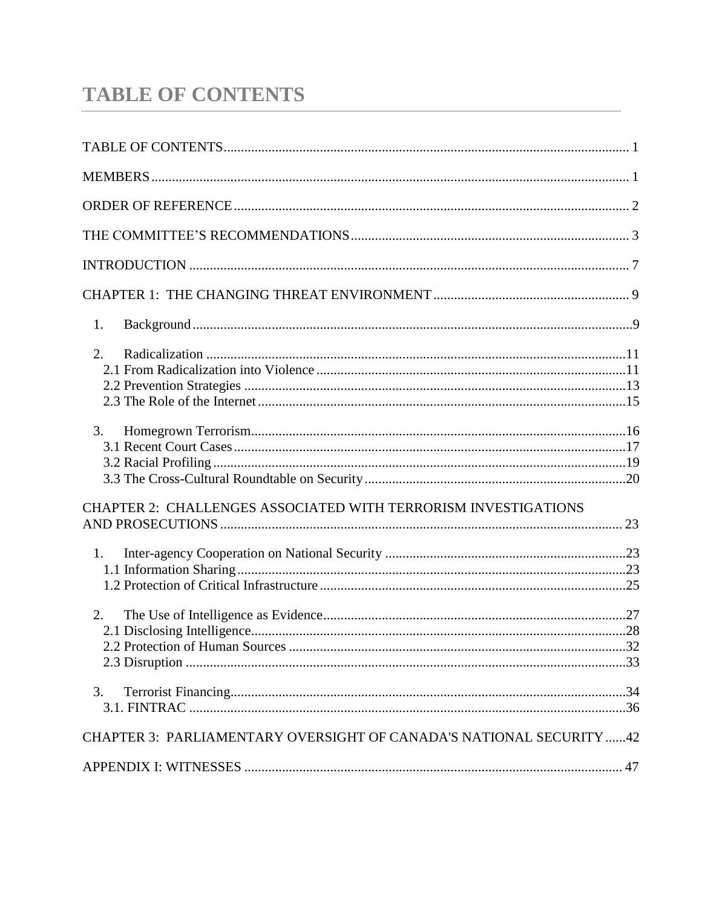# TABLE OF CONTENTS

TABLE OF CONTENTS ..... 1

MEMBERS ..... 1

ORDER OF REFERENCE ..... 2

THE COMMITTEE'S RECOMMENDATIONS ..... 3

INTRODUCTION ..... 7

CHAPTER 1: THE CHANGING THREAT ENVIRONMENT ..... 9

1. Background ..... 9

2. Radicalization ..... 11
   - 2.1 From Radicalization into Violence ..... 11
   - 2.2 Prevention Strategies ..... 13
   - 2.3 The Role of the Internet ..... 15

3. Homegrown Terrorism ..... 16
   - 3.1 Recent Court Cases ..... 17
   - 3.2 Racial Profiling ..... 19
   - 3.3 The Cross-Cultural Roundtable on Security ..... 20

CHAPTER 2: CHALLENGES ASSOCIATED WITH TERRORISM INVESTIGATIONS AND PROSECUTIONS ..... 23

1. Inter-agency Cooperation on National Security ..... 23
   - 1.1 Information Sharing ..... 23
   - 1.2 Protection of Critical Infrastructure ..... 25

2. The Use of Intelligence as Evidence ..... 27
   - 2.1 Disclosing Intelligence ..... 28
   - 2.2 Protection of Human Sources ..... 32
   - 2.3 Disruption ..... 33

3. Terrorist Financing ..... 34
   - 3.1. FINTRAC ..... 36

CHAPTER 3: PARLIAMENTARY OVERSIGHT OF CANADA'S NATIONAL SECURITY ..... 42

APPENDIX I: WITNESSES ..... 47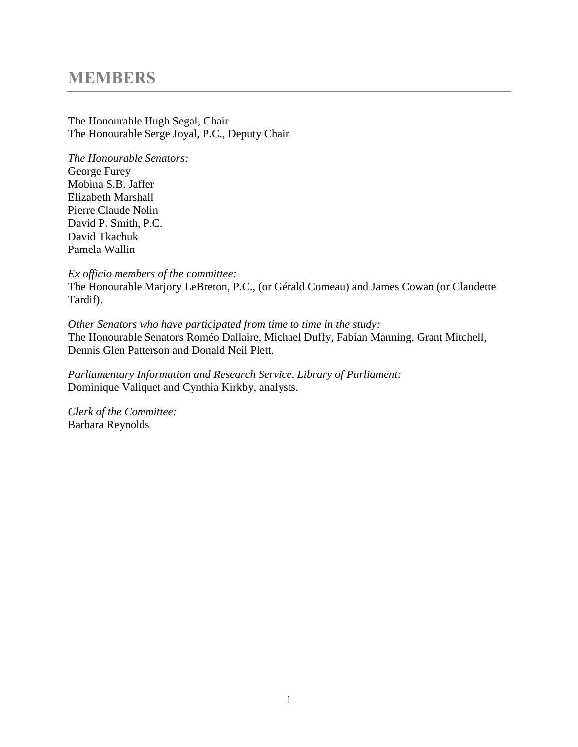# MEMBERS

The Honourable Hugh Segal, Chair
The Honourable Serge Joyal, P.C., Deputy Chair

*The Honourable Senators:*
George Furey
Mobina S.B. Jaffer
Elizabeth Marshall
Pierre Claude Nolin
David P. Smith, P.C.
David Tkachuk
Pamela Wallin

*Ex officio members of the committee:*
The Honourable Marjory LeBreton, P.C., (or Gérald Comeau) and James Cowan (or Claudette Tardif).

*Other Senators who have participated from time to time in the study:*
The Honourable Senators Roméo Dallaire, Michael Duffy, Fabian Manning, Grant Mitchell, Dennis Glen Patterson and Donald Neil Plett.

*Parliamentary Information and Research Service, Library of Parliament:*
Dominique Valiquet and Cynthia Kirkby, analysts.

*Clerk of the Committee:*
Barbara Reynolds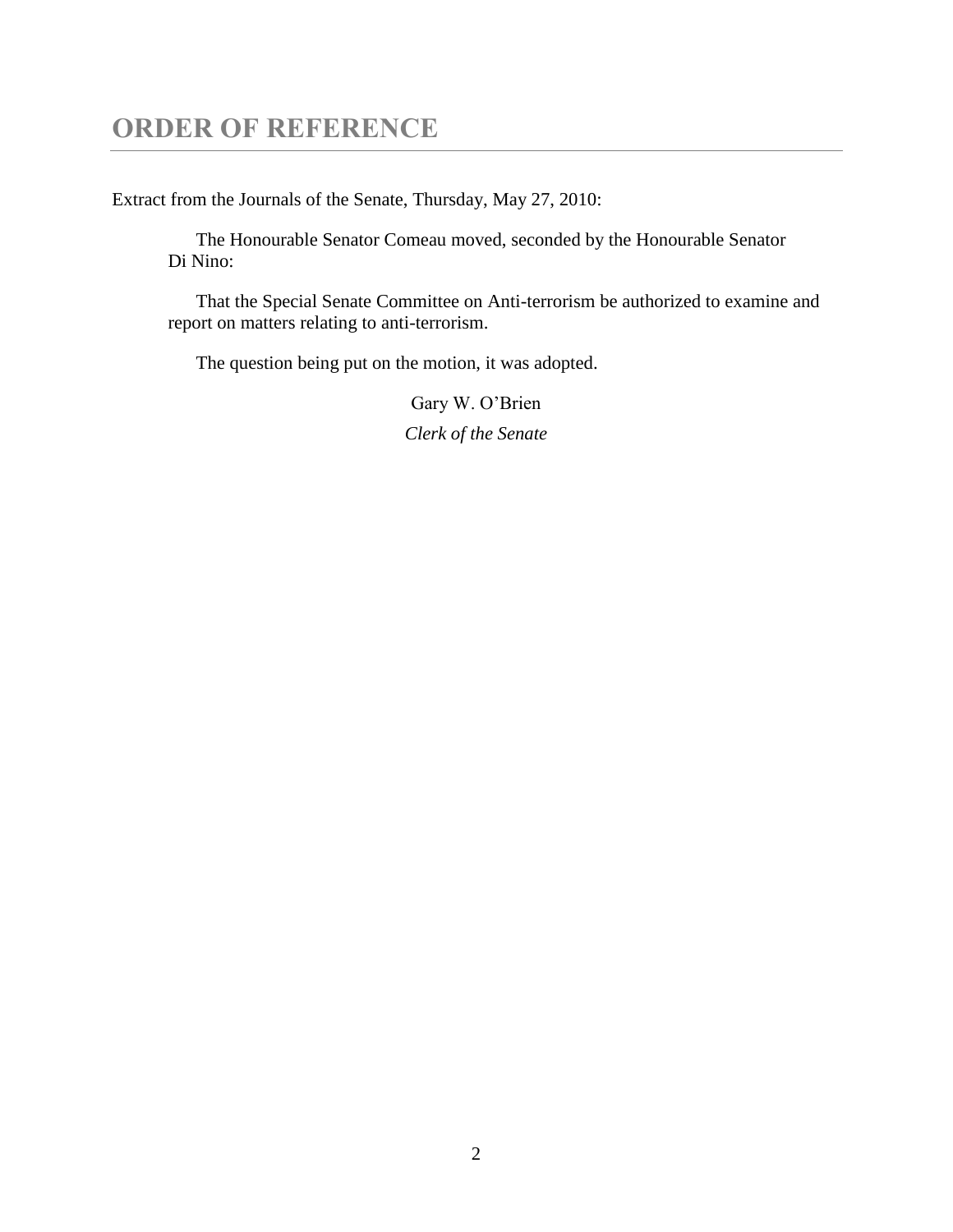# ORDER OF REFERENCE

Extract from the Journals of the Senate, Thursday, May 27, 2010:

The Honourable Senator Comeau moved, seconded by the Honourable Senator Di Nino:

That the Special Senate Committee on Anti-terrorism be authorized to examine and report on matters relating to anti-terrorism.

The question being put on the motion, it was adopted.

Gary W. O'Brien

*Clerk of the Senate*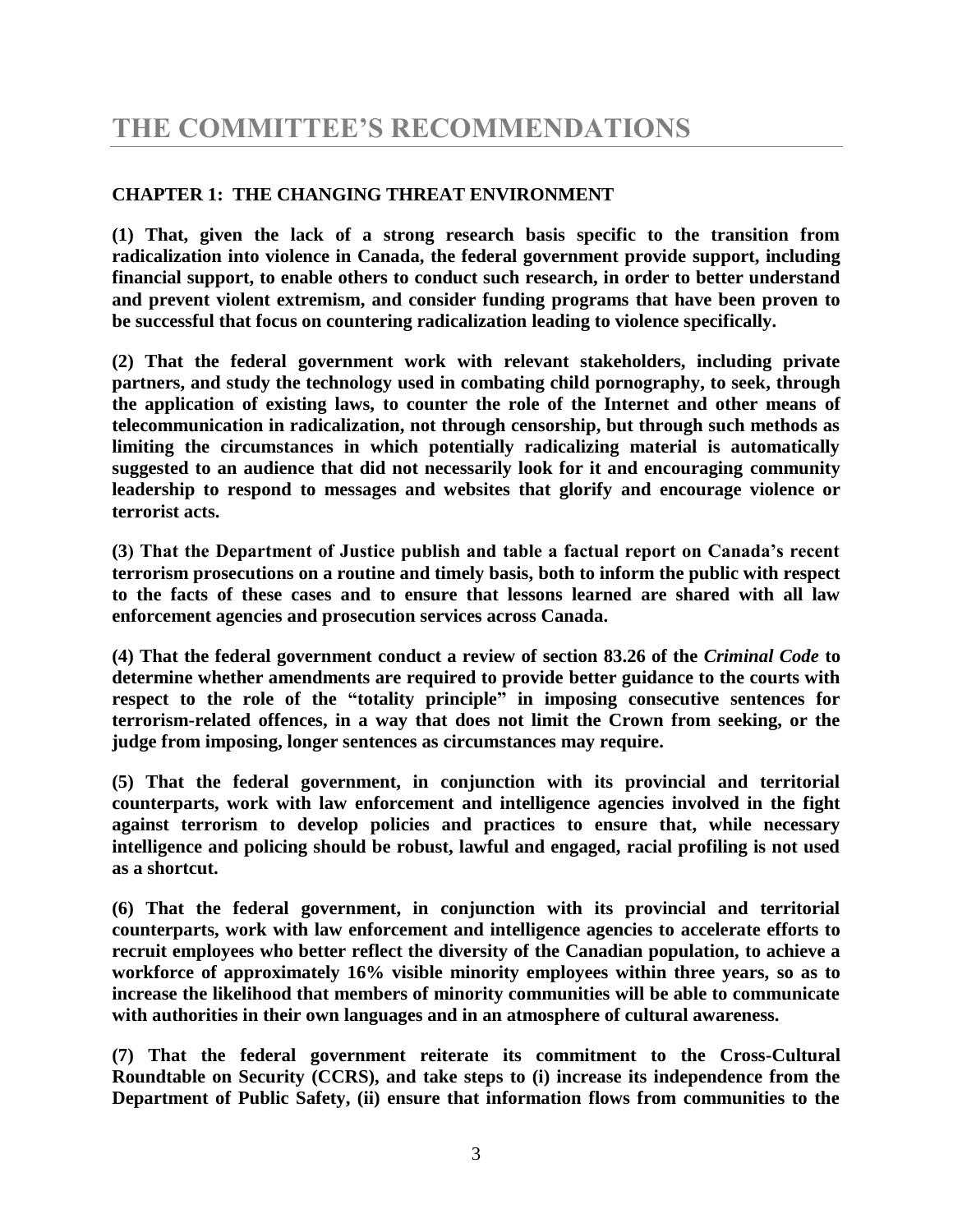# THE COMMITTEE'S RECOMMENDATIONS

**CHAPTER 1: THE CHANGING THREAT ENVIRONMENT**

**(1) That, given the lack of a strong research basis specific to the transition from radicalization into violence in Canada, the federal government provide support, including financial support, to enable others to conduct such research, in order to better understand and prevent violent extremism, and consider funding programs that have been proven to be successful that focus on countering radicalization leading to violence specifically.**

**(2) That the federal government work with relevant stakeholders, including private partners, and study the technology used in combating child pornography, to seek, through the application of existing laws, to counter the role of the Internet and other means of telecommunication in radicalization, not through censorship, but through such methods as limiting the circumstances in which potentially radicalizing material is automatically suggested to an audience that did not necessarily look for it and encouraging community leadership to respond to messages and websites that glorify and encourage violence or terrorist acts.**

**(3) That the Department of Justice publish and table a factual report on Canada's recent terrorism prosecutions on a routine and timely basis, both to inform the public with respect to the facts of these cases and to ensure that lessons learned are shared with all law enforcement agencies and prosecution services across Canada.**

**(4) That the federal government conduct a review of section 83.26 of the *Criminal Code* to determine whether amendments are required to provide better guidance to the courts with respect to the role of the "totality principle" in imposing consecutive sentences for terrorism-related offences, in a way that does not limit the Crown from seeking, or the judge from imposing, longer sentences as circumstances may require.**

**(5) That the federal government, in conjunction with its provincial and territorial counterparts, work with law enforcement and intelligence agencies involved in the fight against terrorism to develop policies and practices to ensure that, while necessary intelligence and policing should be robust, lawful and engaged, racial profiling is not used as a shortcut.**

**(6) That the federal government, in conjunction with its provincial and territorial counterparts, work with law enforcement and intelligence agencies to accelerate efforts to recruit employees who better reflect the diversity of the Canadian population, to achieve a workforce of approximately 16% visible minority employees within three years, so as to increase the likelihood that members of minority communities will be able to communicate with authorities in their own languages and in an atmosphere of cultural awareness.**

**(7) That the federal government reiterate its commitment to the Cross-Cultural Roundtable on Security (CCRS), and take steps to (i) increase its independence from the Department of Public Safety, (ii) ensure that information flows from communities to the**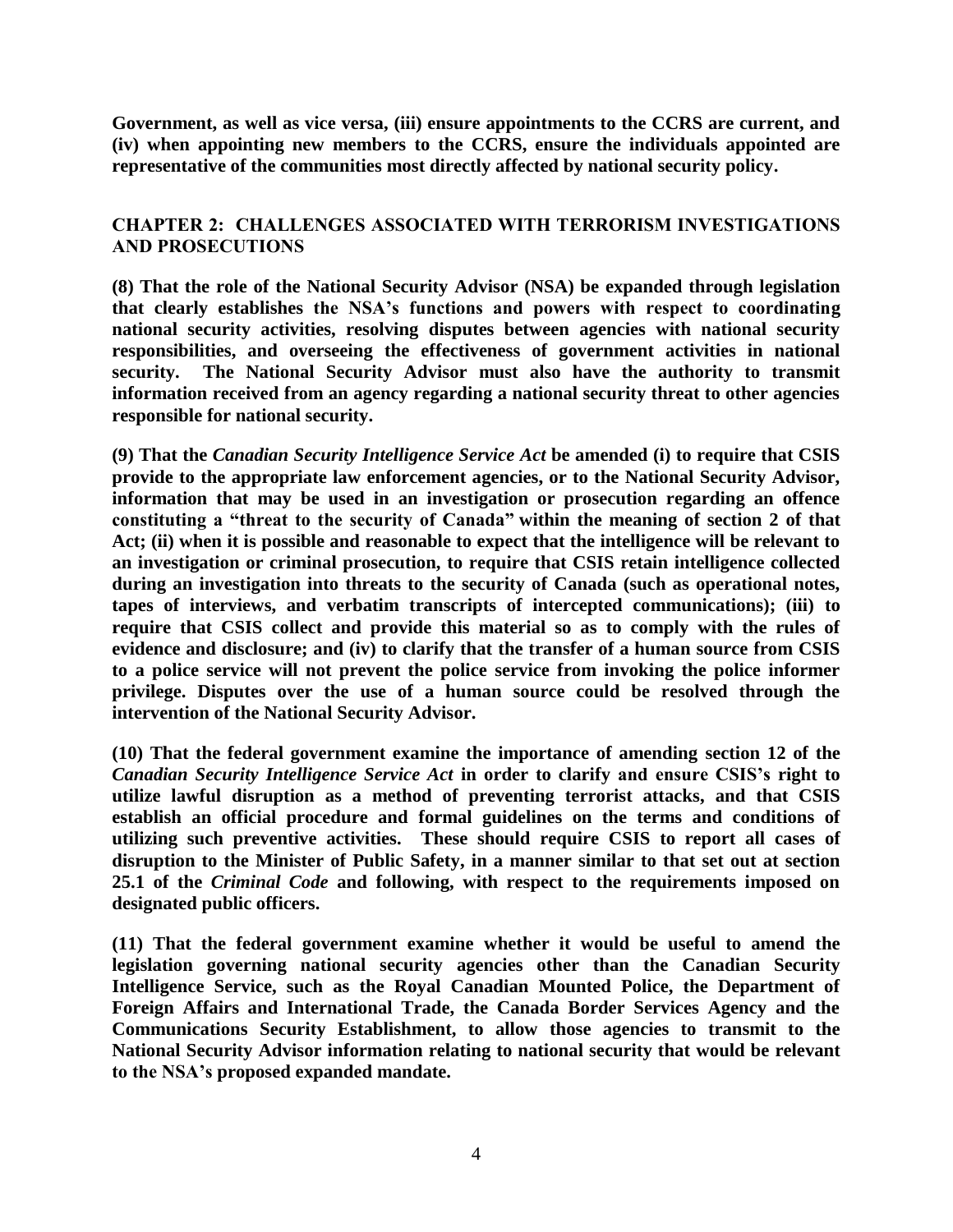**Government, as well as vice versa, (iii) ensure appointments to the CCRS are current, and (iv) when appointing new members to the CCRS, ensure the individuals appointed are representative of the communities most directly affected by national security policy.**

## CHAPTER 2: CHALLENGES ASSOCIATED WITH TERRORISM INVESTIGATIONS AND PROSECUTIONS

**(8) That the role of the National Security Advisor (NSA) be expanded through legislation that clearly establishes the NSA's functions and powers with respect to coordinating national security activities, resolving disputes between agencies with national security responsibilities, and overseeing the effectiveness of government activities in national security. The National Security Advisor must also have the authority to transmit information received from an agency regarding a national security threat to other agencies responsible for national security.**

**(9) That the *Canadian Security Intelligence Service Act* be amended (i) to require that CSIS provide to the appropriate law enforcement agencies, or to the National Security Advisor, information that may be used in an investigation or prosecution regarding an offence constituting a "threat to the security of Canada" within the meaning of section 2 of that Act; (ii) when it is possible and reasonable to expect that the intelligence will be relevant to an investigation or criminal prosecution, to require that CSIS retain intelligence collected during an investigation into threats to the security of Canada (such as operational notes, tapes of interviews, and verbatim transcripts of intercepted communications); (iii) to require that CSIS collect and provide this material so as to comply with the rules of evidence and disclosure; and (iv) to clarify that the transfer of a human source from CSIS to a police service will not prevent the police service from invoking the police informer privilege. Disputes over the use of a human source could be resolved through the intervention of the National Security Advisor.**

**(10) That the federal government examine the importance of amending section 12 of the *Canadian Security Intelligence Service Act* in order to clarify and ensure CSIS's right to utilize lawful disruption as a method of preventing terrorist attacks, and that CSIS establish an official procedure and formal guidelines on the terms and conditions of utilizing such preventive activities. These should require CSIS to report all cases of disruption to the Minister of Public Safety, in a manner similar to that set out at section 25.1 of the *Criminal Code* and following, with respect to the requirements imposed on designated public officers.**

**(11) That the federal government examine whether it would be useful to amend the legislation governing national security agencies other than the Canadian Security Intelligence Service, such as the Royal Canadian Mounted Police, the Department of Foreign Affairs and International Trade, the Canada Border Services Agency and the Communications Security Establishment, to allow those agencies to transmit to the National Security Advisor information relating to national security that would be relevant to the NSA's proposed expanded mandate.**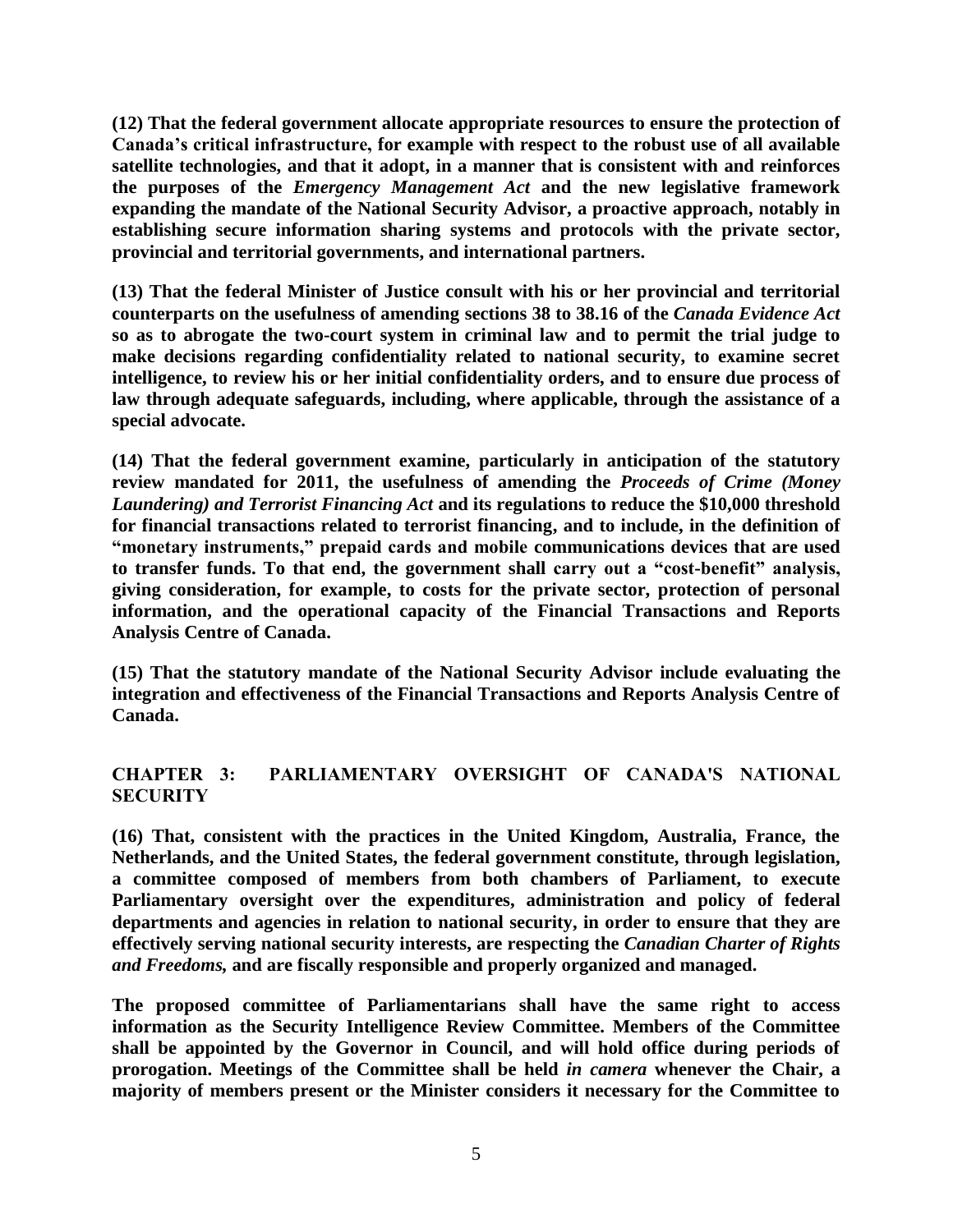**(12) That the federal government allocate appropriate resources to ensure the protection of Canada's critical infrastructure, for example with respect to the robust use of all available satellite technologies, and that it adopt, in a manner that is consistent with and reinforces the purposes of the *Emergency Management Act* and the new legislative framework expanding the mandate of the National Security Advisor, a proactive approach, notably in establishing secure information sharing systems and protocols with the private sector, provincial and territorial governments, and international partners.**

**(13) That the federal Minister of Justice consult with his or her provincial and territorial counterparts on the usefulness of amending sections 38 to 38.16 of the *Canada Evidence Act* so as to abrogate the two-court system in criminal law and to permit the trial judge to make decisions regarding confidentiality related to national security, to examine secret intelligence, to review his or her initial confidentiality orders, and to ensure due process of law through adequate safeguards, including, where applicable, through the assistance of a special advocate.**

**(14) That the federal government examine, particularly in anticipation of the statutory review mandated for 2011, the usefulness of amending the *Proceeds of Crime (Money Laundering) and Terrorist Financing Act* and its regulations to reduce the $10,000 threshold for financial transactions related to terrorist financing, and to include, in the definition of "monetary instruments," prepaid cards and mobile communications devices that are used to transfer funds. To that end, the government shall carry out a "cost-benefit" analysis, giving consideration, for example, to costs for the private sector, protection of personal information, and the operational capacity of the Financial Transactions and Reports Analysis Centre of Canada.**

**(15) That the statutory mandate of the National Security Advisor include evaluating the integration and effectiveness of the Financial Transactions and Reports Analysis Centre of Canada.**

## CHAPTER 3: PARLIAMENTARY OVERSIGHT OF CANADA'S NATIONAL SECURITY

**(16) That, consistent with the practices in the United Kingdom, Australia, France, the Netherlands, and the United States, the federal government constitute, through legislation, a committee composed of members from both chambers of Parliament, to execute Parliamentary oversight over the expenditures, administration and policy of federal departments and agencies in relation to national security, in order to ensure that they are effectively serving national security interests, are respecting the *Canadian Charter of Rights and Freedoms,* and are fiscally responsible and properly organized and managed.**

**The proposed committee of Parliamentarians shall have the same right to access information as the Security Intelligence Review Committee. Members of the Committee shall be appointed by the Governor in Council, and will hold office during periods of prorogation. Meetings of the Committee shall be held *in camera* whenever the Chair, a majority of members present or the Minister considers it necessary for the Committee to**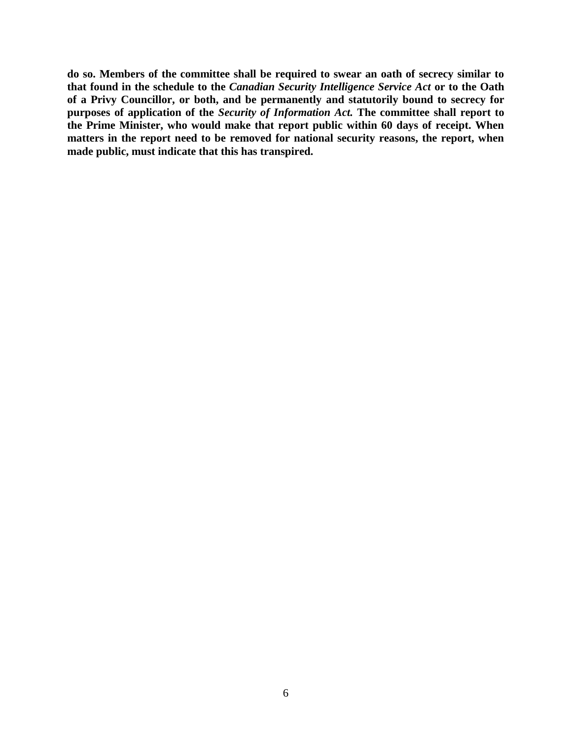**do so. Members of the committee shall be required to swear an oath of secrecy similar to that found in the schedule to the *Canadian Security Intelligence Service Act* or to the Oath of a Privy Councillor, or both, and be permanently and statutorily bound to secrecy for purposes of application of the *Security of Information Act.* The committee shall report to the Prime Minister, who would make that report public within 60 days of receipt. When matters in the report need to be removed for national security reasons, the report, when made public, must indicate that this has transpired.**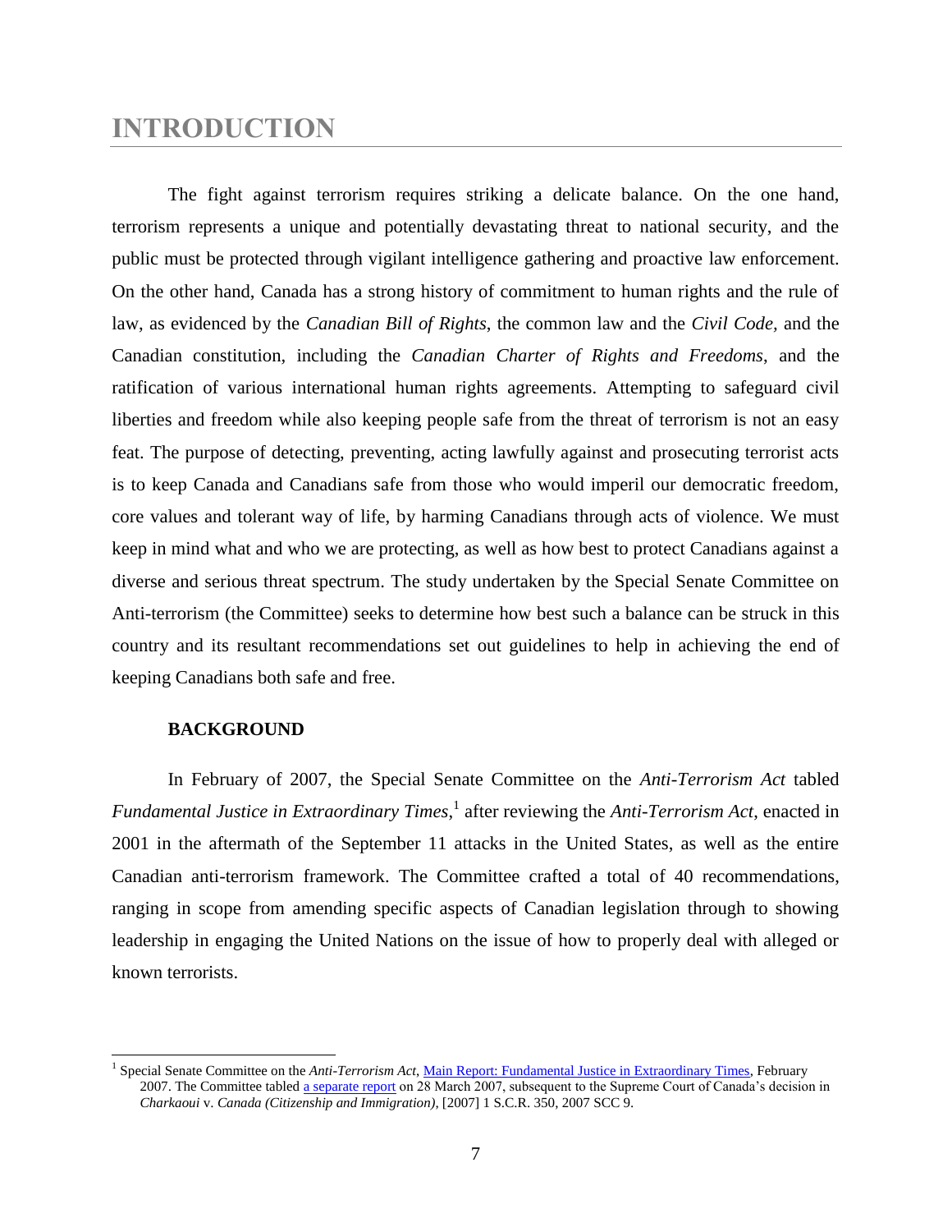# INTRODUCTION

The fight against terrorism requires striking a delicate balance. On the one hand, terrorism represents a unique and potentially devastating threat to national security, and the public must be protected through vigilant intelligence gathering and proactive law enforcement. On the other hand, Canada has a strong history of commitment to human rights and the rule of law, as evidenced by the *Canadian Bill of Rights*, the common law and the *Civil Code*, and the Canadian constitution, including the *Canadian Charter of Rights and Freedoms*, and the ratification of various international human rights agreements. Attempting to safeguard civil liberties and freedom while also keeping people safe from the threat of terrorism is not an easy feat. The purpose of detecting, preventing, acting lawfully against and prosecuting terrorist acts is to keep Canada and Canadians safe from those who would imperil our democratic freedom, core values and tolerant way of life, by harming Canadians through acts of violence. We must keep in mind what and who we are protecting, as well as how best to protect Canadians against a diverse and serious threat spectrum. The study undertaken by the Special Senate Committee on Anti-terrorism (the Committee) seeks to determine how best such a balance can be struck in this country and its resultant recommendations set out guidelines to help in achieving the end of keeping Canadians both safe and free.

### BACKGROUND

In February of 2007, the Special Senate Committee on the *Anti-Terrorism Act* tabled *Fundamental Justice in Extraordinary Times*,[1] after reviewing the *Anti-Terrorism Act*, enacted in 2001 in the aftermath of the September 11 attacks in the United States, as well as the entire Canadian anti-terrorism framework. The Committee crafted a total of 40 recommendations, ranging in scope from amending specific aspects of Canadian legislation through to showing leadership in engaging the United Nations on the issue of how to properly deal with alleged or known terrorists.

---

[1] Special Senate Committee on the *Anti-Terrorism Act*, Main Report: Fundamental Justice in Extraordinary Times, February 2007. The Committee tabled a separate report on 28 March 2007, subsequent to the Supreme Court of Canada's decision in *Charkaoui* v. *Canada (Citizenship and Immigration)*, [2007] 1 S.C.R. 350, 2007 SCC 9.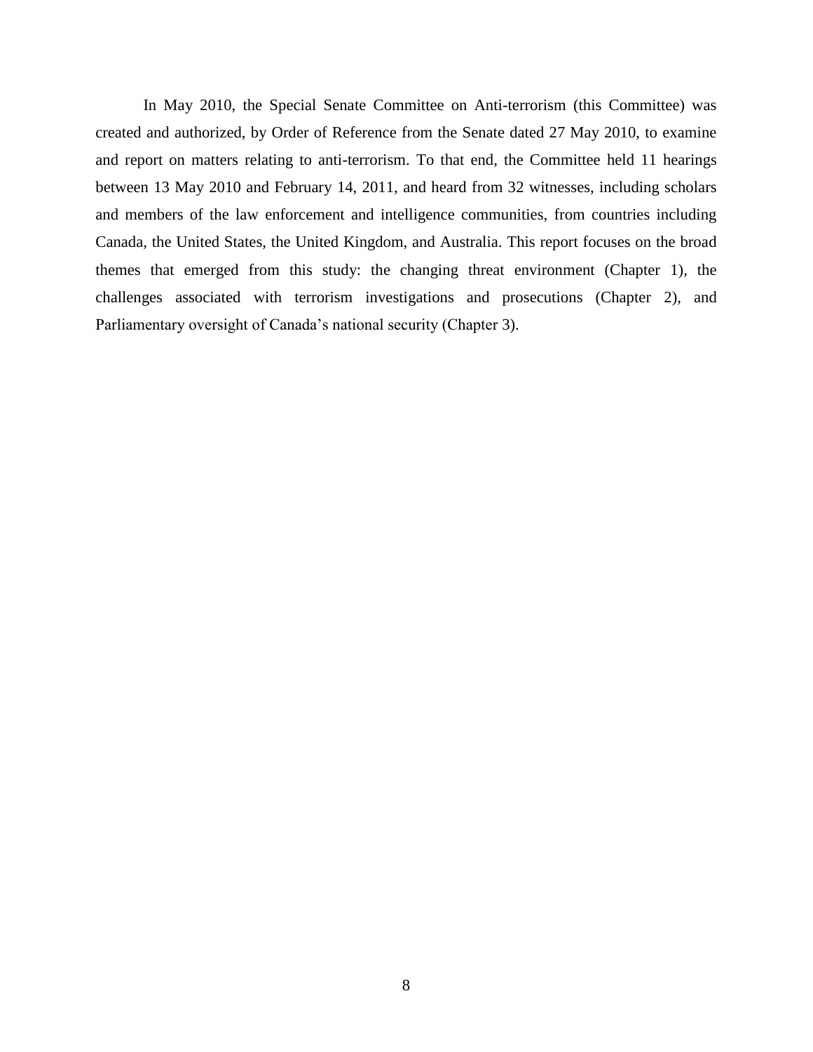In May 2010, the Special Senate Committee on Anti-terrorism (this Committee) was created and authorized, by Order of Reference from the Senate dated 27 May 2010, to examine and report on matters relating to anti-terrorism. To that end, the Committee held 11 hearings between 13 May 2010 and February 14, 2011, and heard from 32 witnesses, including scholars and members of the law enforcement and intelligence communities, from countries including Canada, the United States, the United Kingdom, and Australia. This report focuses on the broad themes that emerged from this study: the changing threat environment (Chapter 1), the challenges associated with terrorism investigations and prosecutions (Chapter 2), and Parliamentary oversight of Canada's national security (Chapter 3).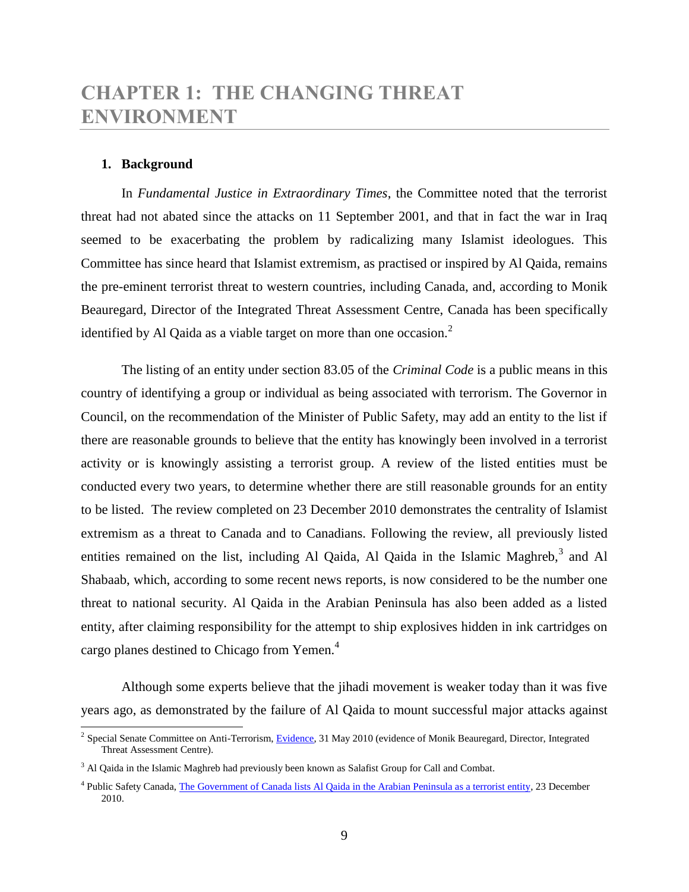# CHAPTER 1: THE CHANGING THREAT ENVIRONMENT

## 1. Background

In *Fundamental Justice in Extraordinary Times*, the Committee noted that the terrorist threat had not abated since the attacks on 11 September 2001, and that in fact the war in Iraq seemed to be exacerbating the problem by radicalizing many Islamist ideologues. This Committee has since heard that Islamist extremism, as practised or inspired by Al Qaida, remains the pre-eminent terrorist threat to western countries, including Canada, and, according to Monik Beauregard, Director of the Integrated Threat Assessment Centre, Canada has been specifically identified by Al Qaida as a viable target on more than one occasion.[2]

The listing of an entity under section 83.05 of the *Criminal Code* is a public means in this country of identifying a group or individual as being associated with terrorism. The Governor in Council, on the recommendation of the Minister of Public Safety, may add an entity to the list if there are reasonable grounds to believe that the entity has knowingly been involved in a terrorist activity or is knowingly assisting a terrorist group. A review of the listed entities must be conducted every two years, to determine whether there are still reasonable grounds for an entity to be listed. The review completed on 23 December 2010 demonstrates the centrality of Islamist extremism as a threat to Canada and to Canadians. Following the review, all previously listed entities remained on the list, including Al Qaida, Al Qaida in the Islamic Maghreb,[3] and Al Shabaab, which, according to some recent news reports, is now considered to be the number one threat to national security. Al Qaida in the Arabian Peninsula has also been added as a listed entity, after claiming responsibility for the attempt to ship explosives hidden in ink cartridges on cargo planes destined to Chicago from Yemen.[4]

Although some experts believe that the jihadi movement is weaker today than it was five years ago, as demonstrated by the failure of Al Qaida to mount successful major attacks against

---

[2] Special Senate Committee on Anti-Terrorism, Evidence, 31 May 2010 (evidence of Monik Beauregard, Director, Integrated Threat Assessment Centre).

[3] Al Qaida in the Islamic Maghreb had previously been known as Salafist Group for Call and Combat.

[4] Public Safety Canada, The Government of Canada lists Al Qaida in the Arabian Peninsula as a terrorist entity, 23 December 2010.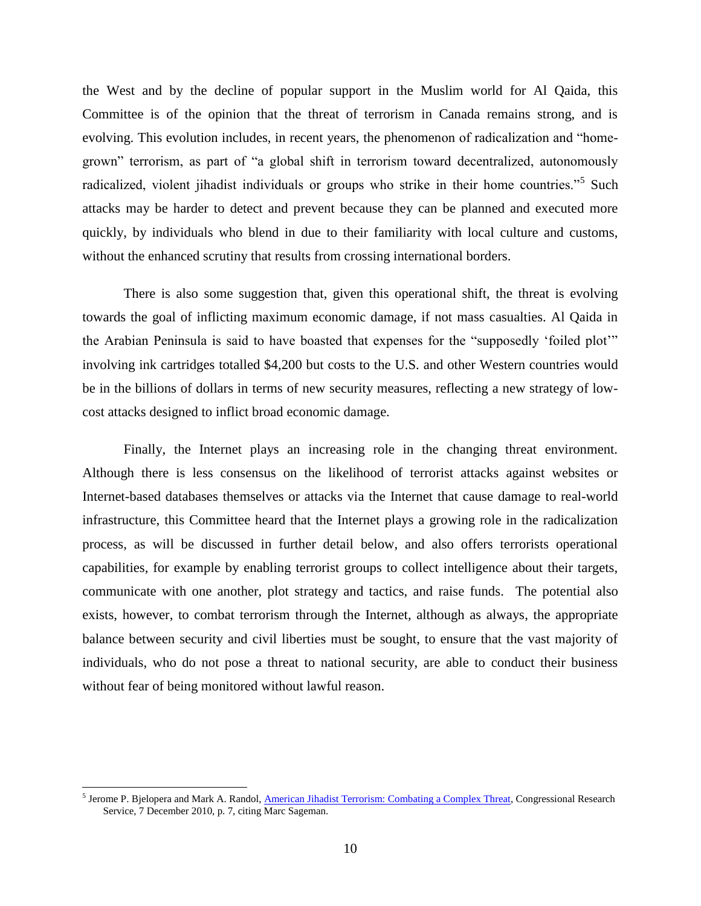the West and by the decline of popular support in the Muslim world for Al Qaida, this Committee is of the opinion that the threat of terrorism in Canada remains strong, and is evolving. This evolution includes, in recent years, the phenomenon of radicalization and "home-grown" terrorism, as part of "a global shift in terrorism toward decentralized, autonomously radicalized, violent jihadist individuals or groups who strike in their home countries."[5] Such attacks may be harder to detect and prevent because they can be planned and executed more quickly, by individuals who blend in due to their familiarity with local culture and customs, without the enhanced scrutiny that results from crossing international borders.

There is also some suggestion that, given this operational shift, the threat is evolving towards the goal of inflicting maximum economic damage, if not mass casualties. Al Qaida in the Arabian Peninsula is said to have boasted that expenses for the "supposedly 'foiled plot'" involving ink cartridges totalled $4,200 but costs to the U.S. and other Western countries would be in the billions of dollars in terms of new security measures, reflecting a new strategy of low-cost attacks designed to inflict broad economic damage.

Finally, the Internet plays an increasing role in the changing threat environment. Although there is less consensus on the likelihood of terrorist attacks against websites or Internet-based databases themselves or attacks via the Internet that cause damage to real-world infrastructure, this Committee heard that the Internet plays a growing role in the radicalization process, as will be discussed in further detail below, and also offers terrorists operational capabilities, for example by enabling terrorist groups to collect intelligence about their targets, communicate with one another, plot strategy and tactics, and raise funds. The potential also exists, however, to combat terrorism through the Internet, although as always, the appropriate balance between security and civil liberties must be sought, to ensure that the vast majority of individuals, who do not pose a threat to national security, are able to conduct their business without fear of being monitored without lawful reason.

---

[5] Jerome P. Bjelopera and Mark A. Randol, American Jihadist Terrorism: Combating a Complex Threat, Congressional Research Service, 7 December 2010, p. 7, citing Marc Sageman.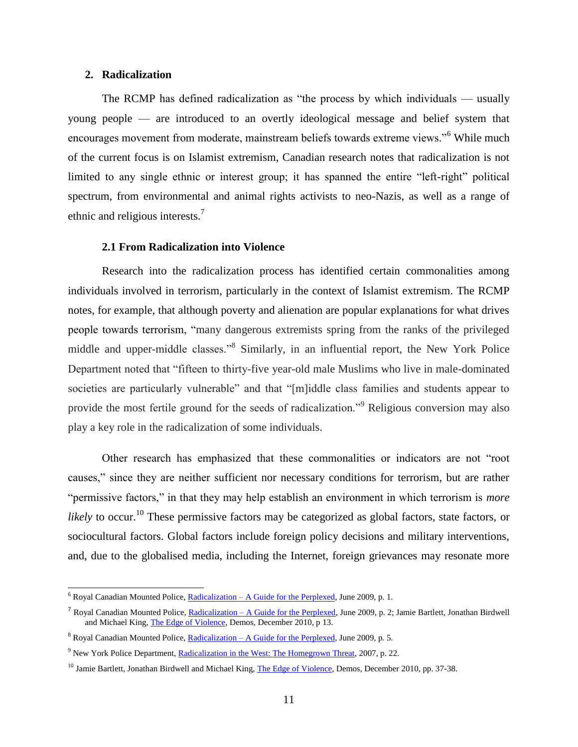## 2. Radicalization

The RCMP has defined radicalization as "the process by which individuals — usually young people — are introduced to an overtly ideological message and belief system that encourages movement from moderate, mainstream beliefs towards extreme views."[6] While much of the current focus is on Islamist extremism, Canadian research notes that radicalization is not limited to any single ethnic or interest group; it has spanned the entire "left-right" political spectrum, from environmental and animal rights activists to neo-Nazis, as well as a range of ethnic and religious interests.[7]

### 2.1 From Radicalization into Violence

Research into the radicalization process has identified certain commonalities among individuals involved in terrorism, particularly in the context of Islamist extremism. The RCMP notes, for example, that although poverty and alienation are popular explanations for what drives people towards terrorism, "many dangerous extremists spring from the ranks of the privileged middle and upper-middle classes."[8] Similarly, in an influential report, the New York Police Department noted that "fifteen to thirty-five year-old male Muslims who live in male-dominated societies are particularly vulnerable" and that "[m]iddle class families and students appear to provide the most fertile ground for the seeds of radicalization."[9] Religious conversion may also play a key role in the radicalization of some individuals.

Other research has emphasized that these commonalities or indicators are not "root causes," since they are neither sufficient nor necessary conditions for terrorism, but are rather "permissive factors," in that they may help establish an environment in which terrorism is *more likely* to occur.[10] These permissive factors may be categorized as global factors, state factors, or sociocultural factors. Global factors include foreign policy decisions and military interventions, and, due to the globalised media, including the Internet, foreign grievances may resonate more

---

[6] Royal Canadian Mounted Police, Radicalization – A Guide for the Perplexed, June 2009, p. 1.

[7] Royal Canadian Mounted Police, Radicalization – A Guide for the Perplexed, June 2009, p. 2; Jamie Bartlett, Jonathan Birdwell and Michael King, The Edge of Violence, Demos, December 2010, p 13.

[8] Royal Canadian Mounted Police, Radicalization – A Guide for the Perplexed, June 2009, p. 5.

[9] New York Police Department, Radicalization in the West: The Homegrown Threat, 2007, p. 22.

[10] Jamie Bartlett, Jonathan Birdwell and Michael King, The Edge of Violence, Demos, December 2010, pp. 37-38.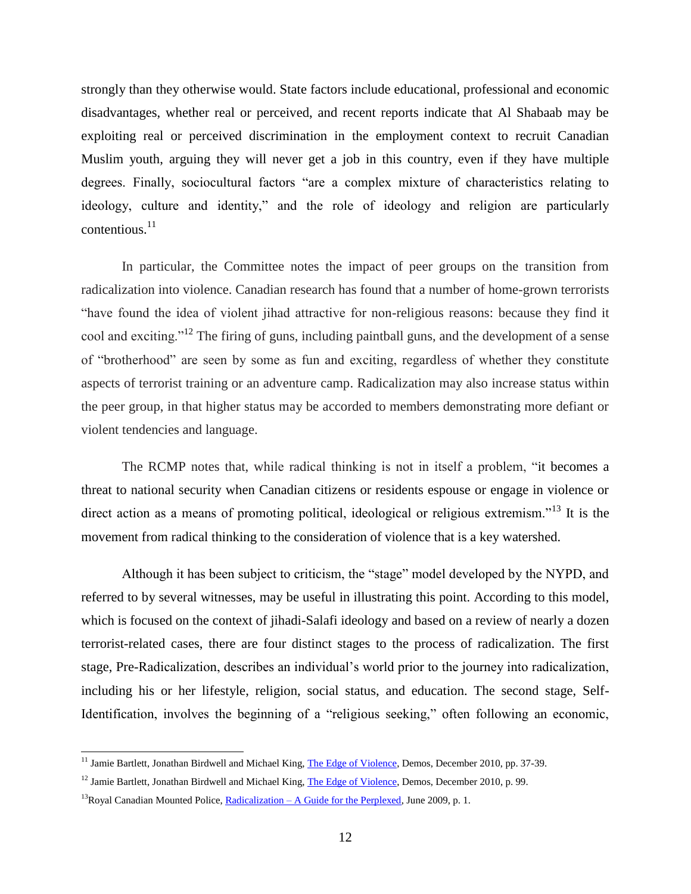strongly than they otherwise would. State factors include educational, professional and economic disadvantages, whether real or perceived, and recent reports indicate that Al Shabaab may be exploiting real or perceived discrimination in the employment context to recruit Canadian Muslim youth, arguing they will never get a job in this country, even if they have multiple degrees. Finally, sociocultural factors "are a complex mixture of characteristics relating to ideology, culture and identity," and the role of ideology and religion are particularly contentious.[11]

In particular, the Committee notes the impact of peer groups on the transition from radicalization into violence. Canadian research has found that a number of home-grown terrorists "have found the idea of violent jihad attractive for non-religious reasons: because they find it cool and exciting."[12] The firing of guns, including paintball guns, and the development of a sense of "brotherhood" are seen by some as fun and exciting, regardless of whether they constitute aspects of terrorist training or an adventure camp. Radicalization may also increase status within the peer group, in that higher status may be accorded to members demonstrating more defiant or violent tendencies and language.

The RCMP notes that, while radical thinking is not in itself a problem, "it becomes a threat to national security when Canadian citizens or residents espouse or engage in violence or direct action as a means of promoting political, ideological or religious extremism."[13] It is the movement from radical thinking to the consideration of violence that is a key watershed.

Although it has been subject to criticism, the "stage" model developed by the NYPD, and referred to by several witnesses, may be useful in illustrating this point. According to this model, which is focused on the context of jihadi-Salafi ideology and based on a review of nearly a dozen terrorist-related cases, there are four distinct stages to the process of radicalization. The first stage, Pre-Radicalization, describes an individual's world prior to the journey into radicalization, including his or her lifestyle, religion, social status, and education. The second stage, Self-Identification, involves the beginning of a "religious seeking," often following an economic,

---

[11] Jamie Bartlett, Jonathan Birdwell and Michael King, The Edge of Violence, Demos, December 2010, pp. 37-39.

[12] Jamie Bartlett, Jonathan Birdwell and Michael King, The Edge of Violence, Demos, December 2010, p. 99.

[13] Royal Canadian Mounted Police, Radicalization – A Guide for the Perplexed, June 2009, p. 1.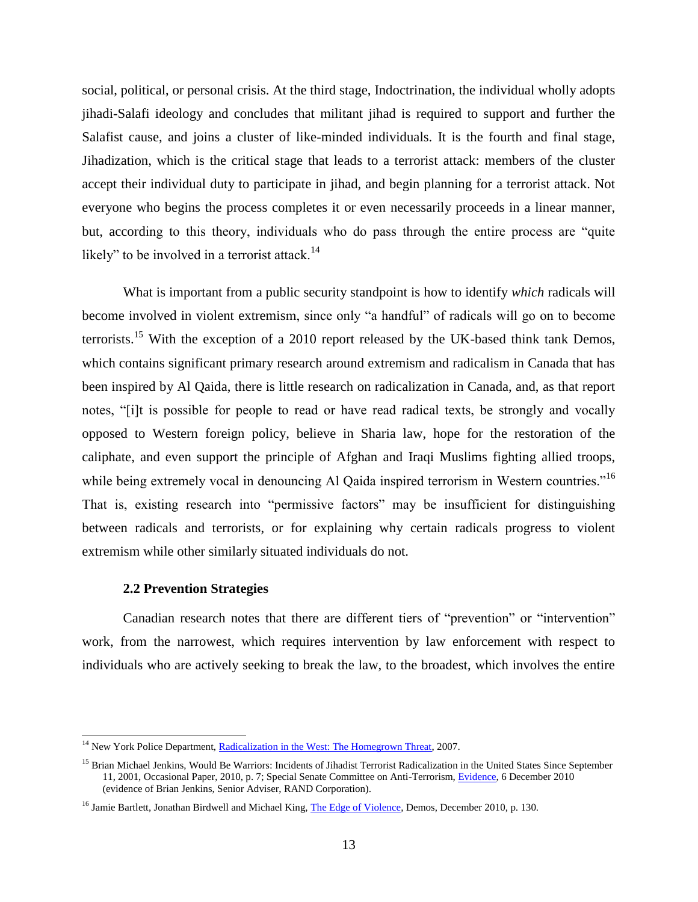social, political, or personal crisis. At the third stage, Indoctrination, the individual wholly adopts jihadi-Salafi ideology and concludes that militant jihad is required to support and further the Salafist cause, and joins a cluster of like-minded individuals. It is the fourth and final stage, Jihadization, which is the critical stage that leads to a terrorist attack: members of the cluster accept their individual duty to participate in jihad, and begin planning for a terrorist attack. Not everyone who begins the process completes it or even necessarily proceeds in a linear manner, but, according to this theory, individuals who do pass through the entire process are "quite likely" to be involved in a terrorist attack.[14]

What is important from a public security standpoint is how to identify *which* radicals will become involved in violent extremism, since only "a handful" of radicals will go on to become terrorists.[15] With the exception of a 2010 report released by the UK-based think tank Demos, which contains significant primary research around extremism and radicalism in Canada that has been inspired by Al Qaida, there is little research on radicalization in Canada, and, as that report notes, "[i]t is possible for people to read or have read radical texts, be strongly and vocally opposed to Western foreign policy, believe in Sharia law, hope for the restoration of the caliphate, and even support the principle of Afghan and Iraqi Muslims fighting allied troops, while being extremely vocal in denouncing Al Qaida inspired terrorism in Western countries."[16] That is, existing research into "permissive factors" may be insufficient for distinguishing between radicals and terrorists, or for explaining why certain radicals progress to violent extremism while other similarly situated individuals do not.

### 2.2 Prevention Strategies

Canadian research notes that there are different tiers of "prevention" or "intervention" work, from the narrowest, which requires intervention by law enforcement with respect to individuals who are actively seeking to break the law, to the broadest, which involves the entire

---

[14] New York Police Department, Radicalization in the West: The Homegrown Threat, 2007.

[15] Brian Michael Jenkins, Would Be Warriors: Incidents of Jihadist Terrorist Radicalization in the United States Since September 11, 2001, Occasional Paper, 2010, p. 7; Special Senate Committee on Anti-Terrorism, Evidence, 6 December 2010 (evidence of Brian Jenkins, Senior Adviser, RAND Corporation).

[16] Jamie Bartlett, Jonathan Birdwell and Michael King, The Edge of Violence, Demos, December 2010, p. 130.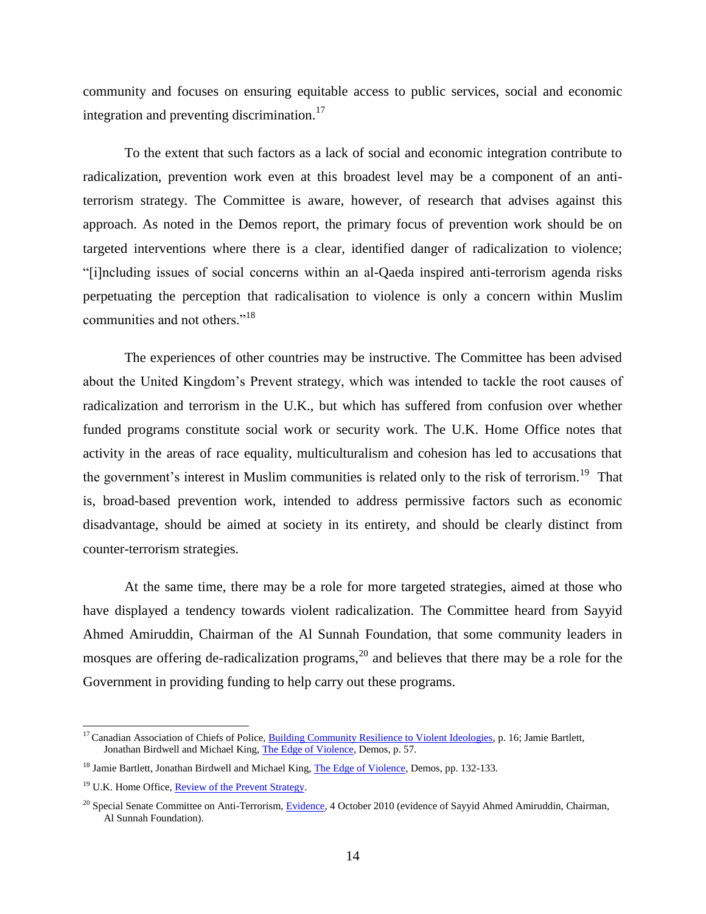community and focuses on ensuring equitable access to public services, social and economic integration and preventing discrimination.[17]

To the extent that such factors as a lack of social and economic integration contribute to radicalization, prevention work even at this broadest level may be a component of an anti-terrorism strategy. The Committee is aware, however, of research that advises against this approach. As noted in the Demos report, the primary focus of prevention work should be on targeted interventions where there is a clear, identified danger of radicalization to violence; "[i]ncluding issues of social concerns within an al-Qaeda inspired anti-terrorism agenda risks perpetuating the perception that radicalisation to violence is only a concern within Muslim communities and not others."[18]

The experiences of other countries may be instructive. The Committee has been advised about the United Kingdom's Prevent strategy, which was intended to tackle the root causes of radicalization and terrorism in the U.K., but which has suffered from confusion over whether funded programs constitute social work or security work. The U.K. Home Office notes that activity in the areas of race equality, multiculturalism and cohesion has led to accusations that the government's interest in Muslim communities is related only to the risk of terrorism.[19] That is, broad-based prevention work, intended to address permissive factors such as economic disadvantage, should be aimed at society in its entirety, and should be clearly distinct from counter-terrorism strategies.

At the same time, there may be a role for more targeted strategies, aimed at those who have displayed a tendency towards violent radicalization. The Committee heard from Sayyid Ahmed Amiruddin, Chairman of the Al Sunnah Foundation, that some community leaders in mosques are offering de-radicalization programs,[20] and believes that there may be a role for the Government in providing funding to help carry out these programs.

---

[17] Canadian Association of Chiefs of Police, Building Community Resilience to Violent Ideologies, p. 16; Jamie Bartlett, Jonathan Birdwell and Michael King, The Edge of Violence, Demos, p. 57.

[18] Jamie Bartlett, Jonathan Birdwell and Michael King, The Edge of Violence, Demos, pp. 132-133.

[19] U.K. Home Office, Review of the Prevent Strategy.

[20] Special Senate Committee on Anti-Terrorism, Evidence, 4 October 2010 (evidence of Sayyid Ahmed Amiruddin, Chairman, Al Sunnah Foundation).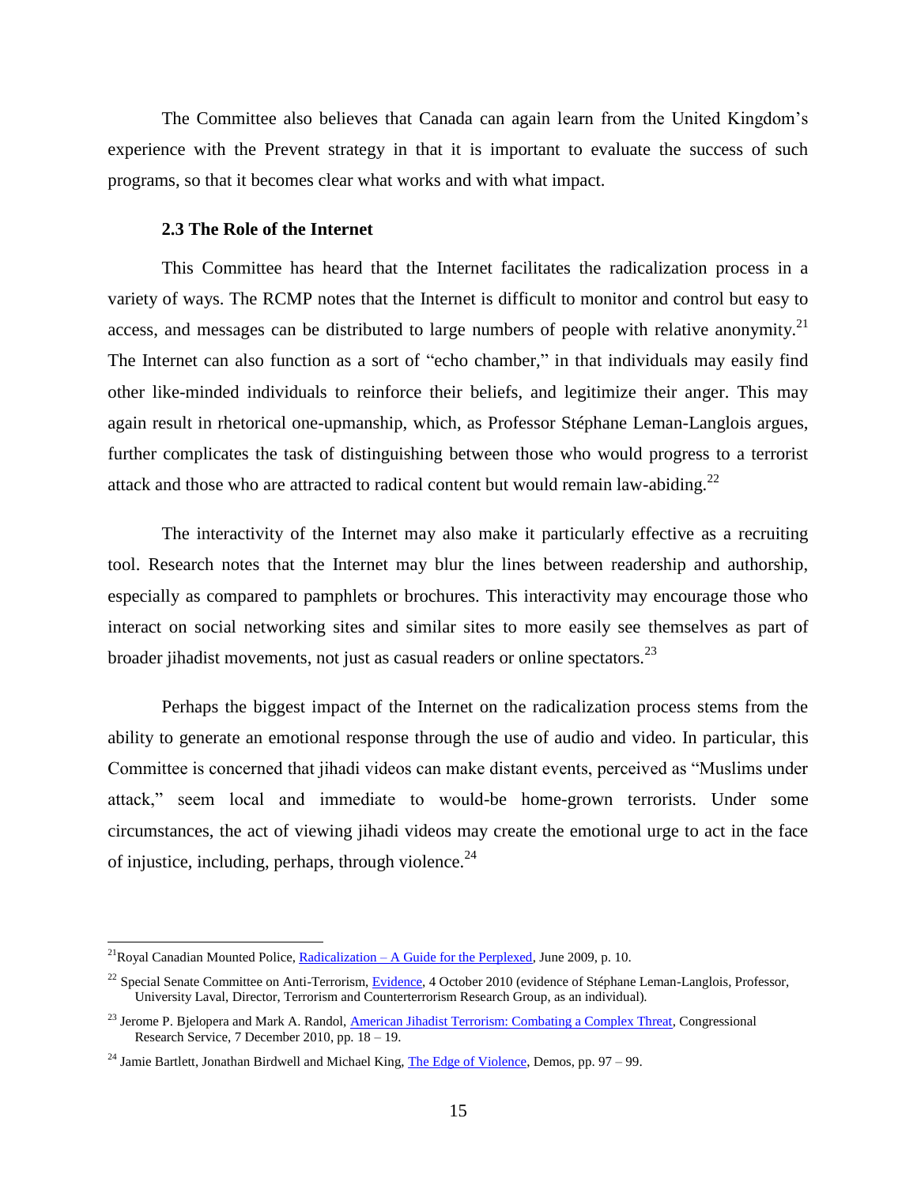The Committee also believes that Canada can again learn from the United Kingdom's experience with the Prevent strategy in that it is important to evaluate the success of such programs, so that it becomes clear what works and with what impact.

### 2.3 The Role of the Internet

This Committee has heard that the Internet facilitates the radicalization process in a variety of ways. The RCMP notes that the Internet is difficult to monitor and control but easy to access, and messages can be distributed to large numbers of people with relative anonymity.[21] The Internet can also function as a sort of "echo chamber," in that individuals may easily find other like-minded individuals to reinforce their beliefs, and legitimize their anger. This may again result in rhetorical one-upmanship, which, as Professor Stéphane Leman-Langlois argues, further complicates the task of distinguishing between those who would progress to a terrorist attack and those who are attracted to radical content but would remain law-abiding.[22]

The interactivity of the Internet may also make it particularly effective as a recruiting tool. Research notes that the Internet may blur the lines between readership and authorship, especially as compared to pamphlets or brochures. This interactivity may encourage those who interact on social networking sites and similar sites to more easily see themselves as part of broader jihadist movements, not just as casual readers or online spectators.[23]

Perhaps the biggest impact of the Internet on the radicalization process stems from the ability to generate an emotional response through the use of audio and video. In particular, this Committee is concerned that jihadi videos can make distant events, perceived as "Muslims under attack," seem local and immediate to would-be home-grown terrorists. Under some circumstances, the act of viewing jihadi videos may create the emotional urge to act in the face of injustice, including, perhaps, through violence.[24]

---

[21] Royal Canadian Mounted Police, Radicalization – A Guide for the Perplexed, June 2009, p. 10.

[22] Special Senate Committee on Anti-Terrorism, Evidence, 4 October 2010 (evidence of Stéphane Leman-Langlois, Professor, University Laval, Director, Terrorism and Counterterrorism Research Group, as an individual).

[23] Jerome P. Bjelopera and Mark A. Randol, American Jihadist Terrorism: Combating a Complex Threat, Congressional Research Service, 7 December 2010, pp. 18 – 19.

[24] Jamie Bartlett, Jonathan Birdwell and Michael King, The Edge of Violence, Demos, pp. 97 – 99.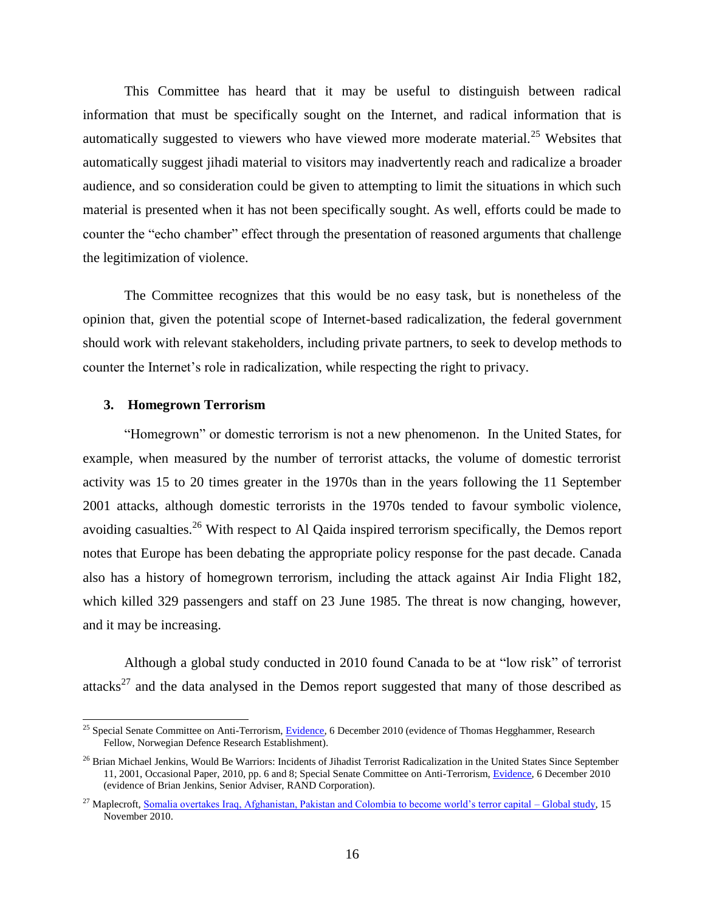This Committee has heard that it may be useful to distinguish between radical information that must be specifically sought on the Internet, and radical information that is automatically suggested to viewers who have viewed more moderate material.[25] Websites that automatically suggest jihadi material to visitors may inadvertently reach and radicalize a broader audience, and so consideration could be given to attempting to limit the situations in which such material is presented when it has not been specifically sought. As well, efforts could be made to counter the "echo chamber" effect through the presentation of reasoned arguments that challenge the legitimization of violence.

The Committee recognizes that this would be no easy task, but is nonetheless of the opinion that, given the potential scope of Internet-based radicalization, the federal government should work with relevant stakeholders, including private partners, to seek to develop methods to counter the Internet's role in radicalization, while respecting the right to privacy.

### 3. Homegrown Terrorism

"Homegrown" or domestic terrorism is not a new phenomenon. In the United States, for example, when measured by the number of terrorist attacks, the volume of domestic terrorist activity was 15 to 20 times greater in the 1970s than in the years following the 11 September 2001 attacks, although domestic terrorists in the 1970s tended to favour symbolic violence, avoiding casualties.[26] With respect to Al Qaida inspired terrorism specifically, the Demos report notes that Europe has been debating the appropriate policy response for the past decade. Canada also has a history of homegrown terrorism, including the attack against Air India Flight 182, which killed 329 passengers and staff on 23 June 1985. The threat is now changing, however, and it may be increasing.

Although a global study conducted in 2010 found Canada to be at "low risk" of terrorist attacks[27] and the data analysed in the Demos report suggested that many of those described as

---

[25] Special Senate Committee on Anti-Terrorism, Evidence, 6 December 2010 (evidence of Thomas Hegghammer, Research Fellow, Norwegian Defence Research Establishment).

[26] Brian Michael Jenkins, Would Be Warriors: Incidents of Jihadist Terrorist Radicalization in the United States Since September 11, 2001, Occasional Paper, 2010, pp. 6 and 8; Special Senate Committee on Anti-Terrorism, Evidence, 6 December 2010 (evidence of Brian Jenkins, Senior Adviser, RAND Corporation).

[27] Maplecroft, Somalia overtakes Iraq, Afghanistan, Pakistan and Colombia to become world's terror capital – Global study, 15 November 2010.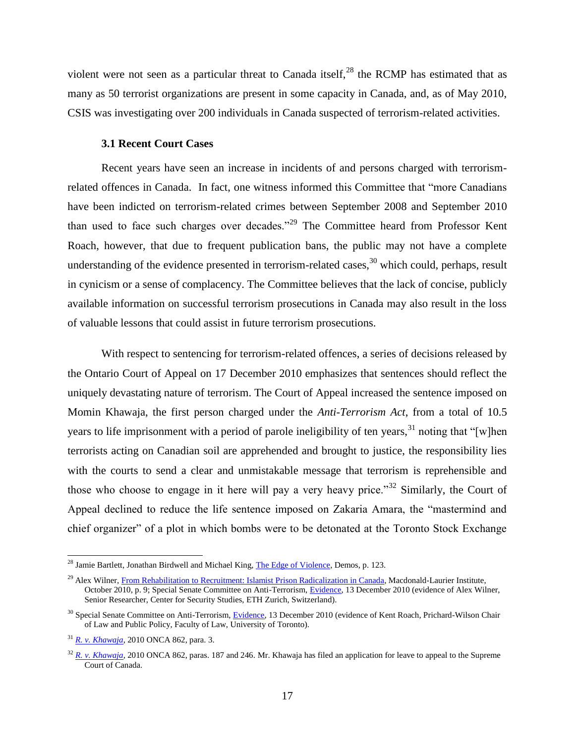violent were not seen as a particular threat to Canada itself,[28] the RCMP has estimated that as many as 50 terrorist organizations are present in some capacity in Canada, and, as of May 2010, CSIS was investigating over 200 individuals in Canada suspected of terrorism-related activities.

### 3.1 Recent Court Cases

Recent years have seen an increase in incidents of and persons charged with terrorism-related offences in Canada. In fact, one witness informed this Committee that "more Canadians have been indicted on terrorism-related crimes between September 2008 and September 2010 than used to face such charges over decades."[29] The Committee heard from Professor Kent Roach, however, that due to frequent publication bans, the public may not have a complete understanding of the evidence presented in terrorism-related cases,[30] which could, perhaps, result in cynicism or a sense of complacency. The Committee believes that the lack of concise, publicly available information on successful terrorism prosecutions in Canada may also result in the loss of valuable lessons that could assist in future terrorism prosecutions.

With respect to sentencing for terrorism-related offences, a series of decisions released by the Ontario Court of Appeal on 17 December 2010 emphasizes that sentences should reflect the uniquely devastating nature of terrorism. The Court of Appeal increased the sentence imposed on Momin Khawaja, the first person charged under the *Anti-Terrorism Act*, from a total of 10.5 years to life imprisonment with a period of parole ineligibility of ten years,[31] noting that "[w]hen terrorists acting on Canadian soil are apprehended and brought to justice, the responsibility lies with the courts to send a clear and unmistakable message that terrorism is reprehensible and those who choose to engage in it here will pay a very heavy price."[32] Similarly, the Court of Appeal declined to reduce the life sentence imposed on Zakaria Amara, the "mastermind and chief organizer" of a plot in which bombs were to be detonated at the Toronto Stock Exchange

---

[28] Jamie Bartlett, Jonathan Birdwell and Michael King, The Edge of Violence, Demos, p. 123.

[29] Alex Wilner, From Rehabilitation to Recruitment: Islamist Prison Radicalization in Canada, Macdonald-Laurier Institute, October 2010, p. 9; Special Senate Committee on Anti-Terrorism, Evidence, 13 December 2010 (evidence of Alex Wilner, Senior Researcher, Center for Security Studies, ETH Zurich, Switzerland).

[30] Special Senate Committee on Anti-Terrorism, Evidence, 13 December 2010 (evidence of Kent Roach, Prichard-Wilson Chair of Law and Public Policy, Faculty of Law, University of Toronto).

[31] *R. v. Khawaja*, 2010 ONCA 862, para. 3.

[32] *R. v. Khawaja*, 2010 ONCA 862, paras. 187 and 246. Mr. Khawaja has filed an application for leave to appeal to the Supreme Court of Canada.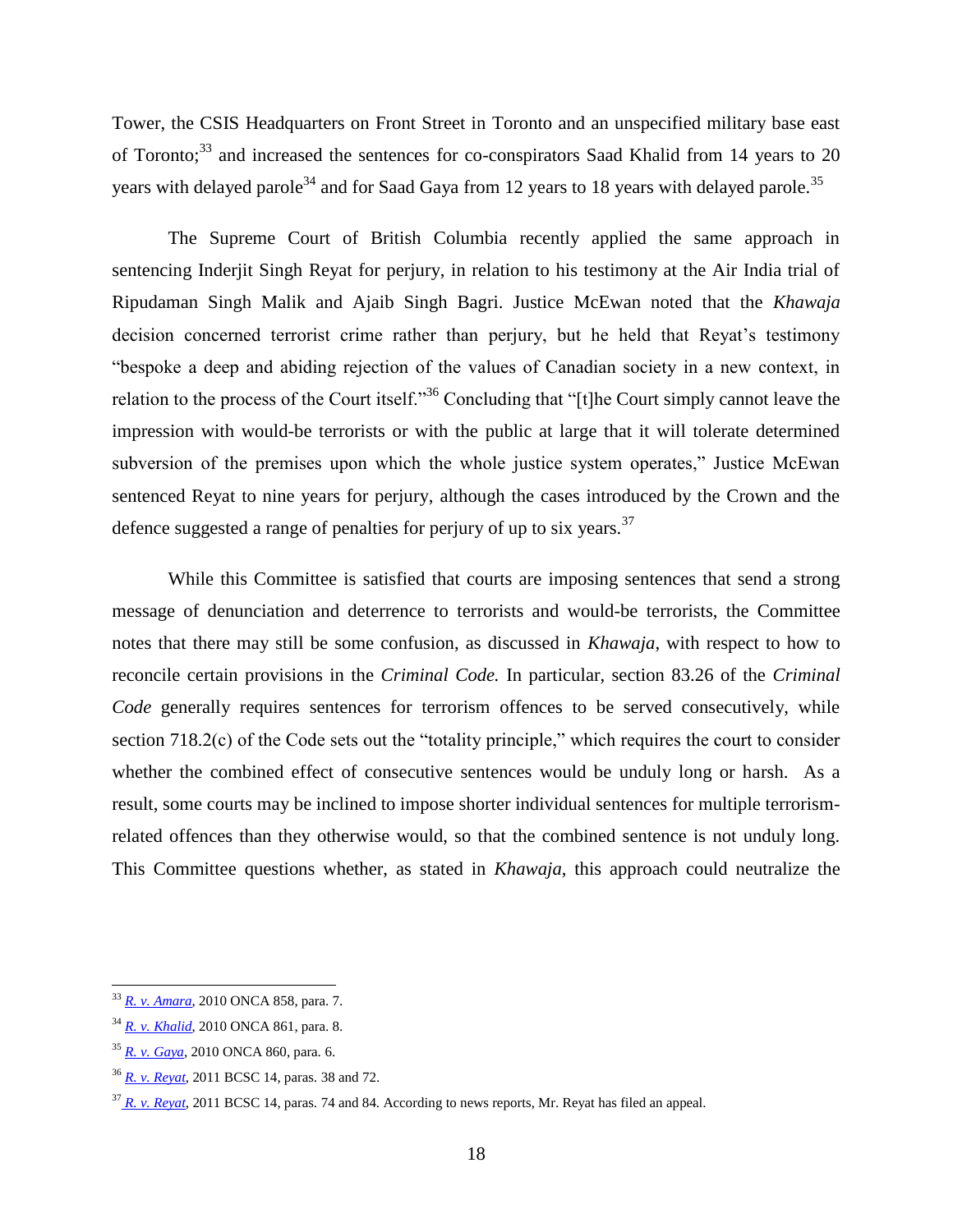Tower, the CSIS Headquarters on Front Street in Toronto and an unspecified military base east of Toronto;[33] and increased the sentences for co-conspirators Saad Khalid from 14 years to 20 years with delayed parole[34] and for Saad Gaya from 12 years to 18 years with delayed parole.[35]

The Supreme Court of British Columbia recently applied the same approach in sentencing Inderjit Singh Reyat for perjury, in relation to his testimony at the Air India trial of Ripudaman Singh Malik and Ajaib Singh Bagri. Justice McEwan noted that the *Khawaja* decision concerned terrorist crime rather than perjury, but he held that Reyat's testimony "bespoke a deep and abiding rejection of the values of Canadian society in a new context, in relation to the process of the Court itself."[36] Concluding that "[t]he Court simply cannot leave the impression with would-be terrorists or with the public at large that it will tolerate determined subversion of the premises upon which the whole justice system operates," Justice McEwan sentenced Reyat to nine years for perjury, although the cases introduced by the Crown and the defence suggested a range of penalties for perjury of up to six years.[37]

While this Committee is satisfied that courts are imposing sentences that send a strong message of denunciation and deterrence to terrorists and would-be terrorists, the Committee notes that there may still be some confusion, as discussed in *Khawaja*, with respect to how to reconcile certain provisions in the *Criminal Code.* In particular, section 83.26 of the *Criminal Code* generally requires sentences for terrorism offences to be served consecutively, while section 718.2(c) of the Code sets out the "totality principle," which requires the court to consider whether the combined effect of consecutive sentences would be unduly long or harsh. As a result, some courts may be inclined to impose shorter individual sentences for multiple terrorism-related offences than they otherwise would, so that the combined sentence is not unduly long. This Committee questions whether, as stated in *Khawaja*, this approach could neutralize the

---

[33] *R. v. Amara*, 2010 ONCA 858, para. 7.

[34] *R. v. Khalid*, 2010 ONCA 861, para. 8.

[35] *R. v. Gaya*, 2010 ONCA 860, para. 6.

[36] *R. v. Reyat*, 2011 BCSC 14, paras. 38 and 72.

[37] *R. v. Reyat*, 2011 BCSC 14, paras. 74 and 84. According to news reports, Mr. Reyat has filed an appeal.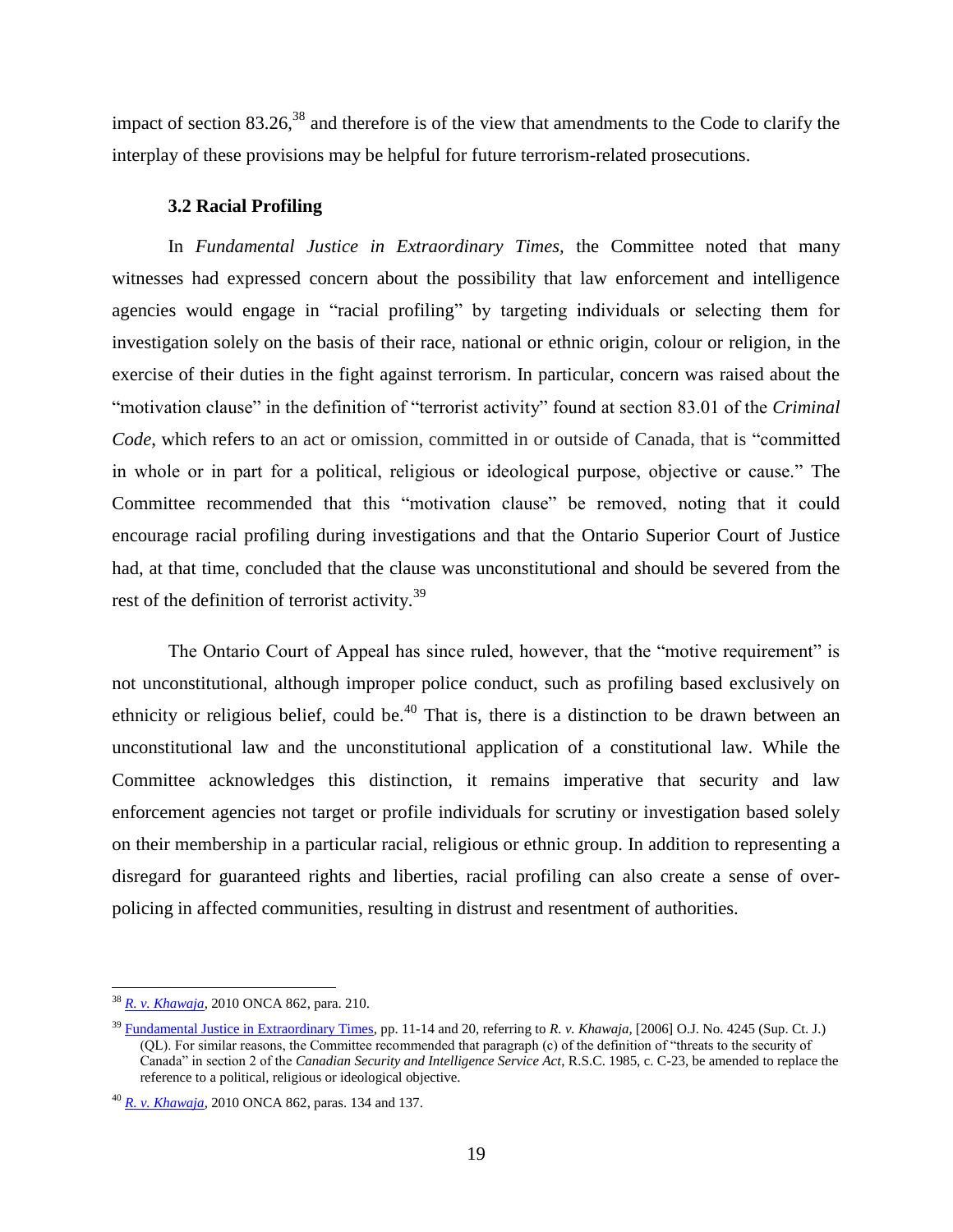impact of section 83.26,[38] and therefore is of the view that amendments to the Code to clarify the interplay of these provisions may be helpful for future terrorism-related prosecutions.

### 3.2 Racial Profiling

In *Fundamental Justice in Extraordinary Times*, the Committee noted that many witnesses had expressed concern about the possibility that law enforcement and intelligence agencies would engage in "racial profiling" by targeting individuals or selecting them for investigation solely on the basis of their race, national or ethnic origin, colour or religion, in the exercise of their duties in the fight against terrorism. In particular, concern was raised about the "motivation clause" in the definition of "terrorist activity" found at section 83.01 of the *Criminal Code*, which refers to an act or omission, committed in or outside of Canada, that is "committed in whole or in part for a political, religious or ideological purpose, objective or cause." The Committee recommended that this "motivation clause" be removed, noting that it could encourage racial profiling during investigations and that the Ontario Superior Court of Justice had, at that time, concluded that the clause was unconstitutional and should be severed from the rest of the definition of terrorist activity.[39]

The Ontario Court of Appeal has since ruled, however, that the "motive requirement" is not unconstitutional, although improper police conduct, such as profiling based exclusively on ethnicity or religious belief, could be.[40] That is, there is a distinction to be drawn between an unconstitutional law and the unconstitutional application of a constitutional law. While the Committee acknowledges this distinction, it remains imperative that security and law enforcement agencies not target or profile individuals for scrutiny or investigation based solely on their membership in a particular racial, religious or ethnic group. In addition to representing a disregard for guaranteed rights and liberties, racial profiling can also create a sense of over-policing in affected communities, resulting in distrust and resentment of authorities.

---

[38] *R. v. Khawaja*, 2010 ONCA 862, para. 210.

[39] Fundamental Justice in Extraordinary Times, pp. 11-14 and 20, referring to *R. v. Khawaja*, [2006] O.J. No. 4245 (Sup. Ct. J.) (QL). For similar reasons, the Committee recommended that paragraph (c) of the definition of "threats to the security of Canada" in section 2 of the *Canadian Security and Intelligence Service Act*, R.S.C. 1985, c. C-23, be amended to replace the reference to a political, religious or ideological objective.

[40] *R. v. Khawaja*, 2010 ONCA 862, paras. 134 and 137.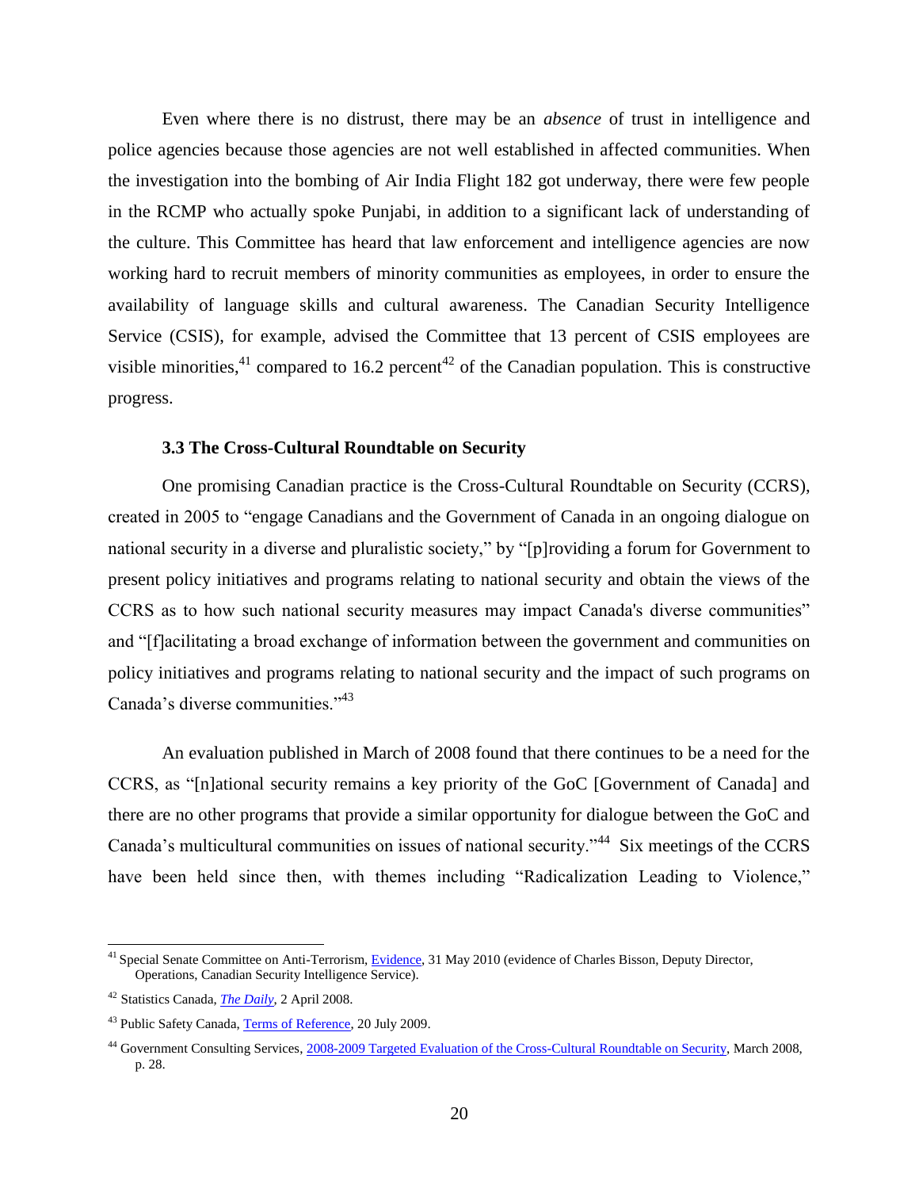Even where there is no distrust, there may be an *absence* of trust in intelligence and police agencies because those agencies are not well established in affected communities. When the investigation into the bombing of Air India Flight 182 got underway, there were few people in the RCMP who actually spoke Punjabi, in addition to a significant lack of understanding of the culture. This Committee has heard that law enforcement and intelligence agencies are now working hard to recruit members of minority communities as employees, in order to ensure the availability of language skills and cultural awareness. The Canadian Security Intelligence Service (CSIS), for example, advised the Committee that 13 percent of CSIS employees are visible minorities,[41] compared to 16.2 percent[42] of the Canadian population. This is constructive progress.

#### 3.3 The Cross-Cultural Roundtable on Security

One promising Canadian practice is the Cross-Cultural Roundtable on Security (CCRS), created in 2005 to "engage Canadians and the Government of Canada in an ongoing dialogue on national security in a diverse and pluralistic society," by "[p]roviding a forum for Government to present policy initiatives and programs relating to national security and obtain the views of the CCRS as to how such national security measures may impact Canada's diverse communities" and "[f]acilitating a broad exchange of information between the government and communities on policy initiatives and programs relating to national security and the impact of such programs on Canada's diverse communities."[43]

An evaluation published in March of 2008 found that there continues to be a need for the CCRS, as "[n]ational security remains a key priority of the GoC [Government of Canada] and there are no other programs that provide a similar opportunity for dialogue between the GoC and Canada's multicultural communities on issues of national security."[44] Six meetings of the CCRS have been held since then, with themes including "Radicalization Leading to Violence,"

---

[41] Special Senate Committee on Anti-Terrorism, Evidence, 31 May 2010 (evidence of Charles Bisson, Deputy Director, Operations, Canadian Security Intelligence Service).

[42] Statistics Canada, *The Daily*, 2 April 2008.

[43] Public Safety Canada, Terms of Reference, 20 July 2009.

[44] Government Consulting Services, 2008-2009 Targeted Evaluation of the Cross-Cultural Roundtable on Security, March 2008, p. 28.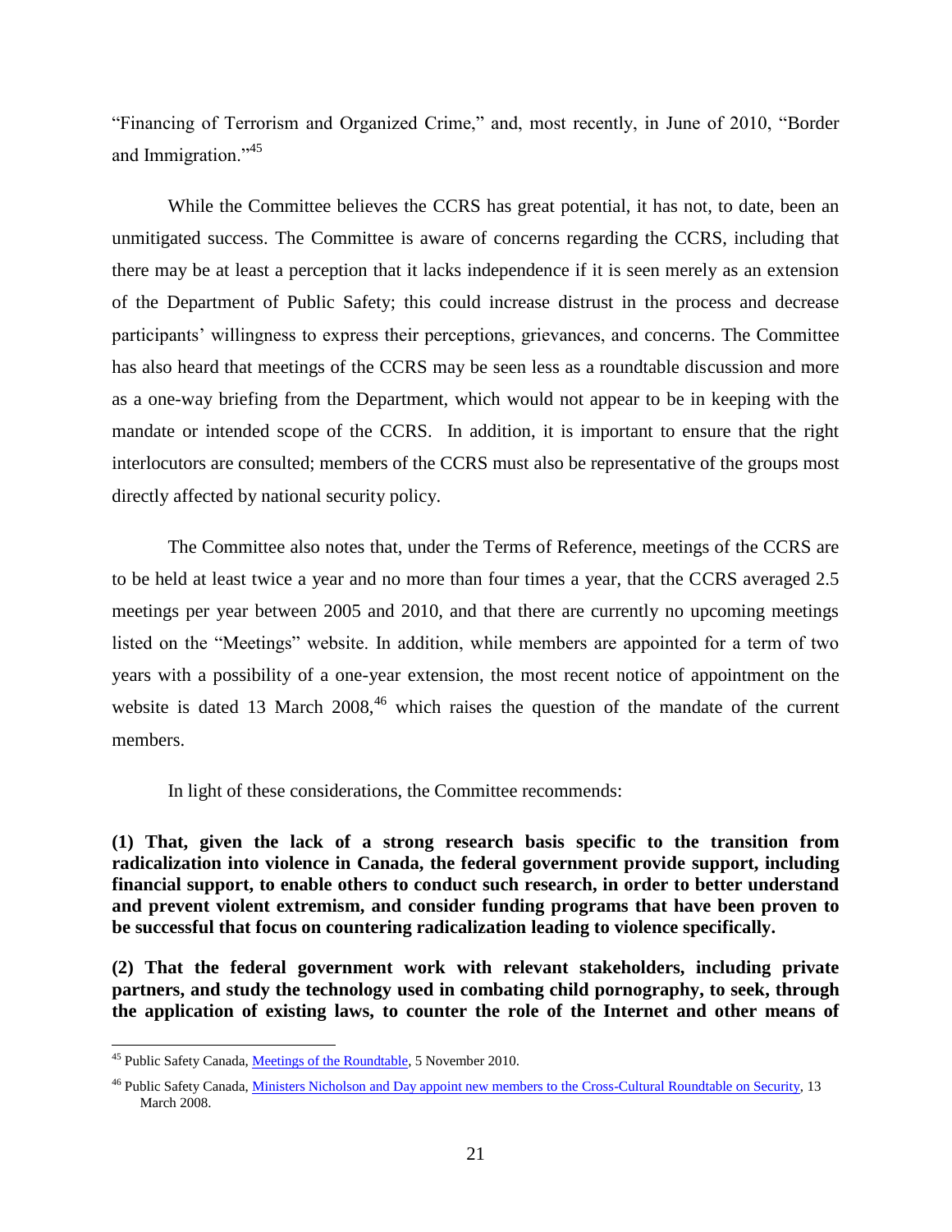"Financing of Terrorism and Organized Crime," and, most recently, in June of 2010, "Border and Immigration."[45]

While the Committee believes the CCRS has great potential, it has not, to date, been an unmitigated success. The Committee is aware of concerns regarding the CCRS, including that there may be at least a perception that it lacks independence if it is seen merely as an extension of the Department of Public Safety; this could increase distrust in the process and decrease participants' willingness to express their perceptions, grievances, and concerns. The Committee has also heard that meetings of the CCRS may be seen less as a roundtable discussion and more as a one-way briefing from the Department, which would not appear to be in keeping with the mandate or intended scope of the CCRS. In addition, it is important to ensure that the right interlocutors are consulted; members of the CCRS must also be representative of the groups most directly affected by national security policy.

The Committee also notes that, under the Terms of Reference, meetings of the CCRS are to be held at least twice a year and no more than four times a year, that the CCRS averaged 2.5 meetings per year between 2005 and 2010, and that there are currently no upcoming meetings listed on the "Meetings" website. In addition, while members are appointed for a term of two years with a possibility of a one-year extension, the most recent notice of appointment on the website is dated 13 March 2008,[46] which raises the question of the mandate of the current members.

In light of these considerations, the Committee recommends:

**(1) That, given the lack of a strong research basis specific to the transition from radicalization into violence in Canada, the federal government provide support, including financial support, to enable others to conduct such research, in order to better understand and prevent violent extremism, and consider funding programs that have been proven to be successful that focus on countering radicalization leading to violence specifically.**

**(2) That the federal government work with relevant stakeholders, including private partners, and study the technology used in combating child pornography, to seek, through the application of existing laws, to counter the role of the Internet and other means of**

---

[45] Public Safety Canada, Meetings of the Roundtable, 5 November 2010.

[46] Public Safety Canada, Ministers Nicholson and Day appoint new members to the Cross-Cultural Roundtable on Security, 13 March 2008.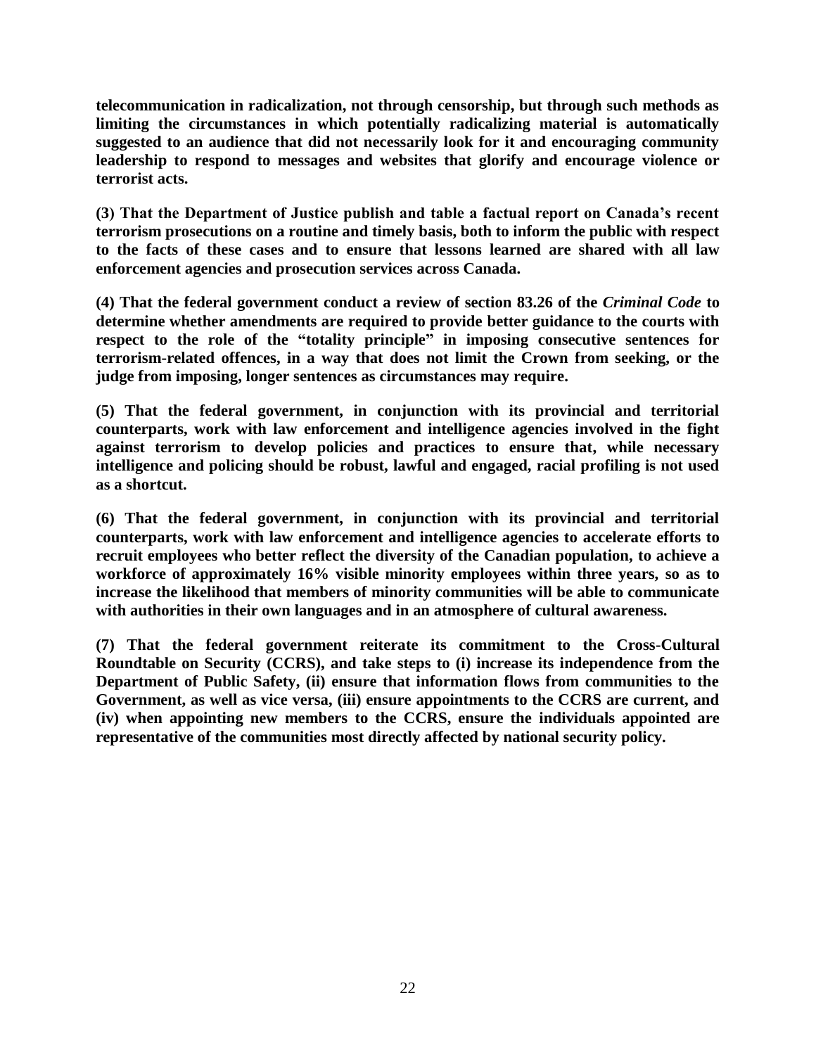**telecommunication in radicalization, not through censorship, but through such methods as limiting the circumstances in which potentially radicalizing material is automatically suggested to an audience that did not necessarily look for it and encouraging community leadership to respond to messages and websites that glorify and encourage violence or terrorist acts.**

**(3) That the Department of Justice publish and table a factual report on Canada's recent terrorism prosecutions on a routine and timely basis, both to inform the public with respect to the facts of these cases and to ensure that lessons learned are shared with all law enforcement agencies and prosecution services across Canada.**

**(4) That the federal government conduct a review of section 83.26 of the *Criminal Code* to determine whether amendments are required to provide better guidance to the courts with respect to the role of the "totality principle" in imposing consecutive sentences for terrorism-related offences, in a way that does not limit the Crown from seeking, or the judge from imposing, longer sentences as circumstances may require.**

**(5) That the federal government, in conjunction with its provincial and territorial counterparts, work with law enforcement and intelligence agencies involved in the fight against terrorism to develop policies and practices to ensure that, while necessary intelligence and policing should be robust, lawful and engaged, racial profiling is not used as a shortcut.**

**(6) That the federal government, in conjunction with its provincial and territorial counterparts, work with law enforcement and intelligence agencies to accelerate efforts to recruit employees who better reflect the diversity of the Canadian population, to achieve a workforce of approximately 16% visible minority employees within three years, so as to increase the likelihood that members of minority communities will be able to communicate with authorities in their own languages and in an atmosphere of cultural awareness.**

**(7) That the federal government reiterate its commitment to the Cross-Cultural Roundtable on Security (CCRS), and take steps to (i) increase its independence from the Department of Public Safety, (ii) ensure that information flows from communities to the Government, as well as vice versa, (iii) ensure appointments to the CCRS are current, and (iv) when appointing new members to the CCRS, ensure the individuals appointed are representative of the communities most directly affected by national security policy.**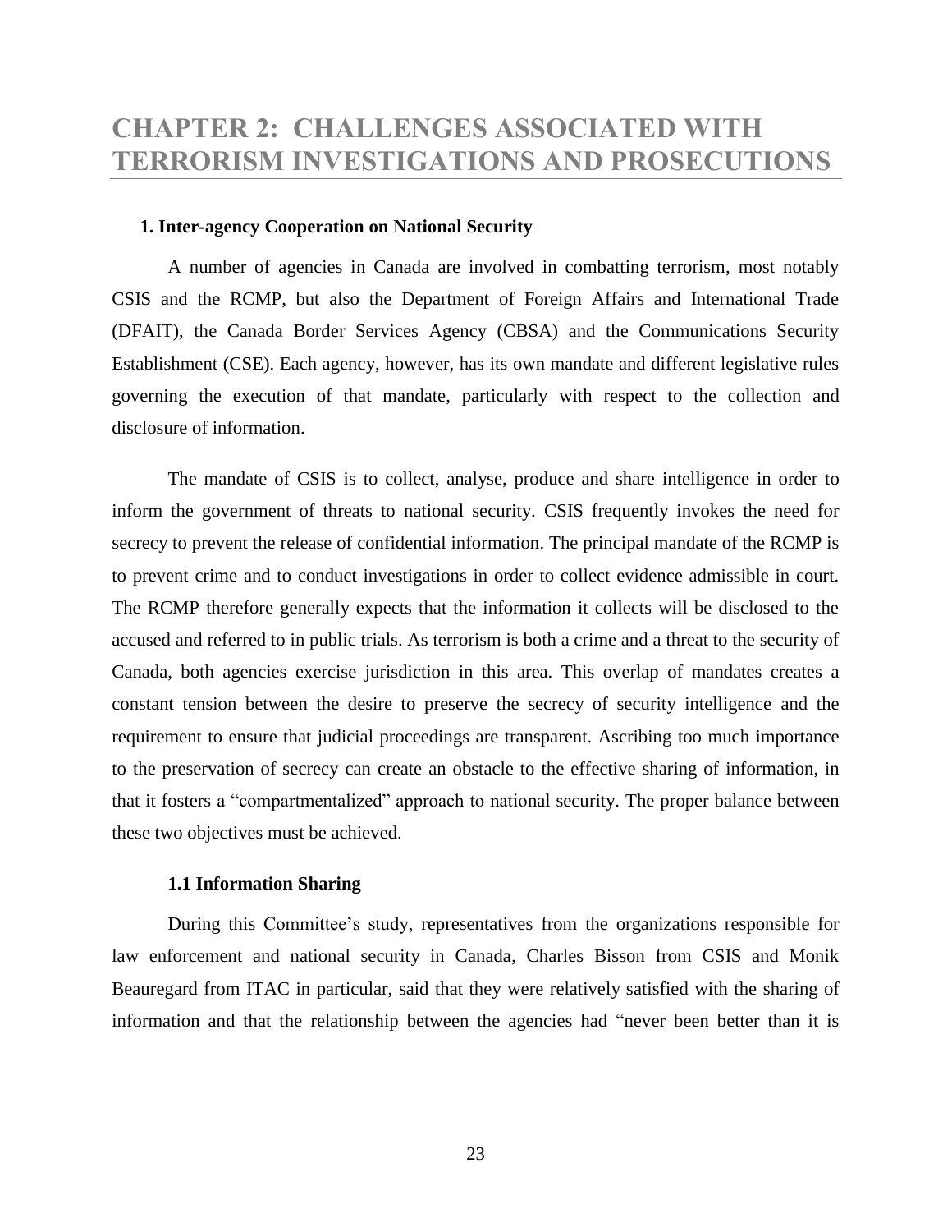# CHAPTER 2: CHALLENGES ASSOCIATED WITH TERRORISM INVESTIGATIONS AND PROSECUTIONS

### 1. Inter-agency Cooperation on National Security

A number of agencies in Canada are involved in combatting terrorism, most notably CSIS and the RCMP, but also the Department of Foreign Affairs and International Trade (DFAIT), the Canada Border Services Agency (CBSA) and the Communications Security Establishment (CSE). Each agency, however, has its own mandate and different legislative rules governing the execution of that mandate, particularly with respect to the collection and disclosure of information.

The mandate of CSIS is to collect, analyse, produce and share intelligence in order to inform the government of threats to national security. CSIS frequently invokes the need for secrecy to prevent the release of confidential information. The principal mandate of the RCMP is to prevent crime and to conduct investigations in order to collect evidence admissible in court. The RCMP therefore generally expects that the information it collects will be disclosed to the accused and referred to in public trials. As terrorism is both a crime and a threat to the security of Canada, both agencies exercise jurisdiction in this area. This overlap of mandates creates a constant tension between the desire to preserve the secrecy of security intelligence and the requirement to ensure that judicial proceedings are transparent. Ascribing too much importance to the preservation of secrecy can create an obstacle to the effective sharing of information, in that it fosters a "compartmentalized" approach to national security. The proper balance between these two objectives must be achieved.

#### 1.1 Information Sharing

During this Committee's study, representatives from the organizations responsible for law enforcement and national security in Canada, Charles Bisson from CSIS and Monik Beauregard from ITAC in particular, said that they were relatively satisfied with the sharing of information and that the relationship between the agencies had "never been better than it is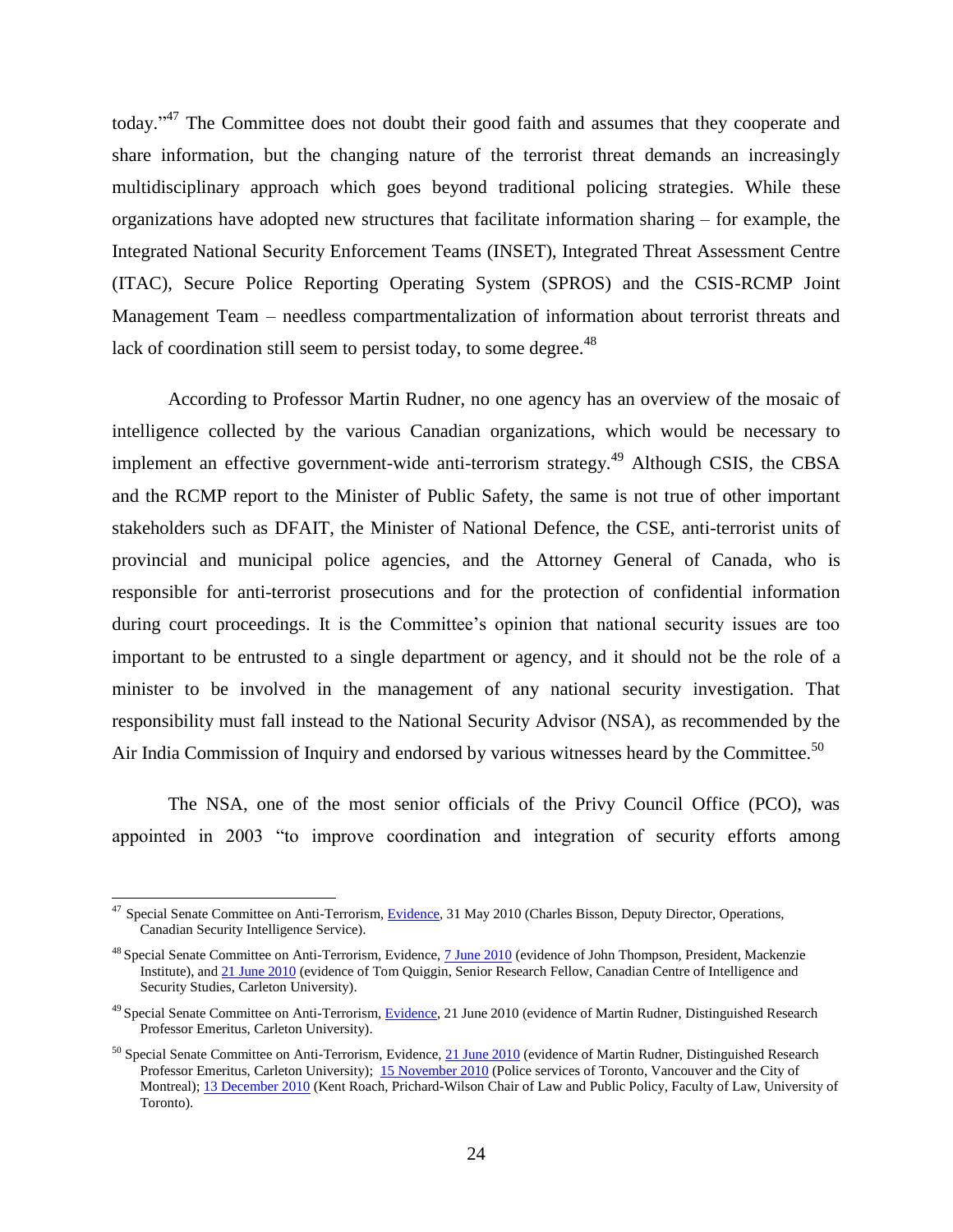today."[47] The Committee does not doubt their good faith and assumes that they cooperate and share information, but the changing nature of the terrorist threat demands an increasingly multidisciplinary approach which goes beyond traditional policing strategies. While these organizations have adopted new structures that facilitate information sharing – for example, the Integrated National Security Enforcement Teams (INSET), Integrated Threat Assessment Centre (ITAC), Secure Police Reporting Operating System (SPROS) and the CSIS-RCMP Joint Management Team – needless compartmentalization of information about terrorist threats and lack of coordination still seem to persist today, to some degree.[48]

According to Professor Martin Rudner, no one agency has an overview of the mosaic of intelligence collected by the various Canadian organizations, which would be necessary to implement an effective government-wide anti-terrorism strategy.[49] Although CSIS, the CBSA and the RCMP report to the Minister of Public Safety, the same is not true of other important stakeholders such as DFAIT, the Minister of National Defence, the CSE, anti-terrorist units of provincial and municipal police agencies, and the Attorney General of Canada, who is responsible for anti-terrorist prosecutions and for the protection of confidential information during court proceedings. It is the Committee's opinion that national security issues are too important to be entrusted to a single department or agency, and it should not be the role of a minister to be involved in the management of any national security investigation. That responsibility must fall instead to the National Security Advisor (NSA), as recommended by the Air India Commission of Inquiry and endorsed by various witnesses heard by the Committee.[50]

The NSA, one of the most senior officials of the Privy Council Office (PCO), was appointed in 2003 "to improve coordination and integration of security efforts among

---

[47] Special Senate Committee on Anti-Terrorism, Evidence, 31 May 2010 (Charles Bisson, Deputy Director, Operations, Canadian Security Intelligence Service).

[48] Special Senate Committee on Anti-Terrorism, Evidence, 7 June 2010 (evidence of John Thompson, President, Mackenzie Institute), and 21 June 2010 (evidence of Tom Quiggin, Senior Research Fellow, Canadian Centre of Intelligence and Security Studies, Carleton University).

[49] Special Senate Committee on Anti-Terrorism, Evidence, 21 June 2010 (evidence of Martin Rudner, Distinguished Research Professor Emeritus, Carleton University).

[50] Special Senate Committee on Anti-Terrorism, Evidence, 21 June 2010 (evidence of Martin Rudner, Distinguished Research Professor Emeritus, Carleton University); 15 November 2010 (Police services of Toronto, Vancouver and the City of Montreal); 13 December 2010 (Kent Roach, Prichard-Wilson Chair of Law and Public Policy, Faculty of Law, University of Toronto).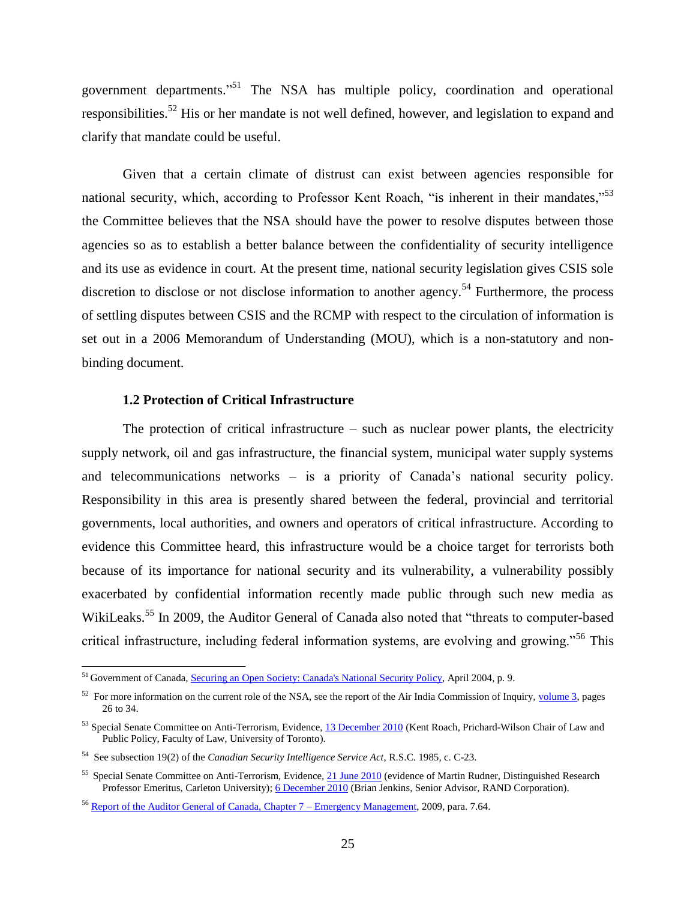government departments."[51] The NSA has multiple policy, coordination and operational responsibilities.[52] His or her mandate is not well defined, however, and legislation to expand and clarify that mandate could be useful.

Given that a certain climate of distrust can exist between agencies responsible for national security, which, according to Professor Kent Roach, "is inherent in their mandates,"[53] the Committee believes that the NSA should have the power to resolve disputes between those agencies so as to establish a better balance between the confidentiality of security intelligence and its use as evidence in court. At the present time, national security legislation gives CSIS sole discretion to disclose or not disclose information to another agency.[54] Furthermore, the process of settling disputes between CSIS and the RCMP with respect to the circulation of information is set out in a 2006 Memorandum of Understanding (MOU), which is a non-statutory and non-binding document.

### 1.2 Protection of Critical Infrastructure

The protection of critical infrastructure – such as nuclear power plants, the electricity supply network, oil and gas infrastructure, the financial system, municipal water supply systems and telecommunications networks – is a priority of Canada's national security policy. Responsibility in this area is presently shared between the federal, provincial and territorial governments, local authorities, and owners and operators of critical infrastructure. According to evidence this Committee heard, this infrastructure would be a choice target for terrorists both because of its importance for national security and its vulnerability, a vulnerability possibly exacerbated by confidential information recently made public through such new media as WikiLeaks.[55] In 2009, the Auditor General of Canada also noted that "threats to computer-based critical infrastructure, including federal information systems, are evolving and growing."[56] This

---

[51] Government of Canada, Securing an Open Society: Canada's National Security Policy, April 2004, p. 9.

[52] For more information on the current role of the NSA, see the report of the Air India Commission of Inquiry, volume 3, pages 26 to 34.

[53] Special Senate Committee on Anti-Terrorism, Evidence, 13 December 2010 (Kent Roach, Prichard-Wilson Chair of Law and Public Policy, Faculty of Law, University of Toronto).

[54] See subsection 19(2) of the *Canadian Security Intelligence Service Act*, R.S.C. 1985, c. C-23.

[55] Special Senate Committee on Anti-Terrorism, Evidence, 21 June 2010 (evidence of Martin Rudner, Distinguished Research Professor Emeritus, Carleton University); 6 December 2010 (Brian Jenkins, Senior Advisor, RAND Corporation).

[56] Report of the Auditor General of Canada, Chapter 7 – Emergency Management, 2009, para. 7.64.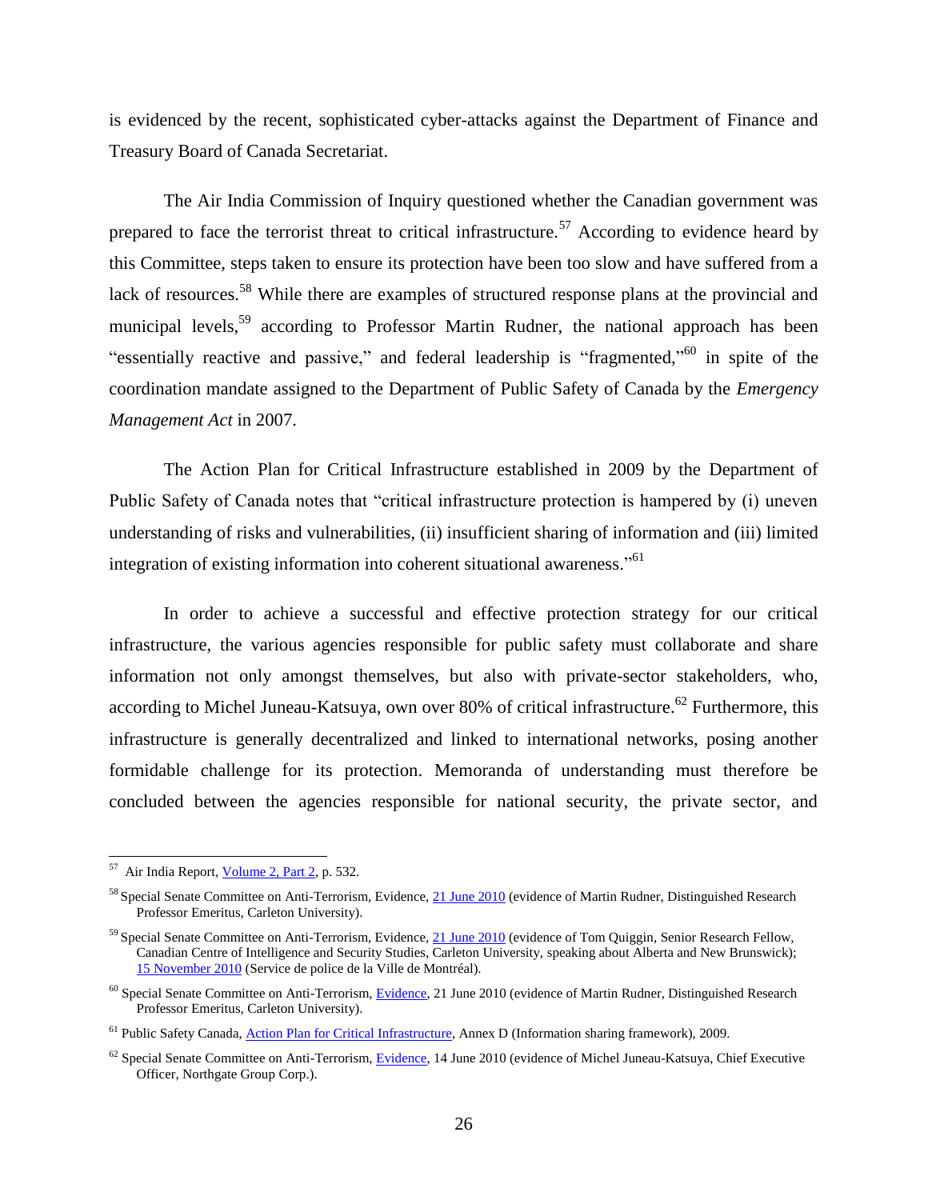is evidenced by the recent, sophisticated cyber-attacks against the Department of Finance and Treasury Board of Canada Secretariat.

The Air India Commission of Inquiry questioned whether the Canadian government was prepared to face the terrorist threat to critical infrastructure.[57] According to evidence heard by this Committee, steps taken to ensure its protection have been too slow and have suffered from a lack of resources.[58] While there are examples of structured response plans at the provincial and municipal levels,[59] according to Professor Martin Rudner, the national approach has been "essentially reactive and passive," and federal leadership is "fragmented,"[60] in spite of the coordination mandate assigned to the Department of Public Safety of Canada by the *Emergency Management Act* in 2007.

The Action Plan for Critical Infrastructure established in 2009 by the Department of Public Safety of Canada notes that "critical infrastructure protection is hampered by (i) uneven understanding of risks and vulnerabilities, (ii) insufficient sharing of information and (iii) limited integration of existing information into coherent situational awareness."[61]

In order to achieve a successful and effective protection strategy for our critical infrastructure, the various agencies responsible for public safety must collaborate and share information not only amongst themselves, but also with private-sector stakeholders, who, according to Michel Juneau-Katsuya, own over 80% of critical infrastructure.[62] Furthermore, this infrastructure is generally decentralized and linked to international networks, posing another formidable challenge for its protection. Memoranda of understanding must therefore be concluded between the agencies responsible for national security, the private sector, and

---

[57] Air India Report, Volume 2, Part 2, p. 532.

[58] Special Senate Committee on Anti-Terrorism, Evidence, 21 June 2010 (evidence of Martin Rudner, Distinguished Research Professor Emeritus, Carleton University).

[59] Special Senate Committee on Anti-Terrorism, Evidence, 21 June 2010 (evidence of Tom Quiggin, Senior Research Fellow, Canadian Centre of Intelligence and Security Studies, Carleton University, speaking about Alberta and New Brunswick); 15 November 2010 (Service de police de la Ville de Montréal).

[60] Special Senate Committee on Anti-Terrorism, Evidence, 21 June 2010 (evidence of Martin Rudner, Distinguished Research Professor Emeritus, Carleton University).

[61] Public Safety Canada, Action Plan for Critical Infrastructure, Annex D (Information sharing framework), 2009.

[62] Special Senate Committee on Anti-Terrorism, Evidence, 14 June 2010 (evidence of Michel Juneau-Katsuya, Chief Executive Officer, Northgate Group Corp.).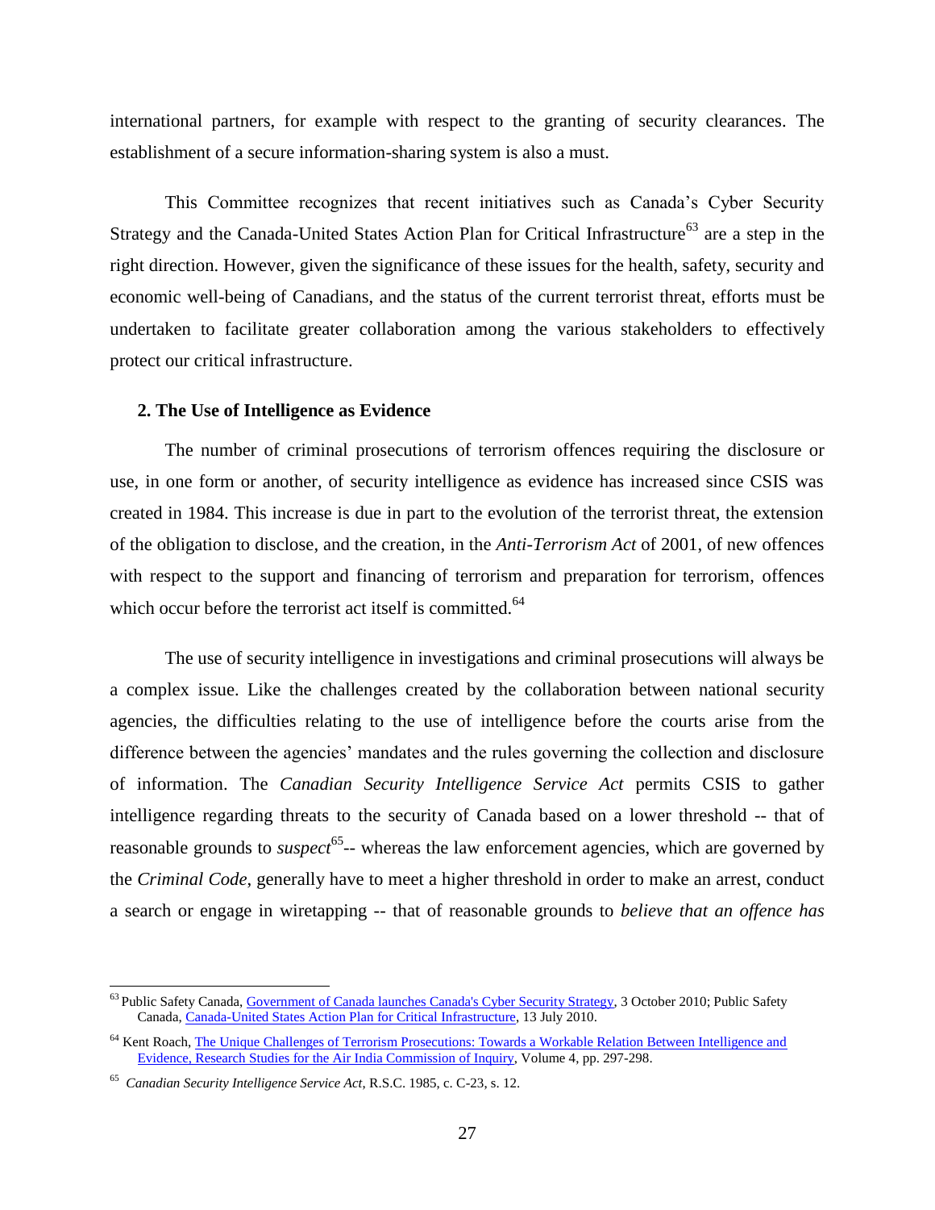international partners, for example with respect to the granting of security clearances. The establishment of a secure information-sharing system is also a must.

This Committee recognizes that recent initiatives such as Canada's Cyber Security Strategy and the Canada-United States Action Plan for Critical Infrastructure[63] are a step in the right direction. However, given the significance of these issues for the health, safety, security and economic well-being of Canadians, and the status of the current terrorist threat, efforts must be undertaken to facilitate greater collaboration among the various stakeholders to effectively protect our critical infrastructure.

### 2. The Use of Intelligence as Evidence

The number of criminal prosecutions of terrorism offences requiring the disclosure or use, in one form or another, of security intelligence as evidence has increased since CSIS was created in 1984. This increase is due in part to the evolution of the terrorist threat, the extension of the obligation to disclose, and the creation, in the *Anti-Terrorism Act* of 2001, of new offences with respect to the support and financing of terrorism and preparation for terrorism, offences which occur before the terrorist act itself is committed.[64]

The use of security intelligence in investigations and criminal prosecutions will always be a complex issue. Like the challenges created by the collaboration between national security agencies, the difficulties relating to the use of intelligence before the courts arise from the difference between the agencies' mandates and the rules governing the collection and disclosure of information. The *Canadian Security Intelligence Service Act* permits CSIS to gather intelligence regarding threats to the security of Canada based on a lower threshold -- that of reasonable grounds to *suspect*[65]-- whereas the law enforcement agencies, which are governed by the *Criminal Code*, generally have to meet a higher threshold in order to make an arrest, conduct a search or engage in wiretapping -- that of reasonable grounds to *believe that an offence has*

---

[63] Public Safety Canada, Government of Canada launches Canada's Cyber Security Strategy, 3 October 2010; Public Safety Canada, Canada-United States Action Plan for Critical Infrastructure, 13 July 2010.

[64] Kent Roach, The Unique Challenges of Terrorism Prosecutions: Towards a Workable Relation Between Intelligence and Evidence, Research Studies for the Air India Commission of Inquiry, Volume 4, pp. 297-298.

[65] *Canadian Security Intelligence Service Act*, R.S.C. 1985, c. C-23, s. 12.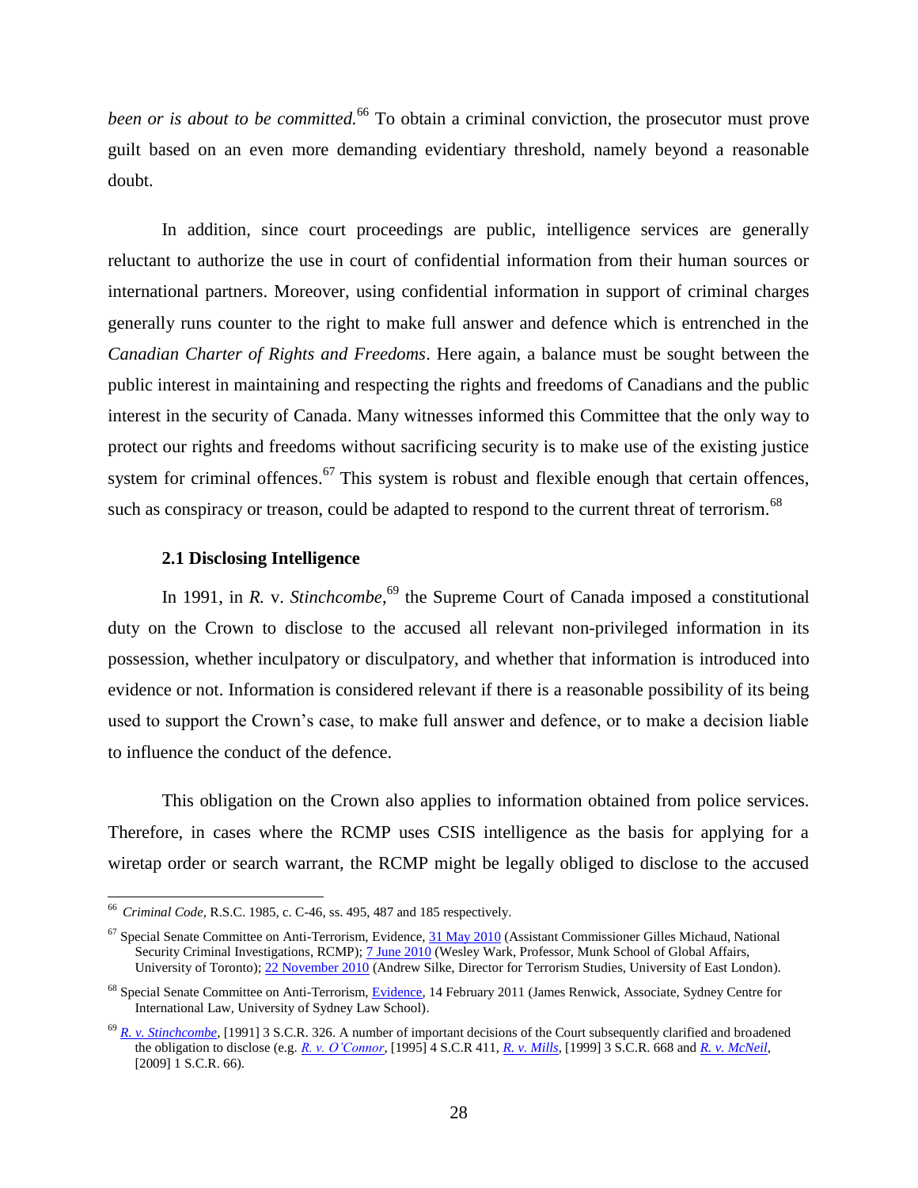*been or is about to be committed.*[66] To obtain a criminal conviction, the prosecutor must prove guilt based on an even more demanding evidentiary threshold, namely beyond a reasonable doubt.

In addition, since court proceedings are public, intelligence services are generally reluctant to authorize the use in court of confidential information from their human sources or international partners. Moreover, using confidential information in support of criminal charges generally runs counter to the right to make full answer and defence which is entrenched in the *Canadian Charter of Rights and Freedoms*. Here again, a balance must be sought between the public interest in maintaining and respecting the rights and freedoms of Canadians and the public interest in the security of Canada. Many witnesses informed this Committee that the only way to protect our rights and freedoms without sacrificing security is to make use of the existing justice system for criminal offences.[67] This system is robust and flexible enough that certain offences, such as conspiracy or treason, could be adapted to respond to the current threat of terrorism.[68]

### 2.1 Disclosing Intelligence

In 1991, in *R.* v. *Stinchcombe*,[69] the Supreme Court of Canada imposed a constitutional duty on the Crown to disclose to the accused all relevant non-privileged information in its possession, whether inculpatory or disculpatory, and whether that information is introduced into evidence or not. Information is considered relevant if there is a reasonable possibility of its being used to support the Crown's case, to make full answer and defence, or to make a decision liable to influence the conduct of the defence.

This obligation on the Crown also applies to information obtained from police services. Therefore, in cases where the RCMP uses CSIS intelligence as the basis for applying for a wiretap order or search warrant, the RCMP might be legally obliged to disclose to the accused

---

[66] *Criminal Code*, R.S.C. 1985, c. C-46, ss. 495, 487 and 185 respectively.

[67] Special Senate Committee on Anti-Terrorism, Evidence, 31 May 2010 (Assistant Commissioner Gilles Michaud, National Security Criminal Investigations, RCMP); 7 June 2010 (Wesley Wark, Professor, Munk School of Global Affairs, University of Toronto); 22 November 2010 (Andrew Silke, Director for Terrorism Studies, University of East London).

[68] Special Senate Committee on Anti-Terrorism, Evidence, 14 February 2011 (James Renwick, Associate, Sydney Centre for International Law, University of Sydney Law School).

[69] *R. v. Stinchcombe*, [1991] 3 S.C.R. 326. A number of important decisions of the Court subsequently clarified and broadened the obligation to disclose (e.g. *R. v. O'Connor*, [1995] 4 S.C.R 411, *R. v. Mills*, [1999] 3 S.C.R. 668 and *R. v. McNeil*, [2009] 1 S.C.R. 66).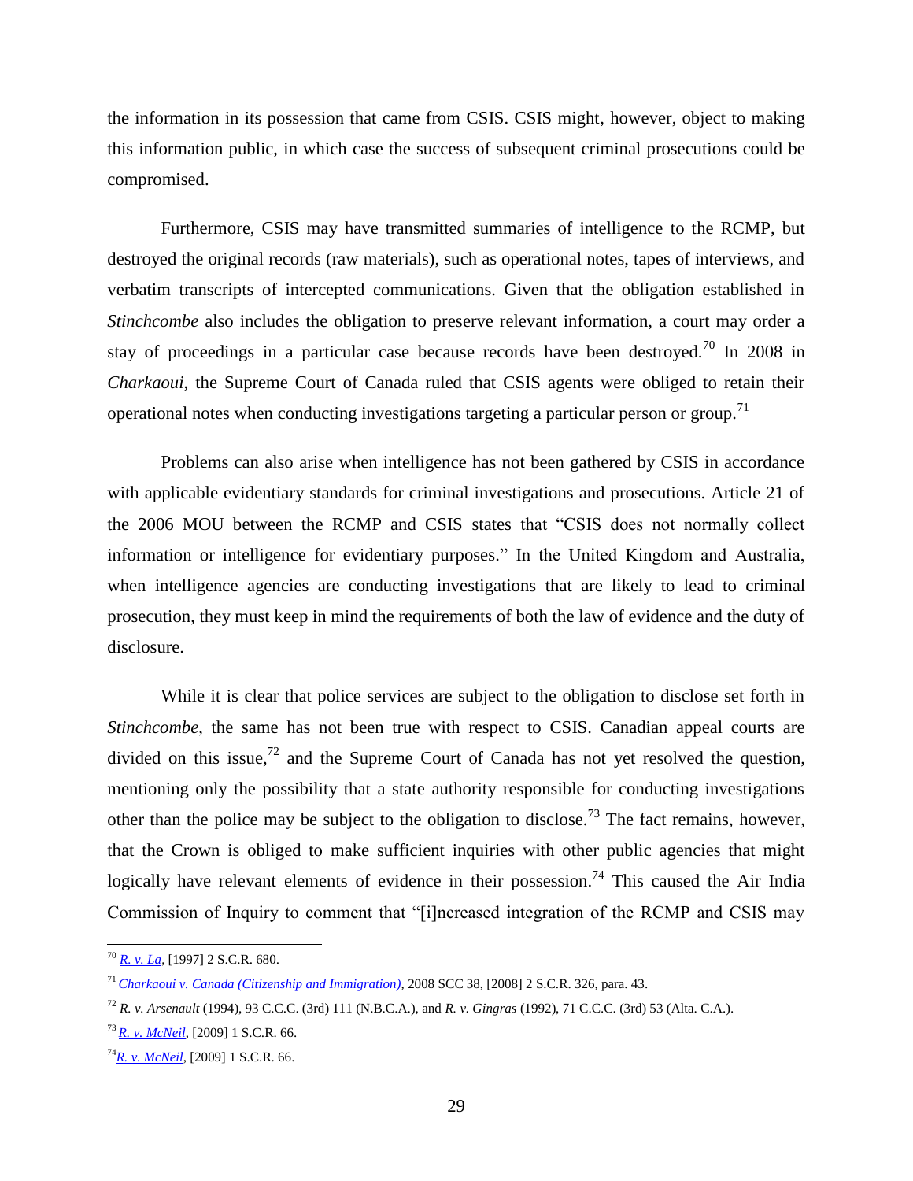the information in its possession that came from CSIS. CSIS might, however, object to making this information public, in which case the success of subsequent criminal prosecutions could be compromised.

Furthermore, CSIS may have transmitted summaries of intelligence to the RCMP, but destroyed the original records (raw materials), such as operational notes, tapes of interviews, and verbatim transcripts of intercepted communications. Given that the obligation established in *Stinchcombe* also includes the obligation to preserve relevant information, a court may order a stay of proceedings in a particular case because records have been destroyed.[70] In 2008 in *Charkaoui*, the Supreme Court of Canada ruled that CSIS agents were obliged to retain their operational notes when conducting investigations targeting a particular person or group.[71]

Problems can also arise when intelligence has not been gathered by CSIS in accordance with applicable evidentiary standards for criminal investigations and prosecutions. Article 21 of the 2006 MOU between the RCMP and CSIS states that "CSIS does not normally collect information or intelligence for evidentiary purposes." In the United Kingdom and Australia, when intelligence agencies are conducting investigations that are likely to lead to criminal prosecution, they must keep in mind the requirements of both the law of evidence and the duty of disclosure.

While it is clear that police services are subject to the obligation to disclose set forth in *Stinchcombe*, the same has not been true with respect to CSIS. Canadian appeal courts are divided on this issue,[72] and the Supreme Court of Canada has not yet resolved the question, mentioning only the possibility that a state authority responsible for conducting investigations other than the police may be subject to the obligation to disclose.[73] The fact remains, however, that the Crown is obliged to make sufficient inquiries with other public agencies that might logically have relevant elements of evidence in their possession.[74] This caused the Air India Commission of Inquiry to comment that "[i]ncreased integration of the RCMP and CSIS may

---

[70] *R. v. La*, [1997] 2 S.C.R. 680.

[71] *Charkaoui v. Canada (Citizenship and Immigration)*, 2008 SCC 38, [2008] 2 S.C.R. 326, para. 43.

[72] *R. v. Arsenault* (1994), 93 C.C.C. (3rd) 111 (N.B.C.A.), and *R. v. Gingras* (1992), 71 C.C.C. (3rd) 53 (Alta. C.A.).

[73] *R. v. McNeil*, [2009] 1 S.C.R. 66.

[74] *R. v. McNeil*, [2009] 1 S.C.R. 66.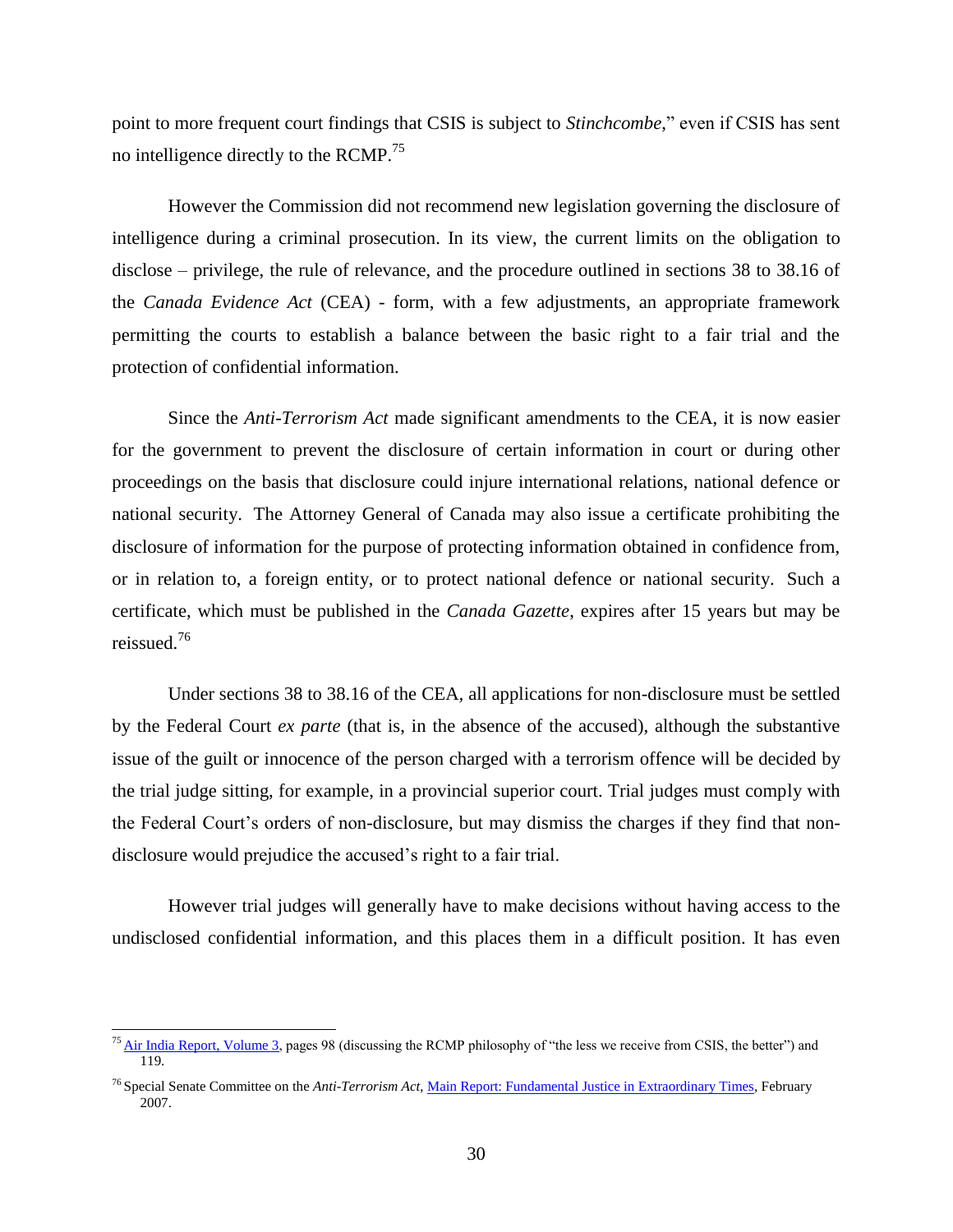point to more frequent court findings that CSIS is subject to *Stinchcombe*," even if CSIS has sent no intelligence directly to the RCMP.[75]

However the Commission did not recommend new legislation governing the disclosure of intelligence during a criminal prosecution. In its view, the current limits on the obligation to disclose – privilege, the rule of relevance, and the procedure outlined in sections 38 to 38.16 of the *Canada Evidence Act* (CEA) - form, with a few adjustments, an appropriate framework permitting the courts to establish a balance between the basic right to a fair trial and the protection of confidential information.

Since the *Anti-Terrorism Act* made significant amendments to the CEA, it is now easier for the government to prevent the disclosure of certain information in court or during other proceedings on the basis that disclosure could injure international relations, national defence or national security. The Attorney General of Canada may also issue a certificate prohibiting the disclosure of information for the purpose of protecting information obtained in confidence from, or in relation to, a foreign entity, or to protect national defence or national security. Such a certificate, which must be published in the *Canada Gazette*, expires after 15 years but may be reissued.[76]

Under sections 38 to 38.16 of the CEA, all applications for non-disclosure must be settled by the Federal Court *ex parte* (that is, in the absence of the accused), although the substantive issue of the guilt or innocence of the person charged with a terrorism offence will be decided by the trial judge sitting, for example, in a provincial superior court. Trial judges must comply with the Federal Court's orders of non-disclosure, but may dismiss the charges if they find that non-disclosure would prejudice the accused's right to a fair trial.

However trial judges will generally have to make decisions without having access to the undisclosed confidential information, and this places them in a difficult position. It has even

---

[75] Air India Report, Volume 3, pages 98 (discussing the RCMP philosophy of "the less we receive from CSIS, the better") and 119.

[76] Special Senate Committee on the *Anti-Terrorism Act*, Main Report: Fundamental Justice in Extraordinary Times, February 2007.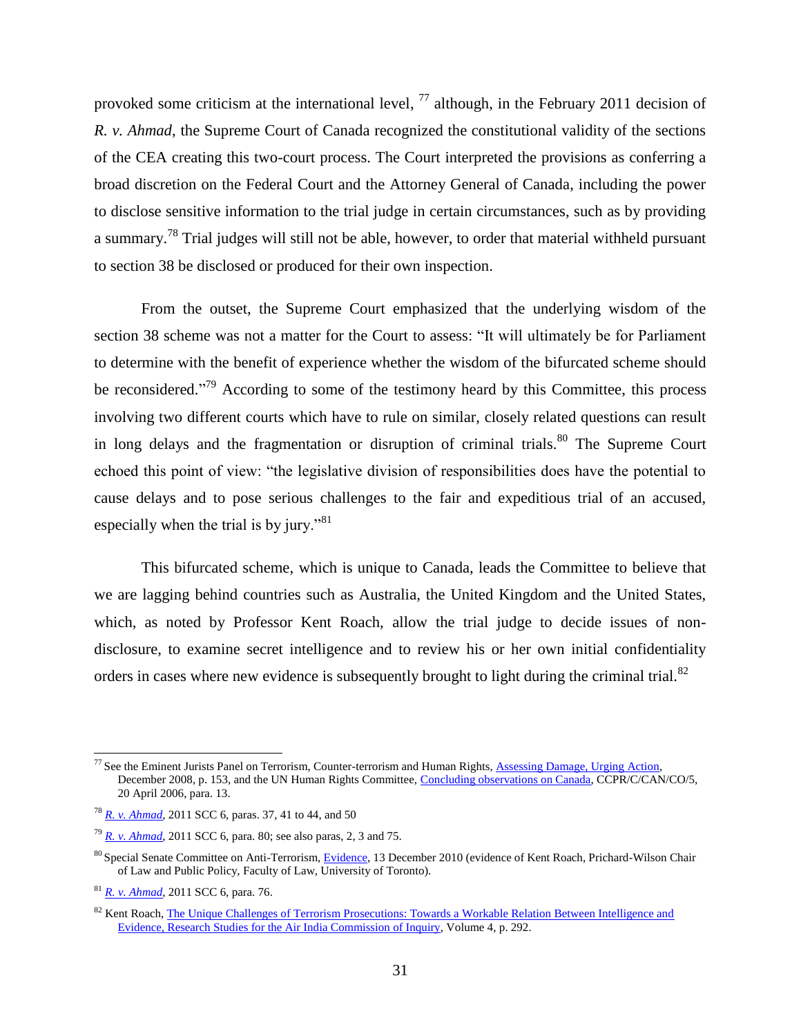provoked some criticism at the international level, [77] although, in the February 2011 decision of *R. v. Ahmad*, the Supreme Court of Canada recognized the constitutional validity of the sections of the CEA creating this two-court process. The Court interpreted the provisions as conferring a broad discretion on the Federal Court and the Attorney General of Canada, including the power to disclose sensitive information to the trial judge in certain circumstances, such as by providing a summary.[78] Trial judges will still not be able, however, to order that material withheld pursuant to section 38 be disclosed or produced for their own inspection.

From the outset, the Supreme Court emphasized that the underlying wisdom of the section 38 scheme was not a matter for the Court to assess: "It will ultimately be for Parliament to determine with the benefit of experience whether the wisdom of the bifurcated scheme should be reconsidered."[79] According to some of the testimony heard by this Committee, this process involving two different courts which have to rule on similar, closely related questions can result in long delays and the fragmentation or disruption of criminal trials.[80] The Supreme Court echoed this point of view: "the legislative division of responsibilities does have the potential to cause delays and to pose serious challenges to the fair and expeditious trial of an accused, especially when the trial is by jury."[81]

This bifurcated scheme, which is unique to Canada, leads the Committee to believe that we are lagging behind countries such as Australia, the United Kingdom and the United States, which, as noted by Professor Kent Roach, allow the trial judge to decide issues of non-disclosure, to examine secret intelligence and to review his or her own initial confidentiality orders in cases where new evidence is subsequently brought to light during the criminal trial.[82]

---

[77] See the Eminent Jurists Panel on Terrorism, Counter-terrorism and Human Rights, Assessing Damage, Urging Action, December 2008, p. 153, and the UN Human Rights Committee, Concluding observations on Canada, CCPR/C/CAN/CO/5, 20 April 2006, para. 13.

[78] *R. v. Ahmad*, 2011 SCC 6, paras. 37, 41 to 44, and 50

[79] *R. v. Ahmad*, 2011 SCC 6, para. 80; see also paras, 2, 3 and 75.

[80] Special Senate Committee on Anti-Terrorism, Evidence, 13 December 2010 (evidence of Kent Roach, Prichard-Wilson Chair of Law and Public Policy, Faculty of Law, University of Toronto).

[81] *R. v. Ahmad*, 2011 SCC 6, para. 76.

[82] Kent Roach, The Unique Challenges of Terrorism Prosecutions: Towards a Workable Relation Between Intelligence and Evidence, Research Studies for the Air India Commission of Inquiry, Volume 4, p. 292.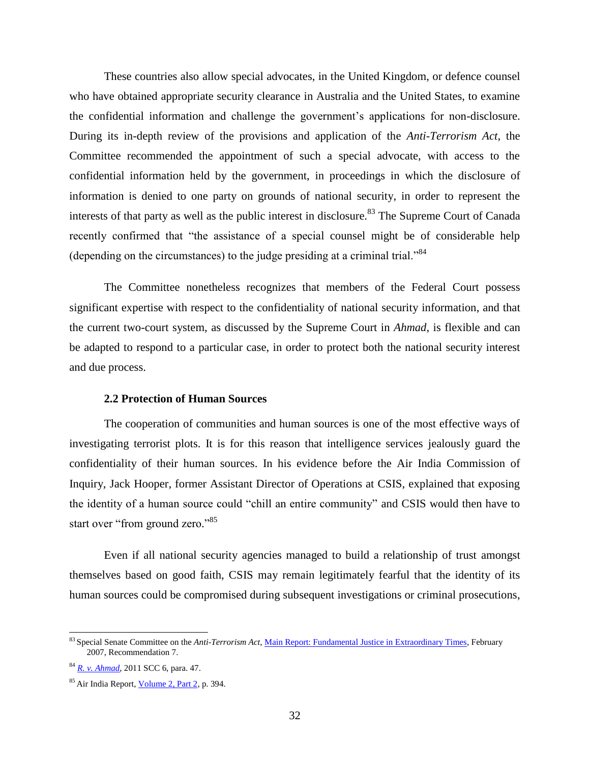These countries also allow special advocates, in the United Kingdom, or defence counsel who have obtained appropriate security clearance in Australia and the United States, to examine the confidential information and challenge the government's applications for non-disclosure. During its in-depth review of the provisions and application of the *Anti-Terrorism Act*, the Committee recommended the appointment of such a special advocate, with access to the confidential information held by the government, in proceedings in which the disclosure of information is denied to one party on grounds of national security, in order to represent the interests of that party as well as the public interest in disclosure.[83] The Supreme Court of Canada recently confirmed that "the assistance of a special counsel might be of considerable help (depending on the circumstances) to the judge presiding at a criminal trial."[84]

The Committee nonetheless recognizes that members of the Federal Court possess significant expertise with respect to the confidentiality of national security information, and that the current two-court system, as discussed by the Supreme Court in *Ahmad*, is flexible and can be adapted to respond to a particular case, in order to protect both the national security interest and due process.

### 2.2 Protection of Human Sources

The cooperation of communities and human sources is one of the most effective ways of investigating terrorist plots. It is for this reason that intelligence services jealously guard the confidentiality of their human sources. In his evidence before the Air India Commission of Inquiry, Jack Hooper, former Assistant Director of Operations at CSIS, explained that exposing the identity of a human source could "chill an entire community" and CSIS would then have to start over "from ground zero."[85]

Even if all national security agencies managed to build a relationship of trust amongst themselves based on good faith, CSIS may remain legitimately fearful that the identity of its human sources could be compromised during subsequent investigations or criminal prosecutions,

---

[83] Special Senate Committee on the *Anti-Terrorism Act*, Main Report: Fundamental Justice in Extraordinary Times, February 2007, Recommendation 7.

[84] *R. v. Ahmad*, 2011 SCC 6, para. 47.

[85] Air India Report, Volume 2, Part 2, p. 394.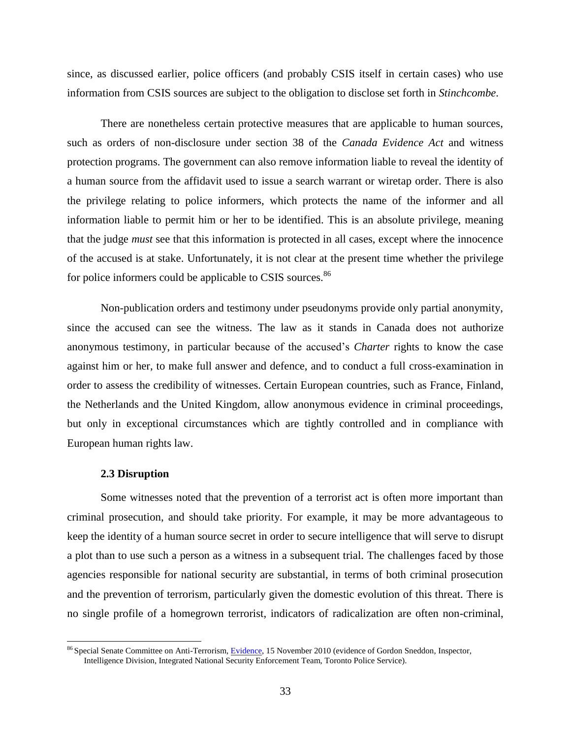since, as discussed earlier, police officers (and probably CSIS itself in certain cases) who use information from CSIS sources are subject to the obligation to disclose set forth in *Stinchcombe*.

There are nonetheless certain protective measures that are applicable to human sources, such as orders of non-disclosure under section 38 of the *Canada Evidence Act* and witness protection programs. The government can also remove information liable to reveal the identity of a human source from the affidavit used to issue a search warrant or wiretap order. There is also the privilege relating to police informers, which protects the name of the informer and all information liable to permit him or her to be identified. This is an absolute privilege, meaning that the judge *must* see that this information is protected in all cases, except where the innocence of the accused is at stake. Unfortunately, it is not clear at the present time whether the privilege for police informers could be applicable to CSIS sources.[86]

Non-publication orders and testimony under pseudonyms provide only partial anonymity, since the accused can see the witness. The law as it stands in Canada does not authorize anonymous testimony, in particular because of the accused's *Charter* rights to know the case against him or her, to make full answer and defence, and to conduct a full cross-examination in order to assess the credibility of witnesses. Certain European countries, such as France, Finland, the Netherlands and the United Kingdom, allow anonymous evidence in criminal proceedings, but only in exceptional circumstances which are tightly controlled and in compliance with European human rights law.

### 2.3 Disruption

Some witnesses noted that the prevention of a terrorist act is often more important than criminal prosecution, and should take priority. For example, it may be more advantageous to keep the identity of a human source secret in order to secure intelligence that will serve to disrupt a plot than to use such a person as a witness in a subsequent trial. The challenges faced by those agencies responsible for national security are substantial, in terms of both criminal prosecution and the prevention of terrorism, particularly given the domestic evolution of this threat. There is no single profile of a homegrown terrorist, indicators of radicalization are often non-criminal,

---

[86] Special Senate Committee on Anti-Terrorism, Evidence, 15 November 2010 (evidence of Gordon Sneddon, Inspector, Intelligence Division, Integrated National Security Enforcement Team, Toronto Police Service).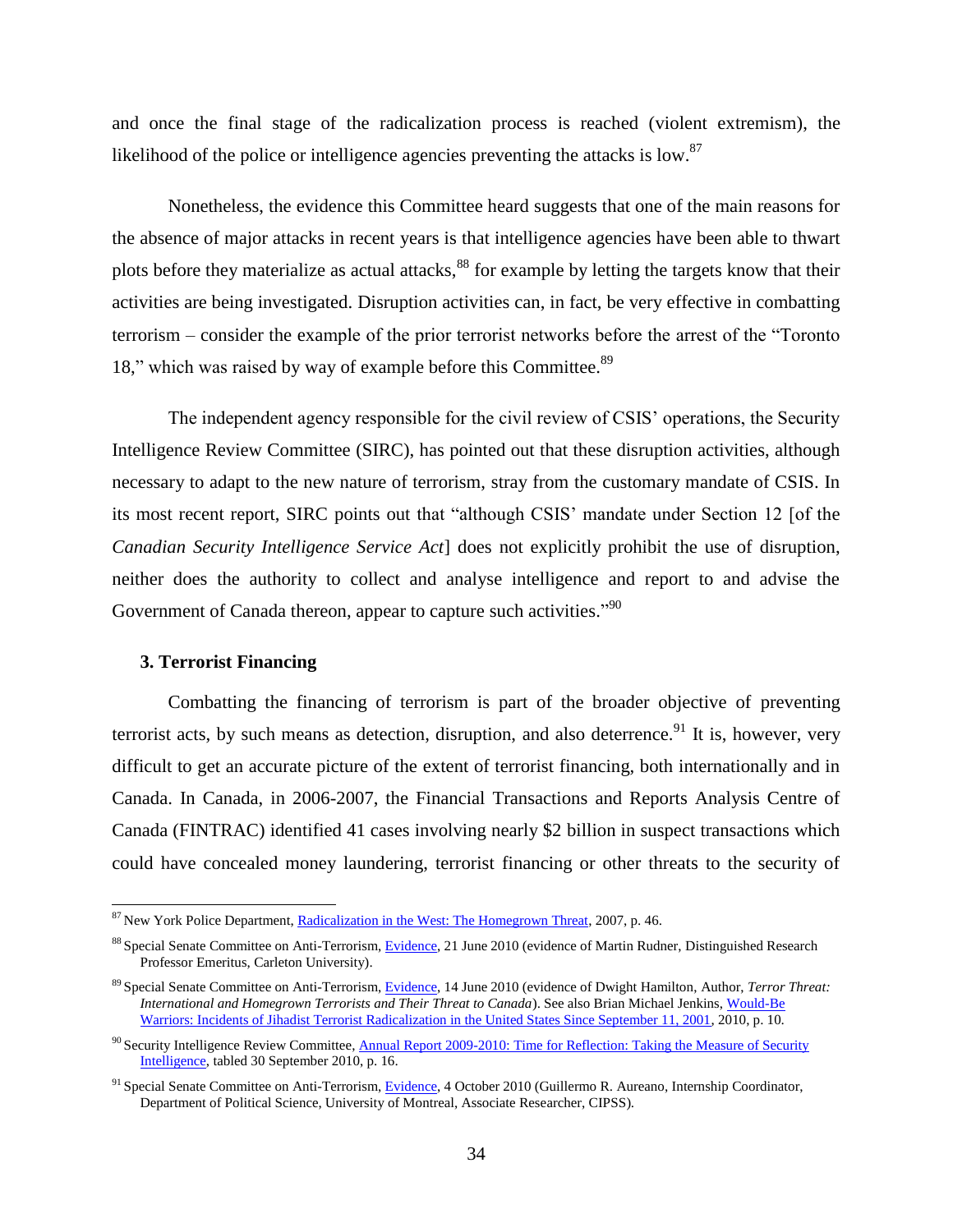and once the final stage of the radicalization process is reached (violent extremism), the likelihood of the police or intelligence agencies preventing the attacks is low.[87]

Nonetheless, the evidence this Committee heard suggests that one of the main reasons for the absence of major attacks in recent years is that intelligence agencies have been able to thwart plots before they materialize as actual attacks,[88] for example by letting the targets know that their activities are being investigated. Disruption activities can, in fact, be very effective in combatting terrorism – consider the example of the prior terrorist networks before the arrest of the "Toronto 18," which was raised by way of example before this Committee.[89]

The independent agency responsible for the civil review of CSIS' operations, the Security Intelligence Review Committee (SIRC), has pointed out that these disruption activities, although necessary to adapt to the new nature of terrorism, stray from the customary mandate of CSIS. In its most recent report, SIRC points out that "although CSIS' mandate under Section 12 [of the *Canadian Security Intelligence Service Act*] does not explicitly prohibit the use of disruption, neither does the authority to collect and analyse intelligence and report to and advise the Government of Canada thereon, appear to capture such activities."[90]

### 3. Terrorist Financing

Combatting the financing of terrorism is part of the broader objective of preventing terrorist acts, by such means as detection, disruption, and also deterrence.[91] It is, however, very difficult to get an accurate picture of the extent of terrorist financing, both internationally and in Canada. In Canada, in 2006-2007, the Financial Transactions and Reports Analysis Centre of Canada (FINTRAC) identified 41 cases involving nearly $2 billion in suspect transactions which could have concealed money laundering, terrorist financing or other threats to the security of

---

[87] New York Police Department, Radicalization in the West: The Homegrown Threat, 2007, p. 46.

[88] Special Senate Committee on Anti-Terrorism, Evidence, 21 June 2010 (evidence of Martin Rudner, Distinguished Research Professor Emeritus, Carleton University).

[89] Special Senate Committee on Anti-Terrorism, Evidence, 14 June 2010 (evidence of Dwight Hamilton, Author, *Terror Threat: International and Homegrown Terrorists and Their Threat to Canada*). See also Brian Michael Jenkins, Would-Be Warriors: Incidents of Jihadist Terrorist Radicalization in the United States Since September 11, 2001, 2010, p. 10.

[90] Security Intelligence Review Committee, Annual Report 2009-2010: Time for Reflection: Taking the Measure of Security Intelligence, tabled 30 September 2010, p. 16.

[91] Special Senate Committee on Anti-Terrorism, Evidence, 4 October 2010 (Guillermo R. Aureano, Internship Coordinator, Department of Political Science, University of Montreal, Associate Researcher, CIPSS).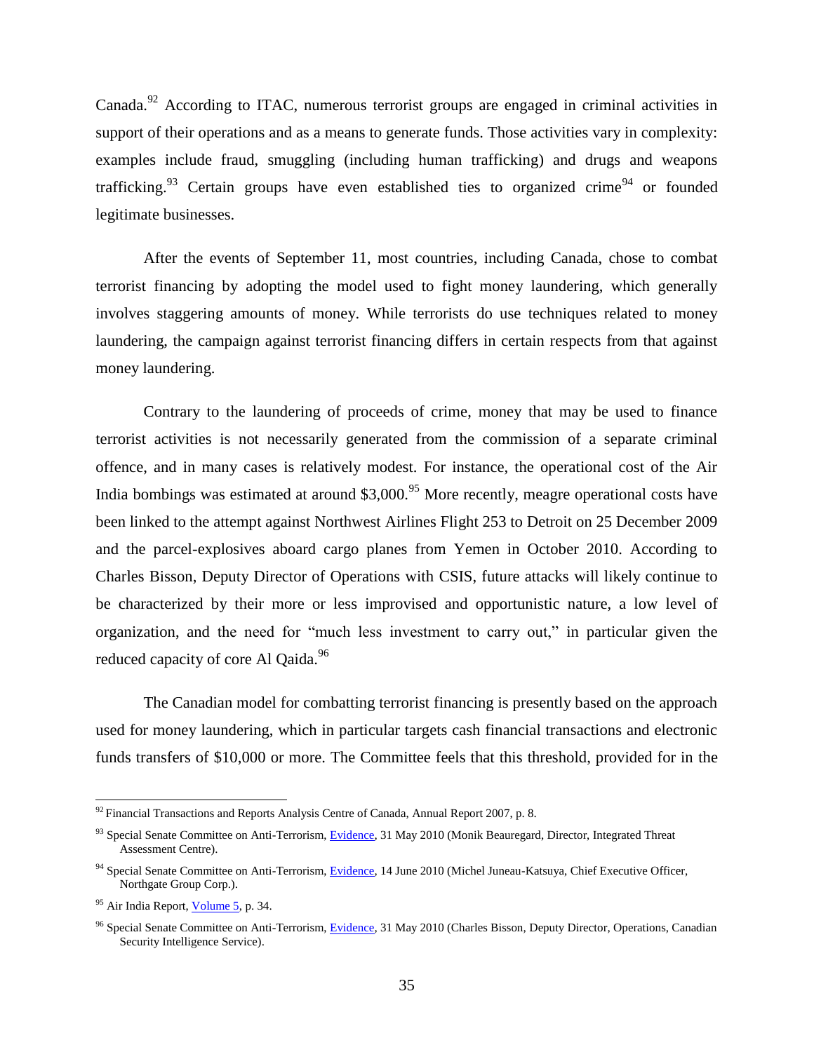Canada.[92] According to ITAC, numerous terrorist groups are engaged in criminal activities in support of their operations and as a means to generate funds. Those activities vary in complexity: examples include fraud, smuggling (including human trafficking) and drugs and weapons trafficking.[93] Certain groups have even established ties to organized crime[94] or founded legitimate businesses.

After the events of September 11, most countries, including Canada, chose to combat terrorist financing by adopting the model used to fight money laundering, which generally involves staggering amounts of money. While terrorists do use techniques related to money laundering, the campaign against terrorist financing differs in certain respects from that against money laundering.

Contrary to the laundering of proceeds of crime, money that may be used to finance terrorist activities is not necessarily generated from the commission of a separate criminal offence, and in many cases is relatively modest. For instance, the operational cost of the Air India bombings was estimated at around $3,000.[95] More recently, meagre operational costs have been linked to the attempt against Northwest Airlines Flight 253 to Detroit on 25 December 2009 and the parcel-explosives aboard cargo planes from Yemen in October 2010. According to Charles Bisson, Deputy Director of Operations with CSIS, future attacks will likely continue to be characterized by their more or less improvised and opportunistic nature, a low level of organization, and the need for "much less investment to carry out," in particular given the reduced capacity of core Al Qaida.[96]

The Canadian model for combatting terrorist financing is presently based on the approach used for money laundering, which in particular targets cash financial transactions and electronic funds transfers of $10,000 or more. The Committee feels that this threshold, provided for in the

---

[92] Financial Transactions and Reports Analysis Centre of Canada, Annual Report 2007, p. 8.

[93] Special Senate Committee on Anti-Terrorism, Evidence, 31 May 2010 (Monik Beauregard, Director, Integrated Threat Assessment Centre).

[94] Special Senate Committee on Anti-Terrorism, Evidence, 14 June 2010 (Michel Juneau-Katsuya, Chief Executive Officer, Northgate Group Corp.).

[95] Air India Report, Volume 5, p. 34.

[96] Special Senate Committee on Anti-Terrorism, Evidence, 31 May 2010 (Charles Bisson, Deputy Director, Operations, Canadian Security Intelligence Service).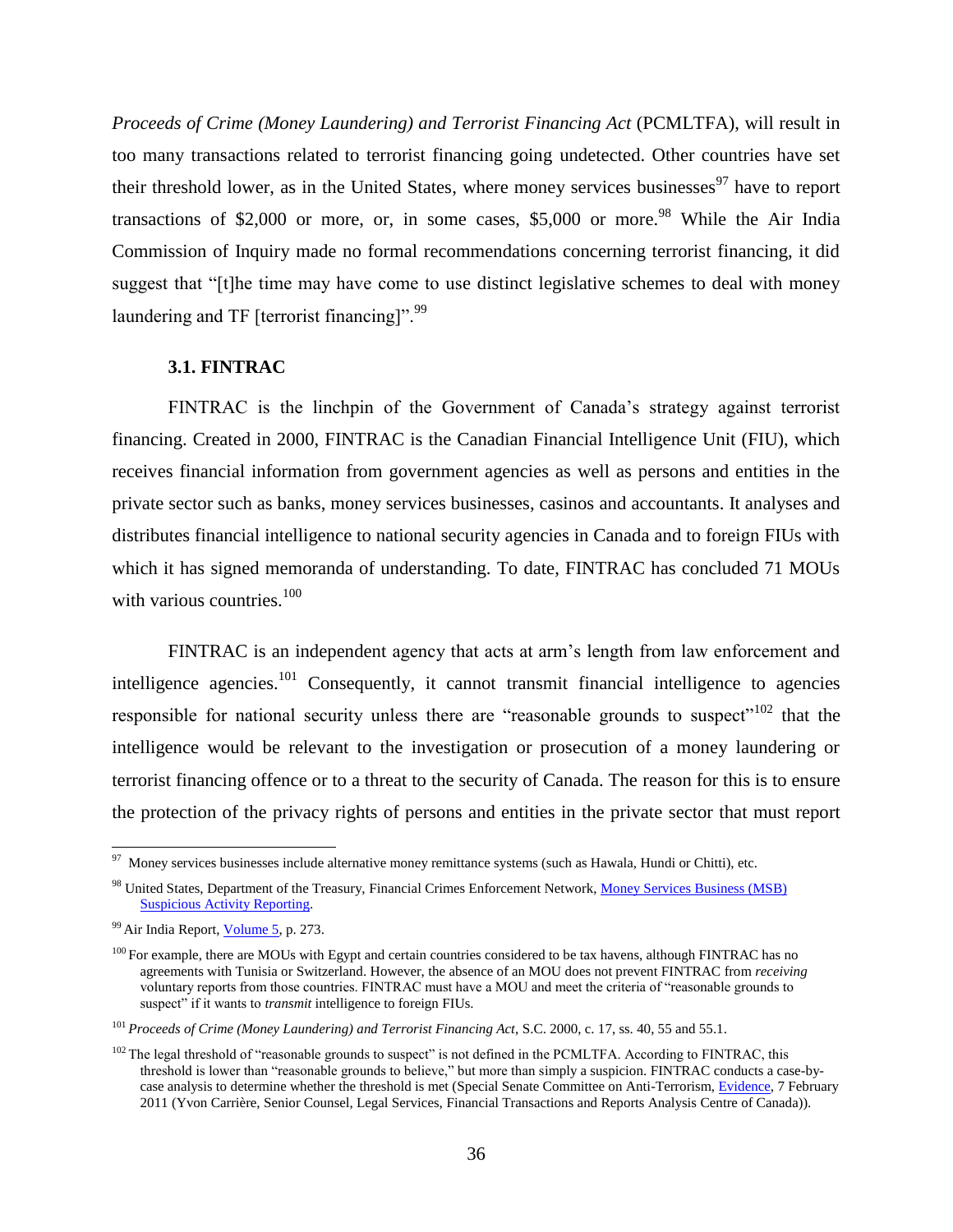*Proceeds of Crime (Money Laundering) and Terrorist Financing Act* (PCMLTFA), will result in too many transactions related to terrorist financing going undetected. Other countries have set their threshold lower, as in the United States, where money services businesses[97] have to report transactions of $2,000 or more, or, in some cases, $5,000 or more.[98] While the Air India Commission of Inquiry made no formal recommendations concerning terrorist financing, it did suggest that "[t]he time may have come to use distinct legislative schemes to deal with money laundering and TF [terrorist financing]".[99]

### 3.1. FINTRAC

FINTRAC is the linchpin of the Government of Canada's strategy against terrorist financing. Created in 2000, FINTRAC is the Canadian Financial Intelligence Unit (FIU), which receives financial information from government agencies as well as persons and entities in the private sector such as banks, money services businesses, casinos and accountants. It analyses and distributes financial intelligence to national security agencies in Canada and to foreign FIUs with which it has signed memoranda of understanding. To date, FINTRAC has concluded 71 MOUs with various countries.[100]

FINTRAC is an independent agency that acts at arm's length from law enforcement and intelligence agencies.[101] Consequently, it cannot transmit financial intelligence to agencies responsible for national security unless there are "reasonable grounds to suspect"[102] that the intelligence would be relevant to the investigation or prosecution of a money laundering or terrorist financing offence or to a threat to the security of Canada. The reason for this is to ensure the protection of the privacy rights of persons and entities in the private sector that must report

---

[97] Money services businesses include alternative money remittance systems (such as Hawala, Hundi or Chitti), etc.

[98] United States, Department of the Treasury, Financial Crimes Enforcement Network, Money Services Business (MSB) Suspicious Activity Reporting.

[99] Air India Report, Volume 5, p. 273.

[100] For example, there are MOUs with Egypt and certain countries considered to be tax havens, although FINTRAC has no agreements with Tunisia or Switzerland. However, the absence of an MOU does not prevent FINTRAC from *receiving* voluntary reports from those countries. FINTRAC must have a MOU and meet the criteria of "reasonable grounds to suspect" if it wants to *transmit* intelligence to foreign FIUs.

[101] *Proceeds of Crime (Money Laundering) and Terrorist Financing Act*, S.C. 2000, c. 17, ss. 40, 55 and 55.1.

[102] The legal threshold of "reasonable grounds to suspect" is not defined in the PCMLTFA. According to FINTRAC, this threshold is lower than "reasonable grounds to believe," but more than simply a suspicion. FINTRAC conducts a case-by-case analysis to determine whether the threshold is met (Special Senate Committee on Anti-Terrorism, Evidence, 7 February 2011 (Yvon Carrière, Senior Counsel, Legal Services, Financial Transactions and Reports Analysis Centre of Canada)).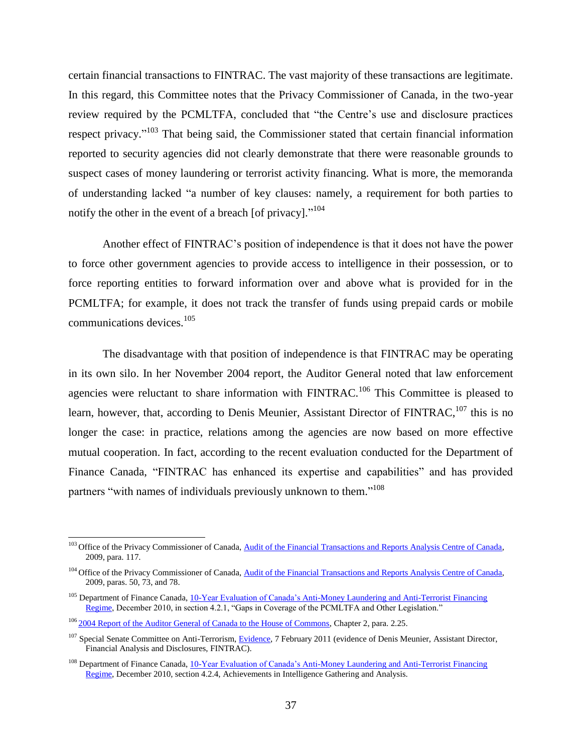certain financial transactions to FINTRAC. The vast majority of these transactions are legitimate. In this regard, this Committee notes that the Privacy Commissioner of Canada, in the two-year review required by the PCMLTFA, concluded that "the Centre's use and disclosure practices respect privacy."[103] That being said, the Commissioner stated that certain financial information reported to security agencies did not clearly demonstrate that there were reasonable grounds to suspect cases of money laundering or terrorist activity financing. What is more, the memoranda of understanding lacked "a number of key clauses: namely, a requirement for both parties to notify the other in the event of a breach [of privacy]."[104]

Another effect of FINTRAC's position of independence is that it does not have the power to force other government agencies to provide access to intelligence in their possession, or to force reporting entities to forward information over and above what is provided for in the PCMLTFA; for example, it does not track the transfer of funds using prepaid cards or mobile communications devices.[105]

The disadvantage with that position of independence is that FINTRAC may be operating in its own silo. In her November 2004 report, the Auditor General noted that law enforcement agencies were reluctant to share information with FINTRAC.[106] This Committee is pleased to learn, however, that, according to Denis Meunier, Assistant Director of FINTRAC,[107] this is no longer the case: in practice, relations among the agencies are now based on more effective mutual cooperation. In fact, according to the recent evaluation conducted for the Department of Finance Canada, "FINTRAC has enhanced its expertise and capabilities" and has provided partners "with names of individuals previously unknown to them."[108]

---

[103] Office of the Privacy Commissioner of Canada, Audit of the Financial Transactions and Reports Analysis Centre of Canada, 2009, para. 117.

[104] Office of the Privacy Commissioner of Canada, Audit of the Financial Transactions and Reports Analysis Centre of Canada, 2009, paras. 50, 73, and 78.

[105] Department of Finance Canada, 10-Year Evaluation of Canada's Anti-Money Laundering and Anti-Terrorist Financing Regime, December 2010, in section 4.2.1, "Gaps in Coverage of the PCMLTFA and Other Legislation."

[106] 2004 Report of the Auditor General of Canada to the House of Commons, Chapter 2, para. 2.25.

[107] Special Senate Committee on Anti-Terrorism, Evidence, 7 February 2011 (evidence of Denis Meunier, Assistant Director, Financial Analysis and Disclosures, FINTRAC).

[108] Department of Finance Canada, 10-Year Evaluation of Canada's Anti-Money Laundering and Anti-Terrorist Financing Regime, December 2010, section 4.2.4, Achievements in Intelligence Gathering and Analysis.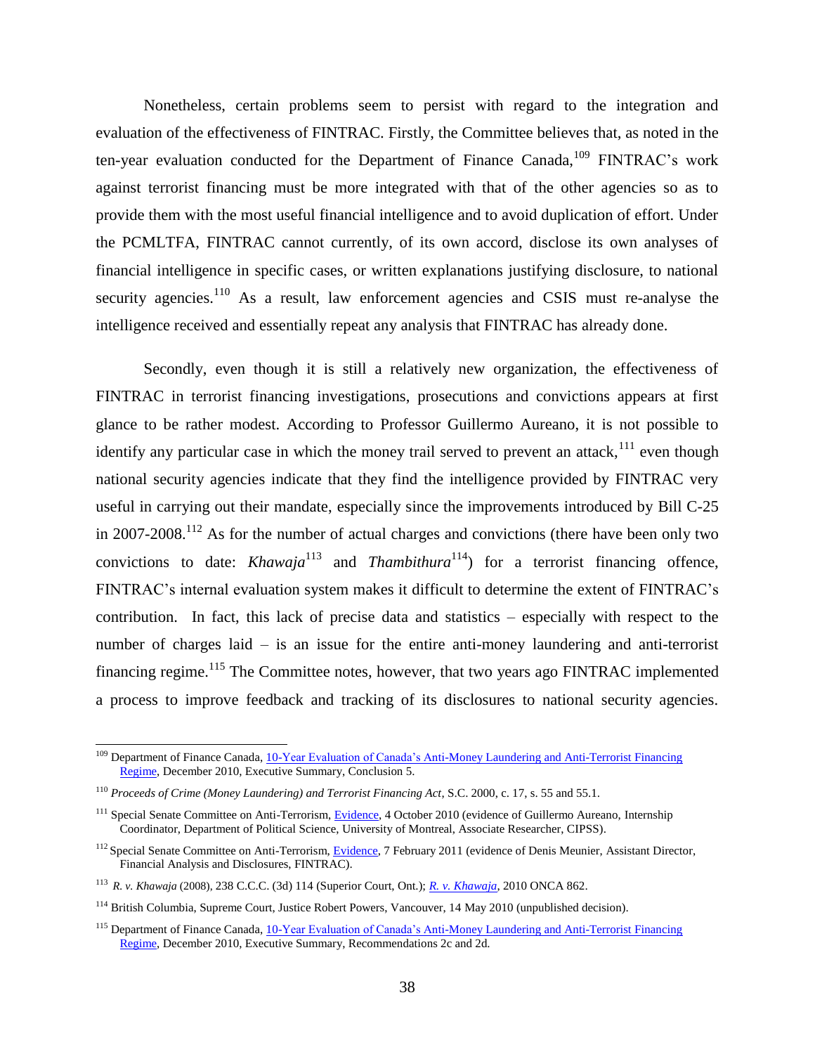Nonetheless, certain problems seem to persist with regard to the integration and evaluation of the effectiveness of FINTRAC. Firstly, the Committee believes that, as noted in the ten-year evaluation conducted for the Department of Finance Canada,[109] FINTRAC's work against terrorist financing must be more integrated with that of the other agencies so as to provide them with the most useful financial intelligence and to avoid duplication of effort. Under the PCMLTFA, FINTRAC cannot currently, of its own accord, disclose its own analyses of financial intelligence in specific cases, or written explanations justifying disclosure, to national security agencies.[110] As a result, law enforcement agencies and CSIS must re-analyse the intelligence received and essentially repeat any analysis that FINTRAC has already done.

Secondly, even though it is still a relatively new organization, the effectiveness of FINTRAC in terrorist financing investigations, prosecutions and convictions appears at first glance to be rather modest. According to Professor Guillermo Aureano, it is not possible to identify any particular case in which the money trail served to prevent an attack,[111] even though national security agencies indicate that they find the intelligence provided by FINTRAC very useful in carrying out their mandate, especially since the improvements introduced by Bill C-25 in 2007-2008.[112] As for the number of actual charges and convictions (there have been only two convictions to date: *Khawaja*[113] and *Thambithura*[114]) for a terrorist financing offence, FINTRAC's internal evaluation system makes it difficult to determine the extent of FINTRAC's contribution. In fact, this lack of precise data and statistics – especially with respect to the number of charges laid – is an issue for the entire anti-money laundering and anti-terrorist financing regime.[115] The Committee notes, however, that two years ago FINTRAC implemented a process to improve feedback and tracking of its disclosures to national security agencies.

---

[109] Department of Finance Canada, 10-Year Evaluation of Canada's Anti-Money Laundering and Anti-Terrorist Financing Regime, December 2010, Executive Summary, Conclusion 5.

[110] *Proceeds of Crime (Money Laundering) and Terrorist Financing Act*, S.C. 2000, c. 17, s. 55 and 55.1.

[111] Special Senate Committee on Anti-Terrorism, Evidence, 4 October 2010 (evidence of Guillermo Aureano, Internship Coordinator, Department of Political Science, University of Montreal, Associate Researcher, CIPSS).

[112] Special Senate Committee on Anti-Terrorism, Evidence, 7 February 2011 (evidence of Denis Meunier, Assistant Director, Financial Analysis and Disclosures, FINTRAC).

[113] *R. v. Khawaja* (2008), 238 C.C.C. (3d) 114 (Superior Court, Ont.); *R. v. Khawaja*, 2010 ONCA 862.

[114] British Columbia, Supreme Court, Justice Robert Powers, Vancouver, 14 May 2010 (unpublished decision).

[115] Department of Finance Canada, 10-Year Evaluation of Canada's Anti-Money Laundering and Anti-Terrorist Financing Regime, December 2010, Executive Summary, Recommendations 2c and 2d.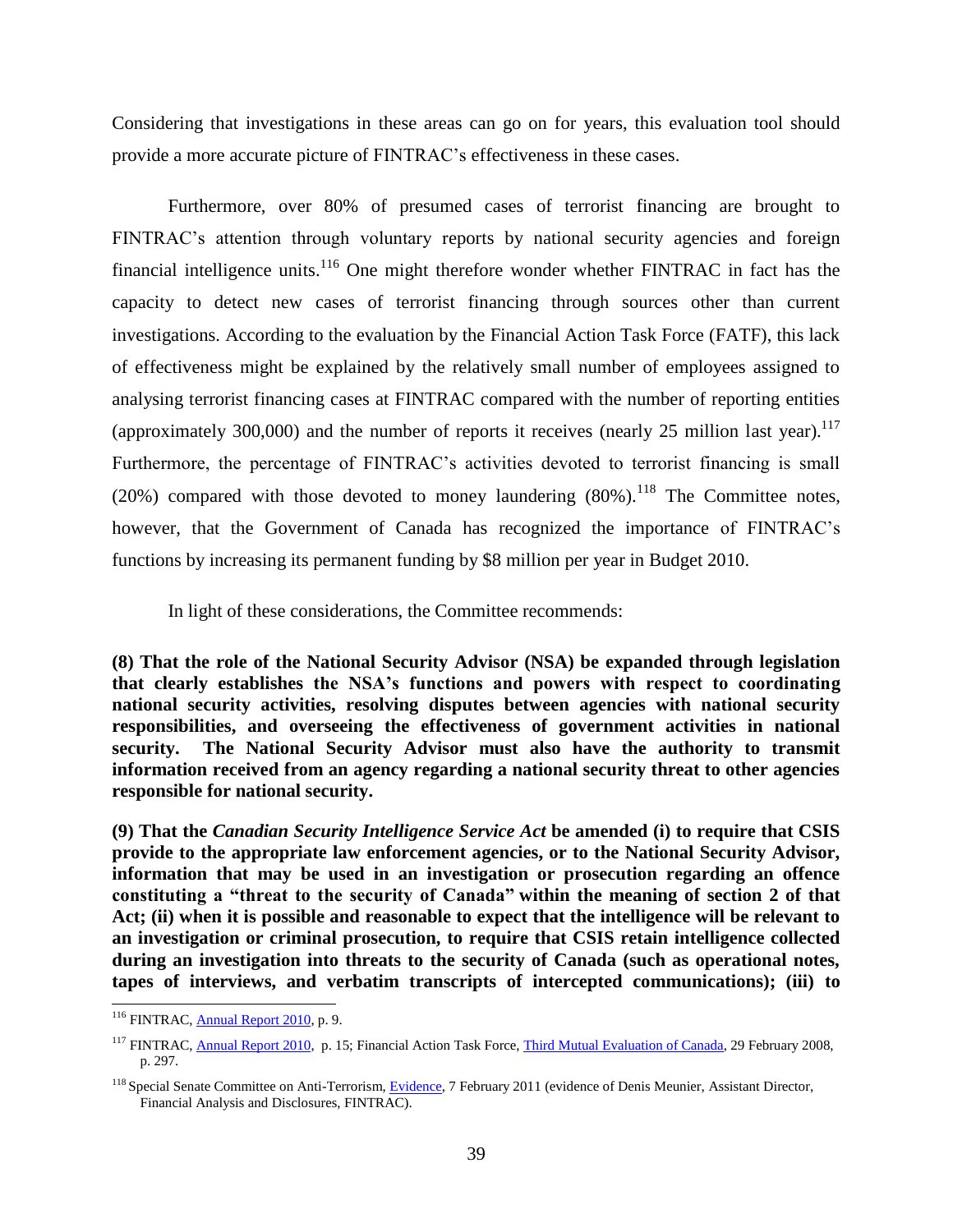Considering that investigations in these areas can go on for years, this evaluation tool should provide a more accurate picture of FINTRAC's effectiveness in these cases.

Furthermore, over 80% of presumed cases of terrorist financing are brought to FINTRAC's attention through voluntary reports by national security agencies and foreign financial intelligence units.[116] One might therefore wonder whether FINTRAC in fact has the capacity to detect new cases of terrorist financing through sources other than current investigations. According to the evaluation by the Financial Action Task Force (FATF), this lack of effectiveness might be explained by the relatively small number of employees assigned to analysing terrorist financing cases at FINTRAC compared with the number of reporting entities (approximately 300,000) and the number of reports it receives (nearly 25 million last year).[117] Furthermore, the percentage of FINTRAC's activities devoted to terrorist financing is small (20%) compared with those devoted to money laundering (80%).[118] The Committee notes, however, that the Government of Canada has recognized the importance of FINTRAC's functions by increasing its permanent funding by $8 million per year in Budget 2010.

In light of these considerations, the Committee recommends:

**(8) That the role of the National Security Advisor (NSA) be expanded through legislation that clearly establishes the NSA's functions and powers with respect to coordinating national security activities, resolving disputes between agencies with national security responsibilities, and overseeing the effectiveness of government activities in national security. The National Security Advisor must also have the authority to transmit information received from an agency regarding a national security threat to other agencies responsible for national security.**

**(9) That the *Canadian Security Intelligence Service Act* be amended (i) to require that CSIS provide to the appropriate law enforcement agencies, or to the National Security Advisor, information that may be used in an investigation or prosecution regarding an offence constituting a "threat to the security of Canada" within the meaning of section 2 of that Act; (ii) when it is possible and reasonable to expect that the intelligence will be relevant to an investigation or criminal prosecution, to require that CSIS retain intelligence collected during an investigation into threats to the security of Canada (such as operational notes, tapes of interviews, and verbatim transcripts of intercepted communications); (iii) to**

---

[116] FINTRAC, Annual Report 2010, p. 9.

[117] FINTRAC, Annual Report 2010, p. 15; Financial Action Task Force, Third Mutual Evaluation of Canada, 29 February 2008, p. 297.

[118] Special Senate Committee on Anti-Terrorism, Evidence, 7 February 2011 (evidence of Denis Meunier, Assistant Director, Financial Analysis and Disclosures, FINTRAC).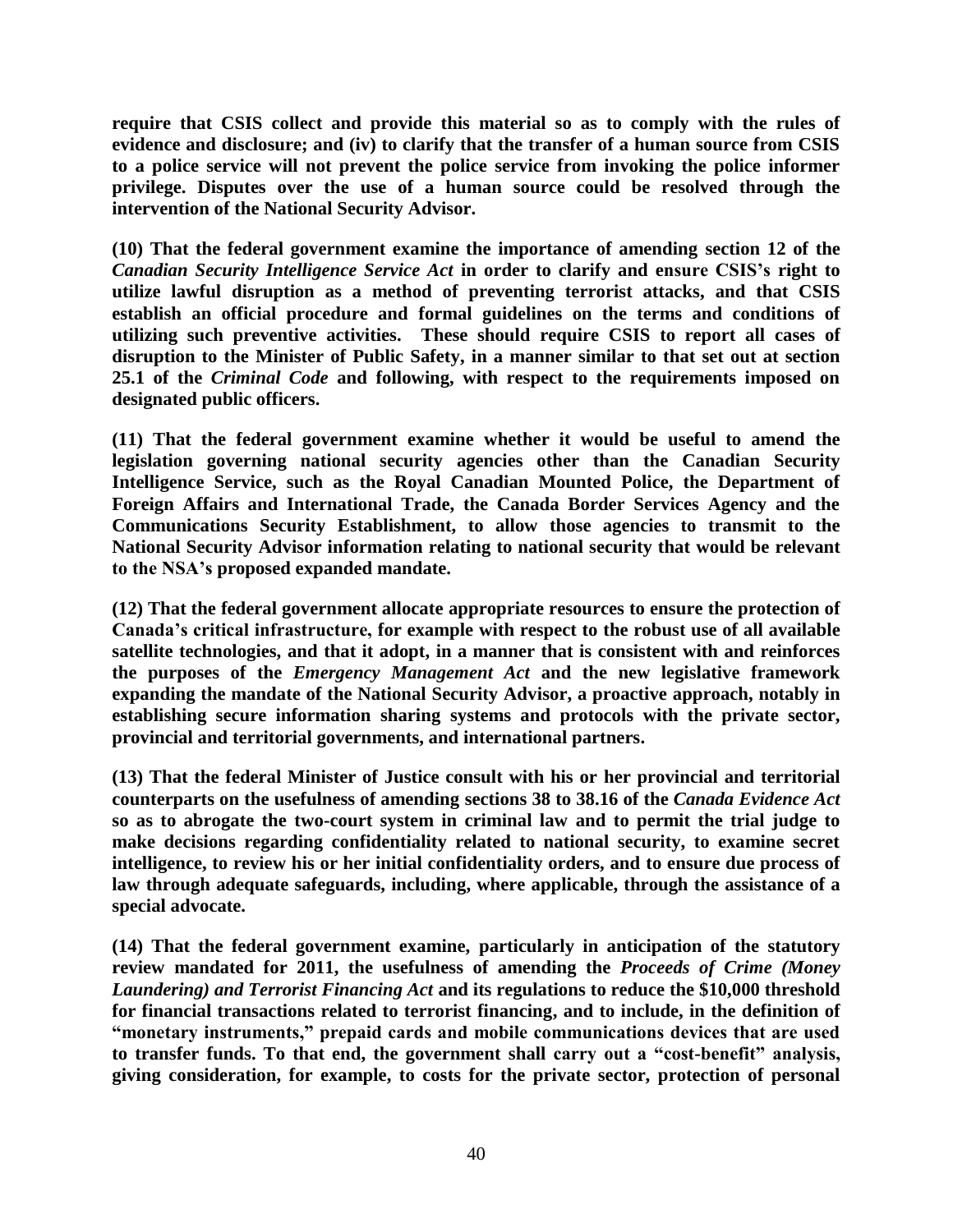**require that CSIS collect and provide this material so as to comply with the rules of evidence and disclosure; and (iv) to clarify that the transfer of a human source from CSIS to a police service will not prevent the police service from invoking the police informer privilege. Disputes over the use of a human source could be resolved through the intervention of the National Security Advisor.**

**(10) That the federal government examine the importance of amending section 12 of the *Canadian Security Intelligence Service Act* in order to clarify and ensure CSIS's right to utilize lawful disruption as a method of preventing terrorist attacks, and that CSIS establish an official procedure and formal guidelines on the terms and conditions of utilizing such preventive activities. These should require CSIS to report all cases of disruption to the Minister of Public Safety, in a manner similar to that set out at section 25.1 of the *Criminal Code* and following, with respect to the requirements imposed on designated public officers.**

**(11) That the federal government examine whether it would be useful to amend the legislation governing national security agencies other than the Canadian Security Intelligence Service, such as the Royal Canadian Mounted Police, the Department of Foreign Affairs and International Trade, the Canada Border Services Agency and the Communications Security Establishment, to allow those agencies to transmit to the National Security Advisor information relating to national security that would be relevant to the NSA's proposed expanded mandate.**

**(12) That the federal government allocate appropriate resources to ensure the protection of Canada's critical infrastructure, for example with respect to the robust use of all available satellite technologies, and that it adopt, in a manner that is consistent with and reinforces the purposes of the *Emergency Management Act* and the new legislative framework expanding the mandate of the National Security Advisor, a proactive approach, notably in establishing secure information sharing systems and protocols with the private sector, provincial and territorial governments, and international partners.**

**(13) That the federal Minister of Justice consult with his or her provincial and territorial counterparts on the usefulness of amending sections 38 to 38.16 of the *Canada Evidence Act* so as to abrogate the two-court system in criminal law and to permit the trial judge to make decisions regarding confidentiality related to national security, to examine secret intelligence, to review his or her initial confidentiality orders, and to ensure due process of law through adequate safeguards, including, where applicable, through the assistance of a special advocate.**

**(14) That the federal government examine, particularly in anticipation of the statutory review mandated for 2011, the usefulness of amending the *Proceeds of Crime (Money Laundering) and Terrorist Financing Act* and its regulations to reduce the $10,000 threshold for financial transactions related to terrorist financing, and to include, in the definition of "monetary instruments," prepaid cards and mobile communications devices that are used to transfer funds. To that end, the government shall carry out a "cost-benefit" analysis, giving consideration, for example, to costs for the private sector, protection of personal**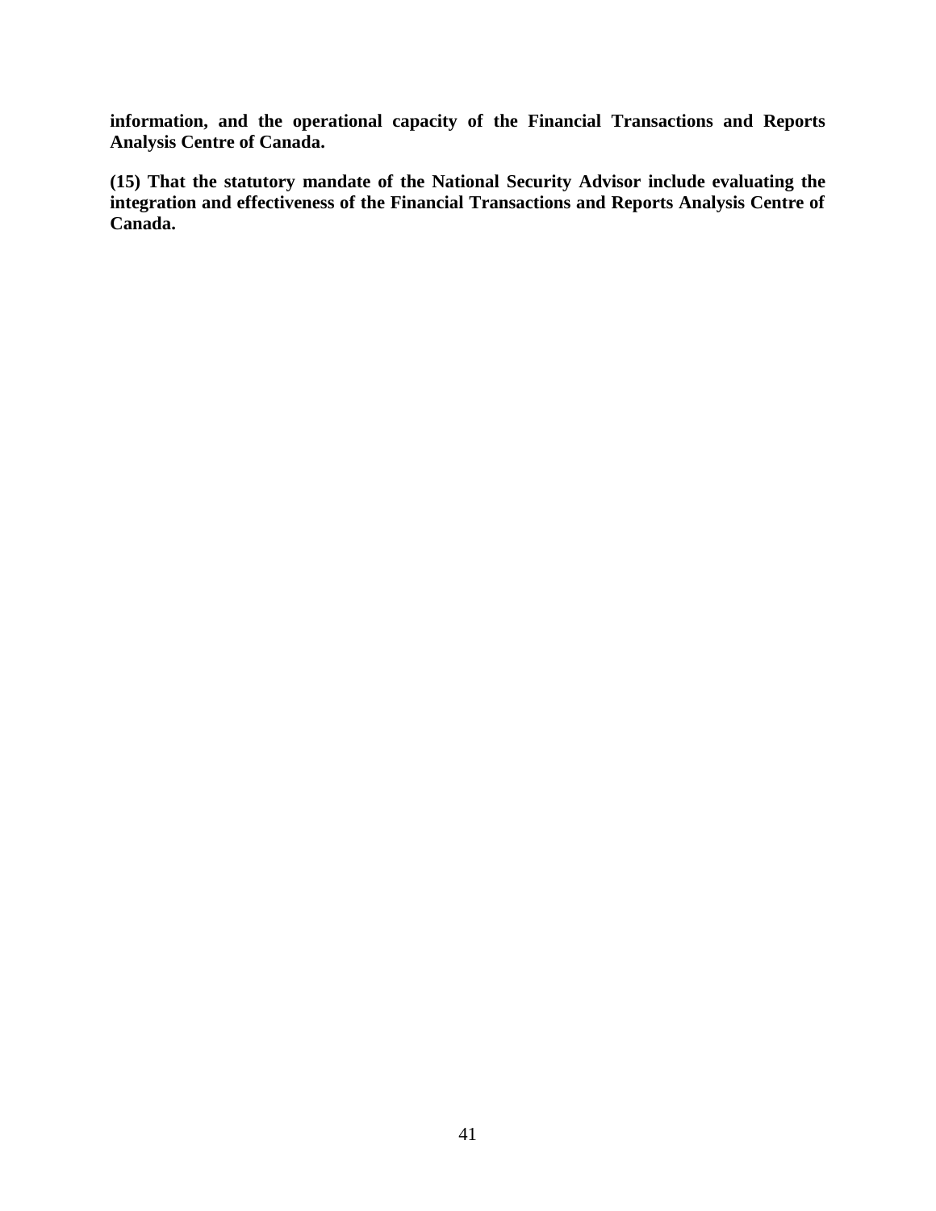**information, and the operational capacity of the Financial Transactions and Reports Analysis Centre of Canada.**

**(15) That the statutory mandate of the National Security Advisor include evaluating the integration and effectiveness of the Financial Transactions and Reports Analysis Centre of Canada.**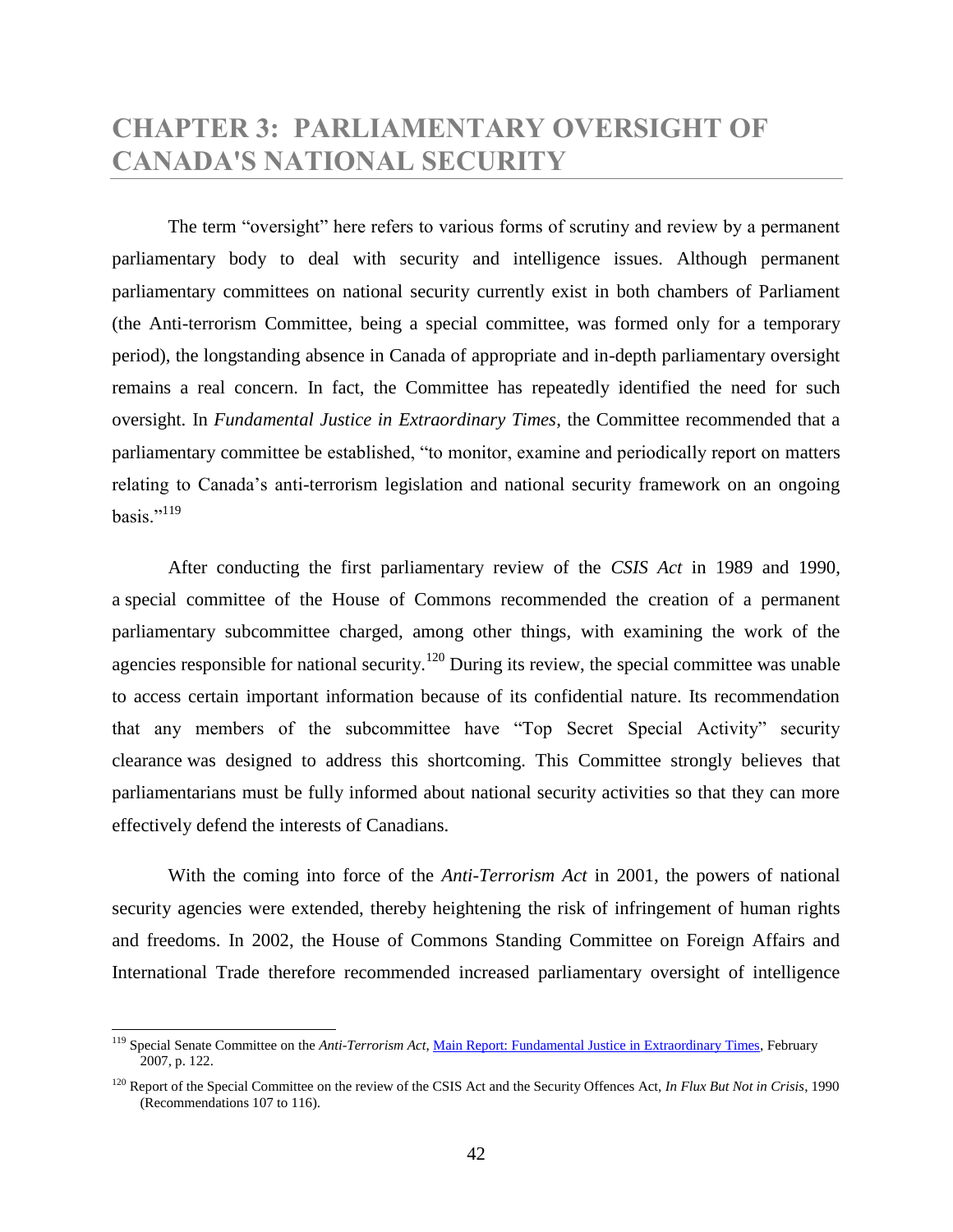# CHAPTER 3: PARLIAMENTARY OVERSIGHT OF CANADA'S NATIONAL SECURITY

The term "oversight" here refers to various forms of scrutiny and review by a permanent parliamentary body to deal with security and intelligence issues. Although permanent parliamentary committees on national security currently exist in both chambers of Parliament (the Anti-terrorism Committee, being a special committee, was formed only for a temporary period), the longstanding absence in Canada of appropriate and in-depth parliamentary oversight remains a real concern. In fact, the Committee has repeatedly identified the need for such oversight. In *Fundamental Justice in Extraordinary Times*, the Committee recommended that a parliamentary committee be established, "to monitor, examine and periodically report on matters relating to Canada's anti-terrorism legislation and national security framework on an ongoing basis."[119]

After conducting the first parliamentary review of the *CSIS Act* in 1989 and 1990, a special committee of the House of Commons recommended the creation of a permanent parliamentary subcommittee charged, among other things, with examining the work of the agencies responsible for national security.[120] During its review, the special committee was unable to access certain important information because of its confidential nature. Its recommendation that any members of the subcommittee have "Top Secret Special Activity" security clearance was designed to address this shortcoming. This Committee strongly believes that parliamentarians must be fully informed about national security activities so that they can more effectively defend the interests of Canadians.

With the coming into force of the *Anti-Terrorism Act* in 2001, the powers of national security agencies were extended, thereby heightening the risk of infringement of human rights and freedoms. In 2002, the House of Commons Standing Committee on Foreign Affairs and International Trade therefore recommended increased parliamentary oversight of intelligence

---

[119] Special Senate Committee on the *Anti-Terrorism Act*, Main Report: Fundamental Justice in Extraordinary Times, February 2007, p. 122.

[120] Report of the Special Committee on the review of the CSIS Act and the Security Offences Act, *In Flux But Not in Crisis*, 1990 (Recommendations 107 to 116).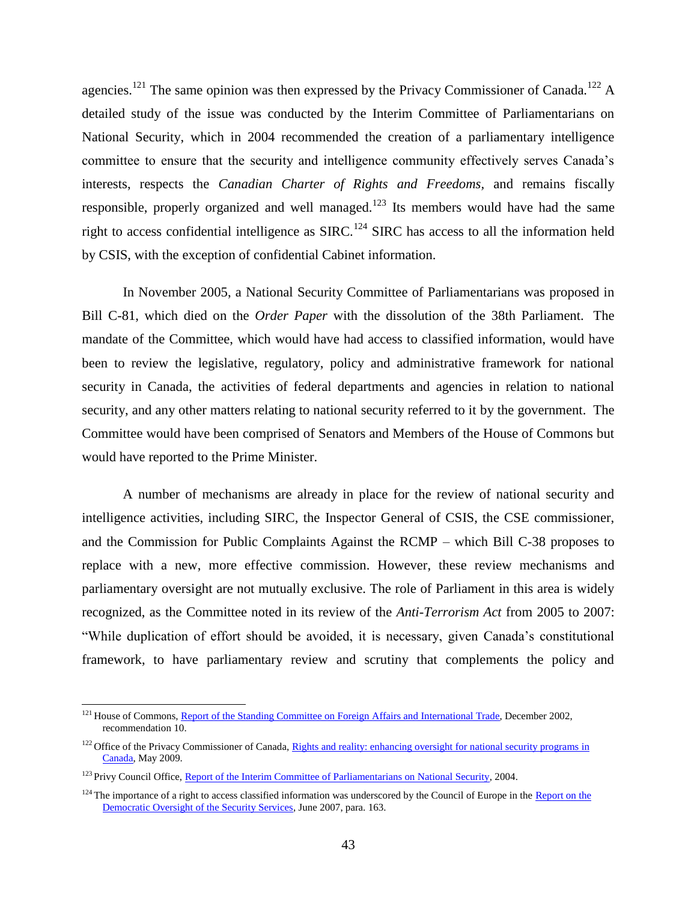agencies.[121] The same opinion was then expressed by the Privacy Commissioner of Canada.[122] A detailed study of the issue was conducted by the Interim Committee of Parliamentarians on National Security, which in 2004 recommended the creation of a parliamentary intelligence committee to ensure that the security and intelligence community effectively serves Canada's interests, respects the *Canadian Charter of Rights and Freedoms,* and remains fiscally responsible, properly organized and well managed.[123] Its members would have had the same right to access confidential intelligence as SIRC.[124] SIRC has access to all the information held by CSIS, with the exception of confidential Cabinet information.

In November 2005, a National Security Committee of Parliamentarians was proposed in Bill C-81, which died on the *Order Paper* with the dissolution of the 38th Parliament. The mandate of the Committee, which would have had access to classified information, would have been to review the legislative, regulatory, policy and administrative framework for national security in Canada, the activities of federal departments and agencies in relation to national security, and any other matters relating to national security referred to it by the government. The Committee would have been comprised of Senators and Members of the House of Commons but would have reported to the Prime Minister.

A number of mechanisms are already in place for the review of national security and intelligence activities, including SIRC, the Inspector General of CSIS, the CSE commissioner, and the Commission for Public Complaints Against the RCMP – which Bill C-38 proposes to replace with a new, more effective commission. However, these review mechanisms and parliamentary oversight are not mutually exclusive. The role of Parliament in this area is widely recognized, as the Committee noted in its review of the *Anti-Terrorism Act* from 2005 to 2007: "While duplication of effort should be avoided, it is necessary, given Canada's constitutional framework, to have parliamentary review and scrutiny that complements the policy and

---

[121] House of Commons, Report of the Standing Committee on Foreign Affairs and International Trade, December 2002, recommendation 10.

[122] Office of the Privacy Commissioner of Canada, Rights and reality: enhancing oversight for national security programs in Canada, May 2009.

[123] Privy Council Office, Report of the Interim Committee of Parliamentarians on National Security, 2004.

[124] The importance of a right to access classified information was underscored by the Council of Europe in the Report on the Democratic Oversight of the Security Services, June 2007, para. 163.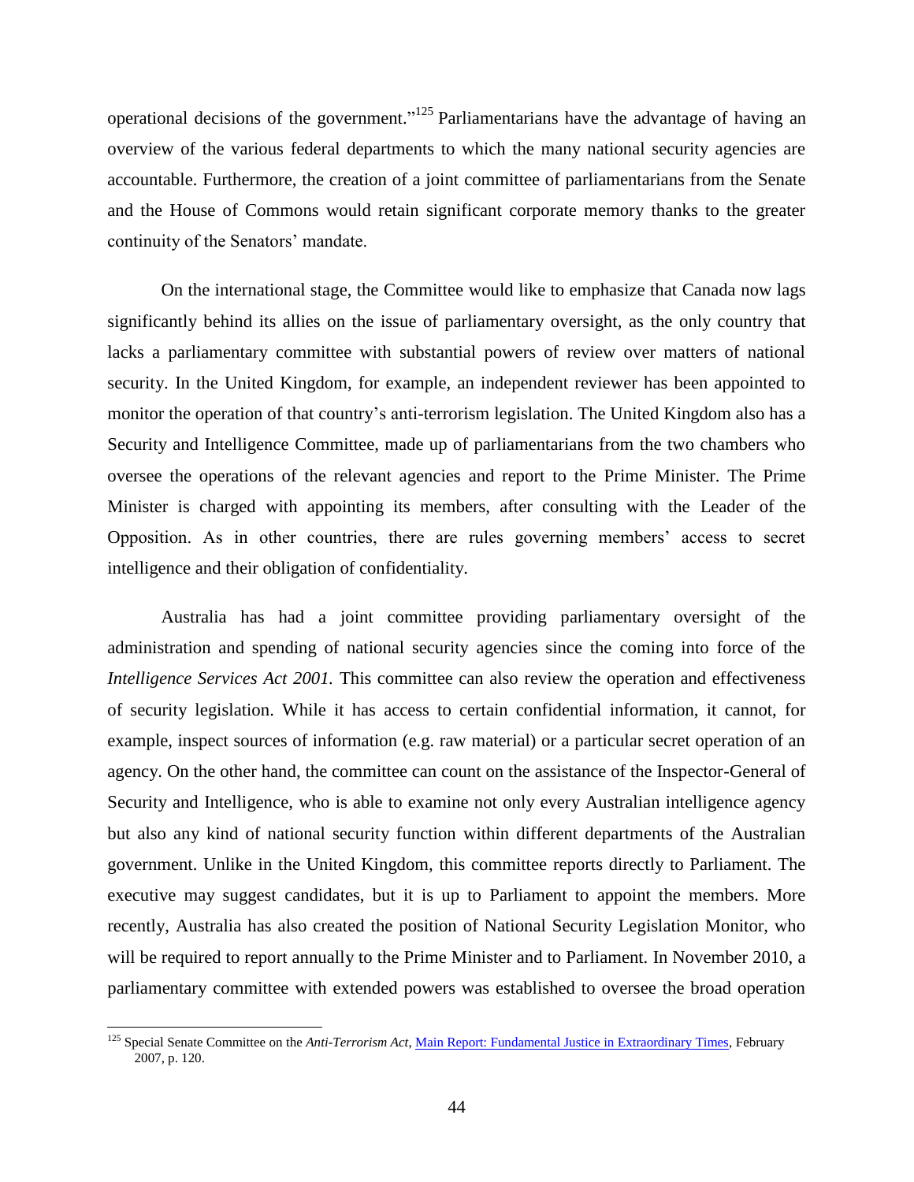operational decisions of the government."[125] Parliamentarians have the advantage of having an overview of the various federal departments to which the many national security agencies are accountable. Furthermore, the creation of a joint committee of parliamentarians from the Senate and the House of Commons would retain significant corporate memory thanks to the greater continuity of the Senators' mandate.

On the international stage, the Committee would like to emphasize that Canada now lags significantly behind its allies on the issue of parliamentary oversight, as the only country that lacks a parliamentary committee with substantial powers of review over matters of national security. In the United Kingdom, for example, an independent reviewer has been appointed to monitor the operation of that country's anti-terrorism legislation. The United Kingdom also has a Security and Intelligence Committee, made up of parliamentarians from the two chambers who oversee the operations of the relevant agencies and report to the Prime Minister. The Prime Minister is charged with appointing its members, after consulting with the Leader of the Opposition. As in other countries, there are rules governing members' access to secret intelligence and their obligation of confidentiality.

Australia has had a joint committee providing parliamentary oversight of the administration and spending of national security agencies since the coming into force of the *Intelligence Services Act 2001.* This committee can also review the operation and effectiveness of security legislation. While it has access to certain confidential information, it cannot, for example, inspect sources of information (e.g. raw material) or a particular secret operation of an agency. On the other hand, the committee can count on the assistance of the Inspector-General of Security and Intelligence, who is able to examine not only every Australian intelligence agency but also any kind of national security function within different departments of the Australian government. Unlike in the United Kingdom, this committee reports directly to Parliament. The executive may suggest candidates, but it is up to Parliament to appoint the members. More recently, Australia has also created the position of National Security Legislation Monitor, who will be required to report annually to the Prime Minister and to Parliament. In November 2010, a parliamentary committee with extended powers was established to oversee the broad operation

---

[125] Special Senate Committee on the *Anti-Terrorism Act*, Main Report: Fundamental Justice in Extraordinary Times, February 2007, p. 120.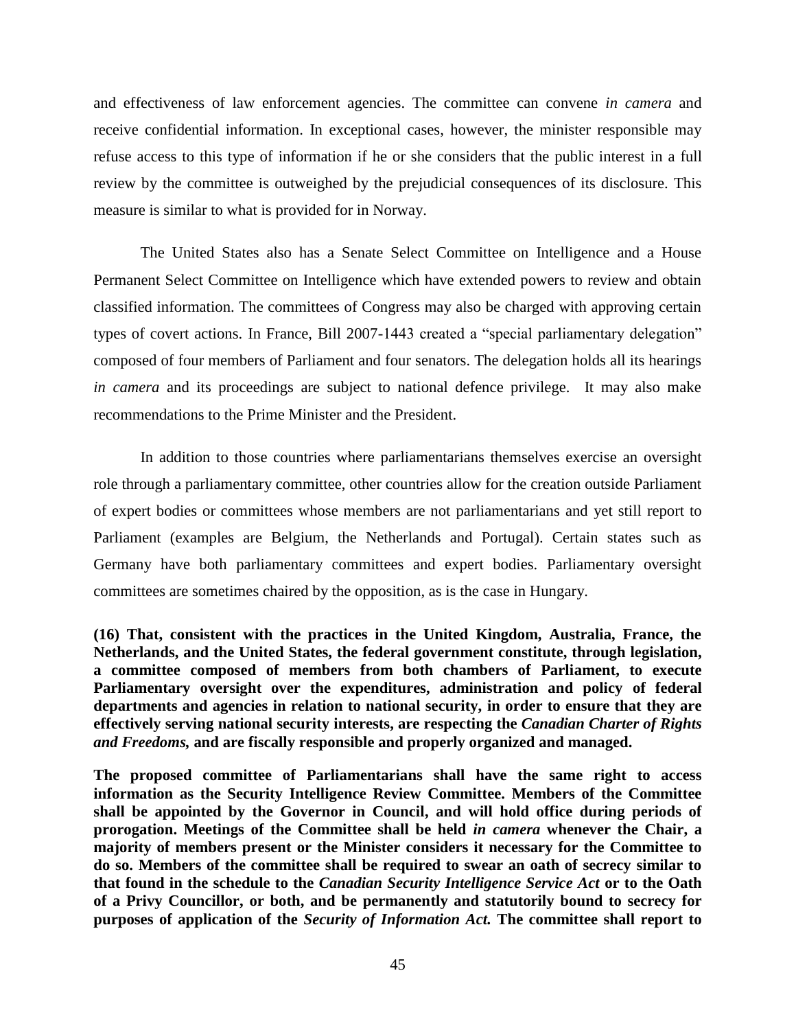and effectiveness of law enforcement agencies. The committee can convene *in camera* and receive confidential information. In exceptional cases, however, the minister responsible may refuse access to this type of information if he or she considers that the public interest in a full review by the committee is outweighed by the prejudicial consequences of its disclosure. This measure is similar to what is provided for in Norway.

The United States also has a Senate Select Committee on Intelligence and a House Permanent Select Committee on Intelligence which have extended powers to review and obtain classified information. The committees of Congress may also be charged with approving certain types of covert actions. In France, Bill 2007-1443 created a "special parliamentary delegation" composed of four members of Parliament and four senators. The delegation holds all its hearings *in camera* and its proceedings are subject to national defence privilege. It may also make recommendations to the Prime Minister and the President.

In addition to those countries where parliamentarians themselves exercise an oversight role through a parliamentary committee, other countries allow for the creation outside Parliament of expert bodies or committees whose members are not parliamentarians and yet still report to Parliament (examples are Belgium, the Netherlands and Portugal). Certain states such as Germany have both parliamentary committees and expert bodies. Parliamentary oversight committees are sometimes chaired by the opposition, as is the case in Hungary.

**(16) That, consistent with the practices in the United Kingdom, Australia, France, the Netherlands, and the United States, the federal government constitute, through legislation, a committee composed of members from both chambers of Parliament, to execute Parliamentary oversight over the expenditures, administration and policy of federal departments and agencies in relation to national security, in order to ensure that they are effectively serving national security interests, are respecting the *Canadian Charter of Rights and Freedoms,* and are fiscally responsible and properly organized and managed.**

**The proposed committee of Parliamentarians shall have the same right to access information as the Security Intelligence Review Committee. Members of the Committee shall be appointed by the Governor in Council, and will hold office during periods of prorogation. Meetings of the Committee shall be held *in camera* whenever the Chair, a majority of members present or the Minister considers it necessary for the Committee to do so. Members of the committee shall be required to swear an oath of secrecy similar to that found in the schedule to the *Canadian Security Intelligence Service Act* or to the Oath of a Privy Councillor, or both, and be permanently and statutorily bound to secrecy for purposes of application of the *Security of Information Act.* The committee shall report to**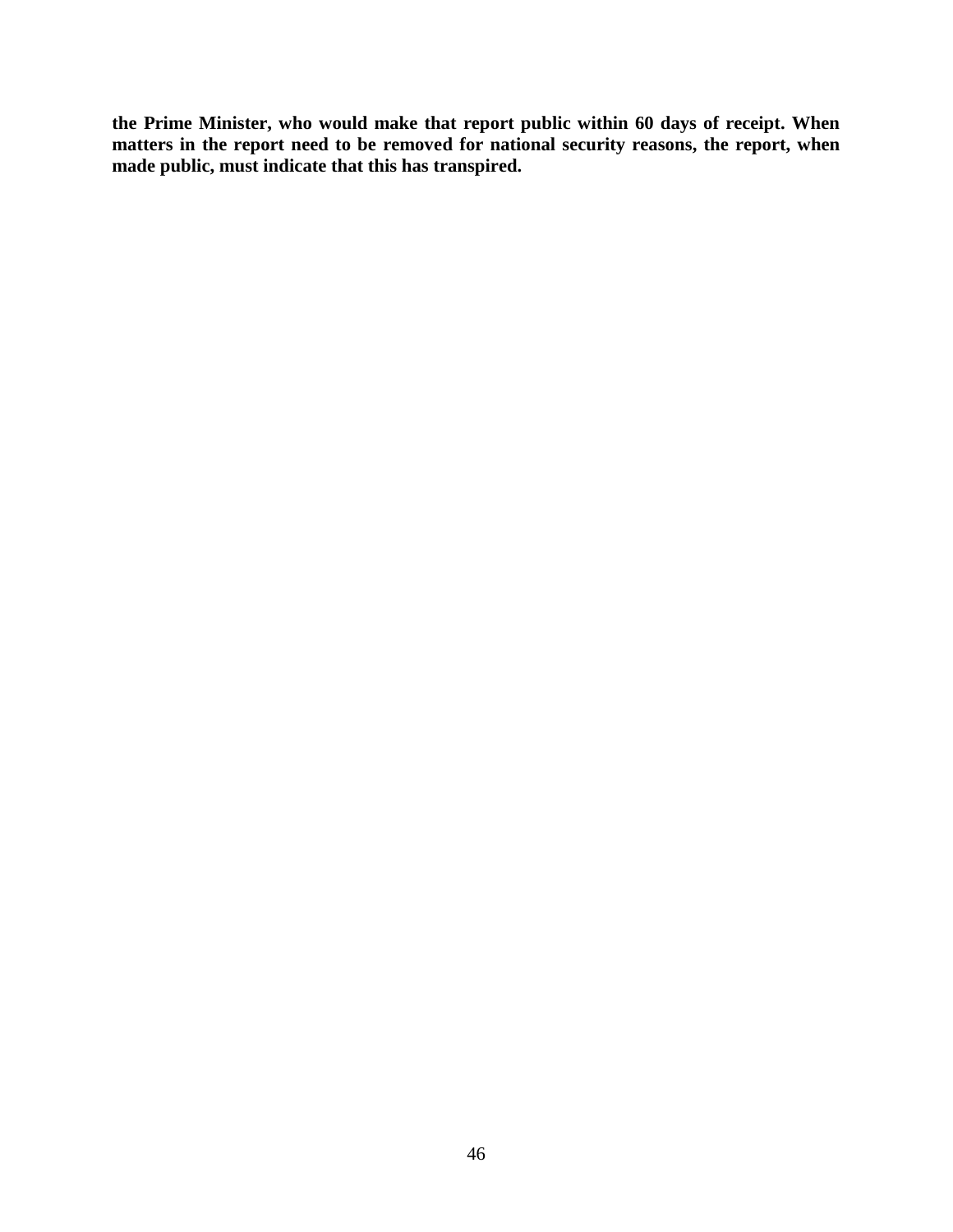**the Prime Minister, who would make that report public within 60 days of receipt. When matters in the report need to be removed for national security reasons, the report, when made public, must indicate that this has transpired.**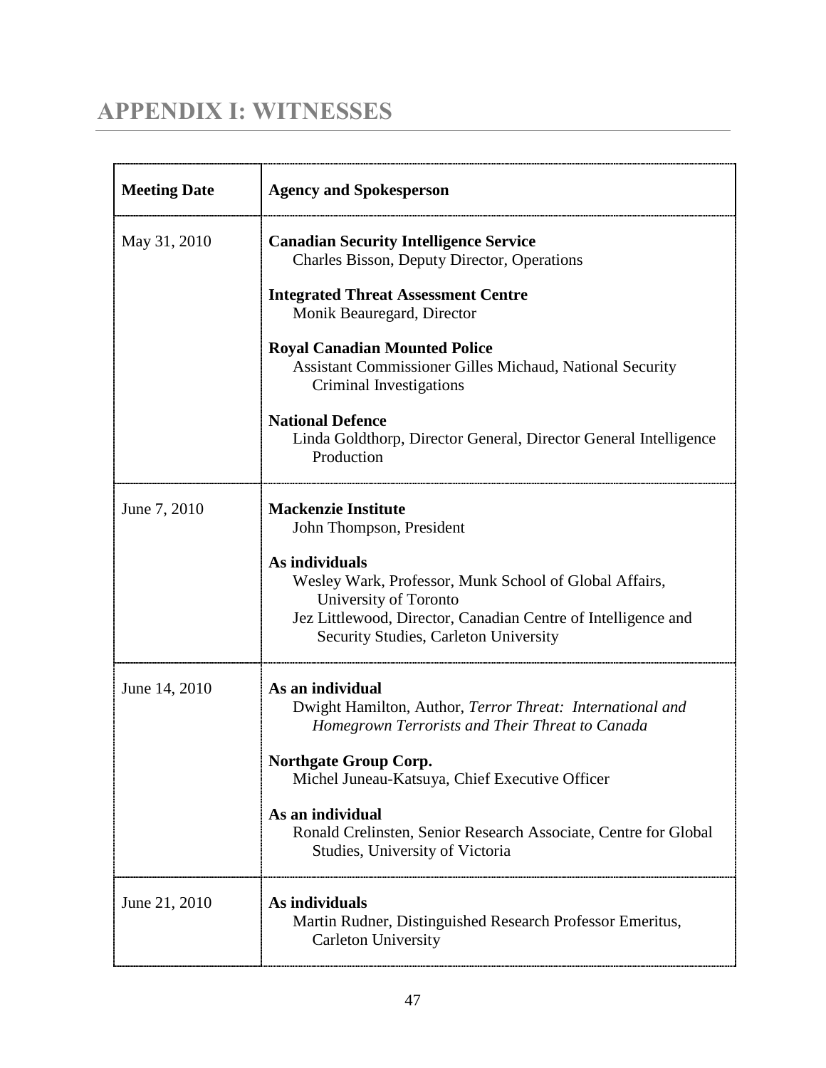# APPENDIX I: WITNESSES

| Meeting Date | Agency and Spokesperson |
| --- | --- |
| May 31, 2010 | **Canadian Security Intelligence Service**<br>Charles Bisson, Deputy Director, Operations<br><br>**Integrated Threat Assessment Centre**<br>Monik Beauregard, Director<br><br>**Royal Canadian Mounted Police**<br>Assistant Commissioner Gilles Michaud, National Security Criminal Investigations<br><br>**National Defence**<br>Linda Goldthorp, Director General, Director General Intelligence Production |
| June 7, 2010 | **Mackenzie Institute**<br>John Thompson, President<br><br>**As individuals**<br>Wesley Wark, Professor, Munk School of Global Affairs, University of Toronto<br>Jez Littlewood, Director, Canadian Centre of Intelligence and Security Studies, Carleton University |
| June 14, 2010 | **As an individual**<br>Dwight Hamilton, Author, *Terror Threat: International and Homegrown Terrorists and Their Threat to Canada*<br><br>**Northgate Group Corp.**<br>Michel Juneau-Katsuya, Chief Executive Officer<br><br>**As an individual**<br>Ronald Crelinsten, Senior Research Associate, Centre for Global Studies, University of Victoria |
| June 21, 2010 | **As individuals**<br>Martin Rudner, Distinguished Research Professor Emeritus, Carleton University |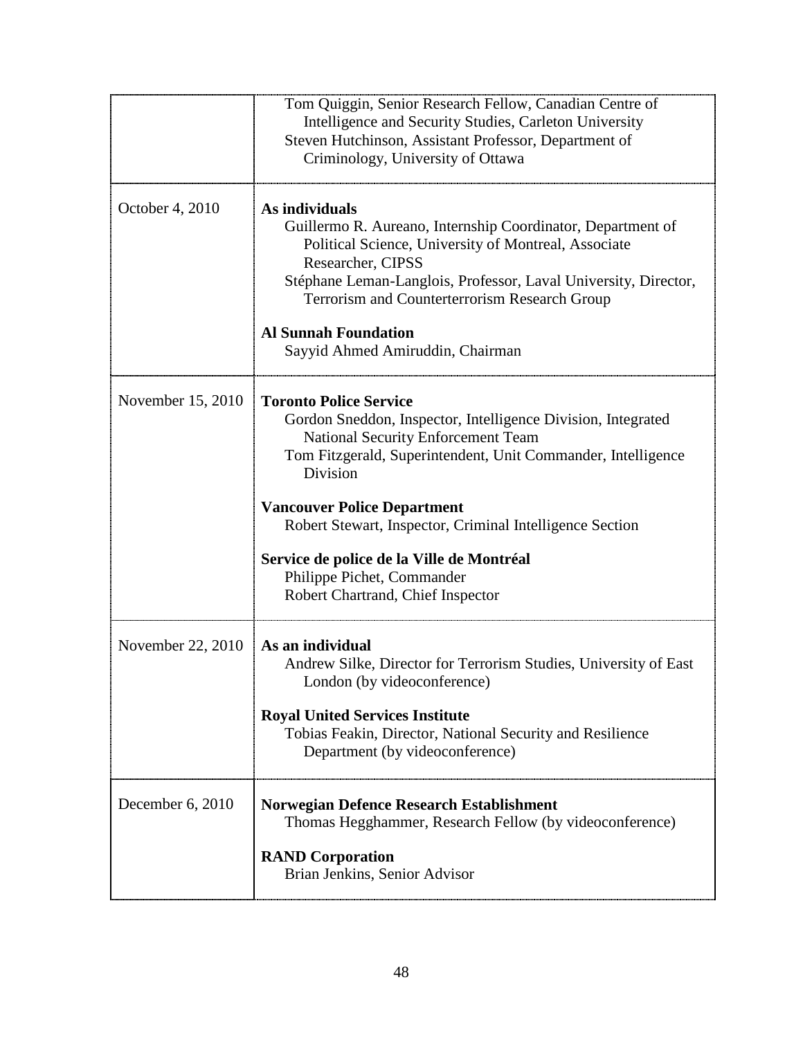| | |
|---|---|
| | Tom Quiggin, Senior Research Fellow, Canadian Centre of Intelligence and Security Studies, Carleton University<br>Steven Hutchinson, Assistant Professor, Department of Criminology, University of Ottawa |
| October 4, 2010 | **As individuals**<br>Guillermo R. Aureano, Internship Coordinator, Department of Political Science, University of Montreal, Associate Researcher, CIPSS<br>Stéphane Leman-Langlois, Professor, Laval University, Director, Terrorism and Counterterrorism Research Group<br><br>**Al Sunnah Foundation**<br>Sayyid Ahmed Amiruddin, Chairman |
| November 15, 2010 | **Toronto Police Service**<br>Gordon Sneddon, Inspector, Intelligence Division, Integrated National Security Enforcement Team<br>Tom Fitzgerald, Superintendent, Unit Commander, Intelligence Division<br><br>**Vancouver Police Department**<br>Robert Stewart, Inspector, Criminal Intelligence Section<br><br>**Service de police de la Ville de Montréal**<br>Philippe Pichet, Commander<br>Robert Chartrand, Chief Inspector |
| November 22, 2010 | **As an individual**<br>Andrew Silke, Director for Terrorism Studies, University of East London (by videoconference)<br><br>**Royal United Services Institute**<br>Tobias Feakin, Director, National Security and Resilience Department (by videoconference) |
| December 6, 2010 | **Norwegian Defence Research Establishment**<br>Thomas Hegghammer, Research Fellow (by videoconference)<br><br>**RAND Corporation**<br>Brian Jenkins, Senior Advisor |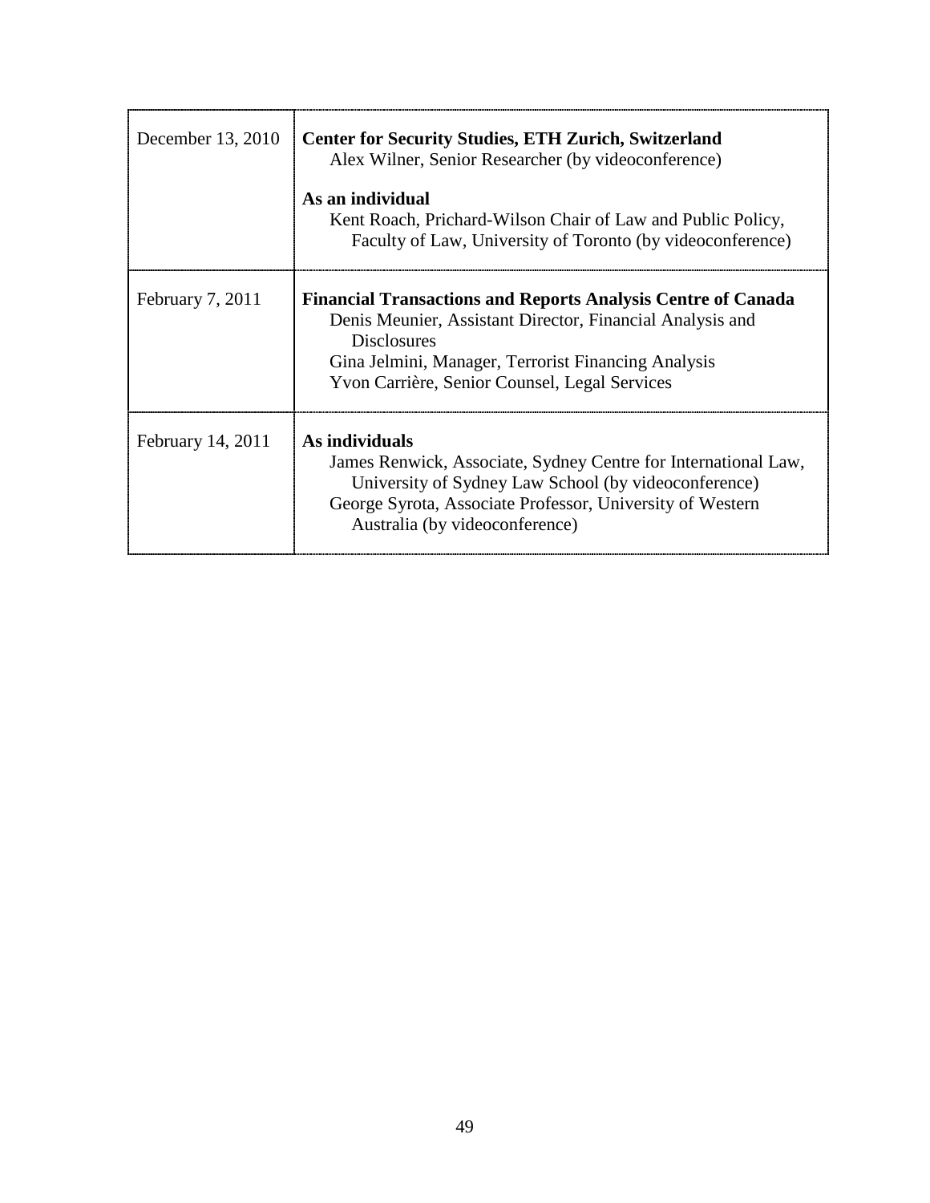| | |
|---|---|
| December 13, 2010 | **Center for Security Studies, ETH Zurich, Switzerland**<br>Alex Wilner, Senior Researcher (by videoconference)<br><br>**As an individual**<br>Kent Roach, Prichard-Wilson Chair of Law and Public Policy, Faculty of Law, University of Toronto (by videoconference) |
| February 7, 2011 | **Financial Transactions and Reports Analysis Centre of Canada**<br>Denis Meunier, Assistant Director, Financial Analysis and Disclosures<br>Gina Jelmini, Manager, Terrorist Financing Analysis<br>Yvon Carrière, Senior Counsel, Legal Services |
| February 14, 2011 | **As individuals**<br>James Renwick, Associate, Sydney Centre for International Law, University of Sydney Law School (by videoconference)<br>George Syrota, Associate Professor, University of Western Australia (by videoconference) |